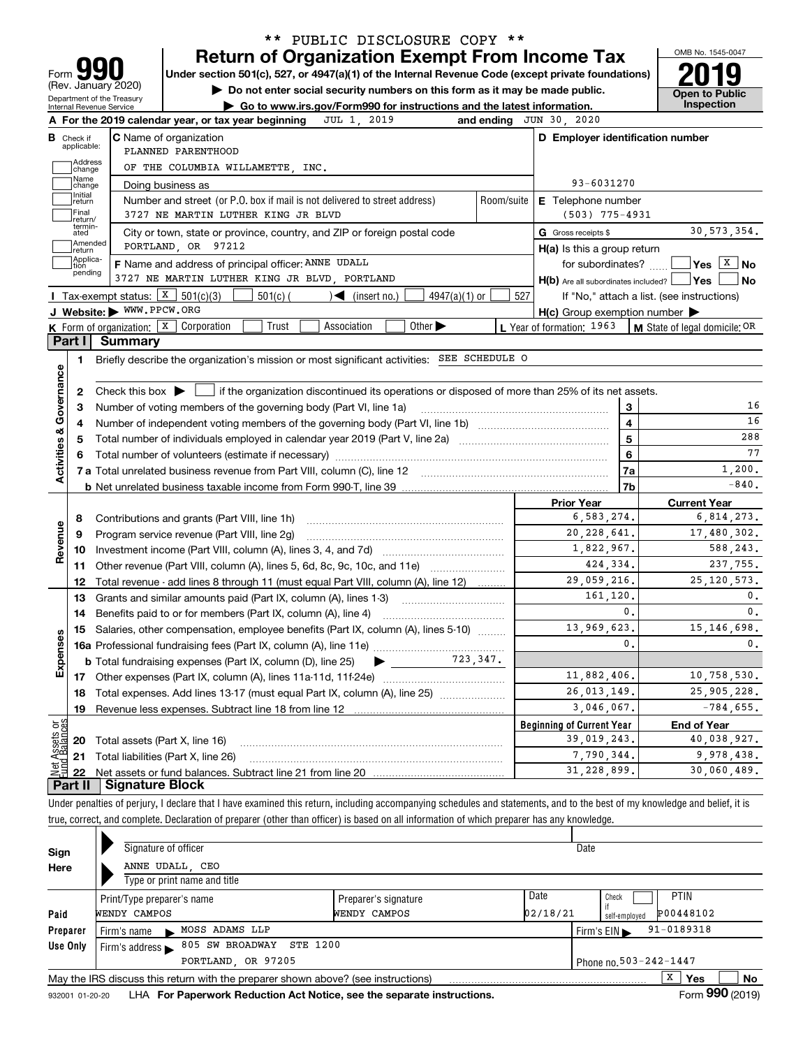\*\* PUBLIC DISCLOSURE COPY \*\*

# Form 990 — Return of Organization Exempt From Income Tax

(Rev. January 2020)
Department of the Treasury
Internal Revenue Service

Under section 501(c), 527, or 4947(a)(1) of the Internal Revenue Code (except private foundations)

▶ Do not enter social security numbers on this form as it may be made public.

▶ Go to www.irs.gov/Form990 for instructions and the latest information.

OMB No. 1545-0047

**2019**

**Open to Public Inspection**

**A** For the 2019 calendar year, or tax year beginning JUL 1, 2019 and ending JUN 30, 2020

**B** Check if applicable:
- Address change
- Name change
- Initial return
- Final return/terminated
- Amended return
- Application pending

**C** Name of organization
PLANNED PARENTHOOD
OF THE COLUMBIA WILLAMETTE, INC.

Doing business as

Number and street (or P.O. box if mail is not delivered to street address) / Room/suite
3727 NE MARTIN LUTHER KING JR BLVD

City or town, state or province, country, and ZIP or foreign postal code
PORTLAND, OR 97212

**D** Employer identification number
93-6031270

**E** Telephone number
(503) 775-4931

**G** Gross receipts $ 30,573,354.

**F** Name and address of principal officer: ANNE UDALL
3727 NE MARTIN LUTHER KING JR BLVD, PORTLAND

**H(a)** Is this a group return for subordinates? ☐ Yes ☒ No

**H(b)** Are all subordinates included? ☐ Yes ☐ No
If "No," attach a list. (see instructions)

**H(c)** Group exemption number ▶

**I** Tax-exempt status: ☒ 501(c)(3) ☐ 501(c) ( ) ◀ (insert no.) ☐ 4947(a)(1) or ☐ 527

**J** Website: ▶ WWW.PPCW.ORG

**K** Form of organization: ☒ Corporation ☐ Trust ☐ Association ☐ Other ▶

**L** Year of formation: 1963

**M** State of legal domicile: OR

## Part I Summary

### Activities & Governance

1. Briefly describe the organization's mission or most significant activities: SEE SCHEDULE O
2. Check this box ▶ ☐ if the organization discontinued its operations or disposed of more than 25% of its net assets.

| | | | |
|---|---|---|---|
| 3 | Number of voting members of the governing body (Part VI, line 1a) | 3 | 16 |
| 4 | Number of independent voting members of the governing body (Part VI, line 1b) | 4 | 16 |
| 5 | Total number of individuals employed in calendar year 2019 (Part V, line 2a) | 5 | 288 |
| 6 | Total number of volunteers (estimate if necessary) | 6 | 77 |
| 7a | Total unrelated business revenue from Part VIII, column (C), line 12 | 7a | 1,200. |
| b | Net unrelated business taxable income from Form 990-T, line 39 | 7b | -840. |

### Revenue

| | | Prior Year | Current Year |
|---|---|---|---|
| 8 | Contributions and grants (Part VIII, line 1h) | 6,583,274. | 6,814,273. |
| 9 | Program service revenue (Part VIII, line 2g) | 20,228,641. | 17,480,302. |
| 10 | Investment income (Part VIII, column (A), lines 3, 4, and 7d) | 1,822,967. | 588,243. |
| 11 | Other revenue (Part VIII, column (A), lines 5, 6d, 8c, 9c, 10c, and 11e) | 424,334. | 237,755. |
| 12 | Total revenue - add lines 8 through 11 (must equal Part VIII, column (A), line 12) | 29,059,216. | 25,120,573. |

### Expenses

| | | Prior Year | Current Year |
|---|---|---|---|
| 13 | Grants and similar amounts paid (Part IX, column (A), lines 1-3) | 161,120. | 0. |
| 14 | Benefits paid to or for members (Part IX, column (A), line 4) | 0. | 0. |
| 15 | Salaries, other compensation, employee benefits (Part IX, column (A), lines 5-10) | 13,969,623. | 15,146,698. |
| 16a | Professional fundraising fees (Part IX, column (A), line 11e) | 0. | 0. |
| b | Total fundraising expenses (Part IX, column (D), line 25) ▶ 723,347. | | |
| 17 | Other expenses (Part IX, column (A), lines 11a-11d, 11f-24e) | 11,882,406. | 10,758,530. |
| 18 | Total expenses. Add lines 13-17 (must equal Part IX, column (A), line 25) | 26,013,149. | 25,905,228. |
| 19 | Revenue less expenses. Subtract line 18 from line 12 | 3,046,067. | -784,655. |

### Net Assets or Fund Balances

| | | Beginning of Current Year | End of Year |
|---|---|---|---|
| 20 | Total assets (Part X, line 16) | 39,019,243. | 40,038,927. |
| 21 | Total liabilities (Part X, line 26) | 7,790,344. | 9,978,438. |
| 22 | Net assets or fund balances. Subtract line 21 from line 20 | 31,228,899. | 30,060,489. |

## Part II Signature Block

Under penalties of perjury, I declare that I have examined this return, including accompanying schedules and statements, and to the best of my knowledge and belief, it is true, correct, and complete. Declaration of preparer (other than officer) is based on all information of which preparer has any knowledge.

**Sign Here**

Signature of officer — Date

ANNE UDALL, CEO
Type or print name and title

**Paid Preparer Use Only**

| Print/Type preparer's name | Preparer's signature | Date | Check ☐ if self-employed | PTIN |
|---|---|---|---|---|
| WENDY CAMPOS | WENDY CAMPOS | 02/18/21 | | P00448102 |

Firm's name ▶ MOSS ADAMS LLP — Firm's EIN ▶ 91-0189318

Firm's address ▶ 805 SW BROADWAY STE 1200, PORTLAND, OR 97205 — Phone no. 503-242-1447

May the IRS discuss this return with the preparer shown above? (see instructions) ☒ Yes ☐ No

932001 01-20-20 LHA For Paperwork Reduction Act Notice, see the separate instructions. Form **990** (2019)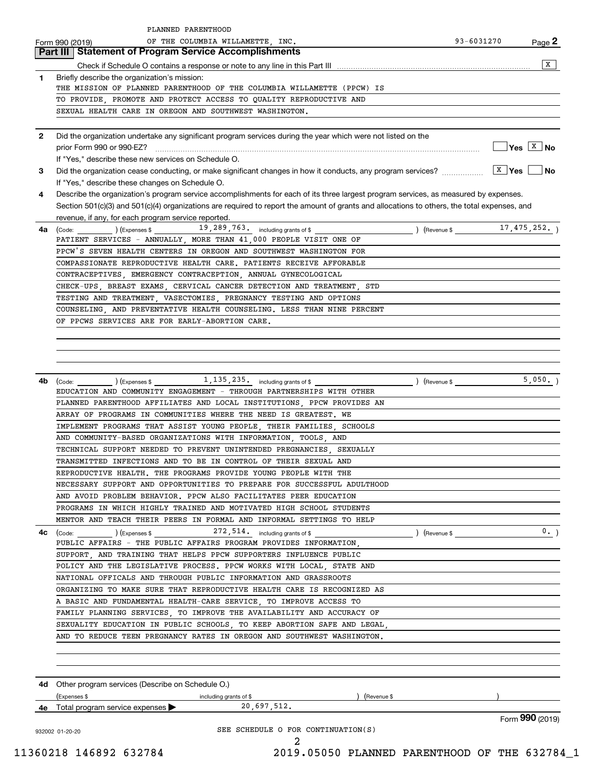PLANNED PARENTHOOD

Form 990 (2019) OF THE COLUMBIA WILLAMETTE, INC. 93-6031270 Page **2**

## Part III Statement of Program Service Accomplishments

Check if Schedule O contains a response or note to any line in this Part III ..... [X]

**1** Briefly describe the organization's mission:

THE MISSION OF PLANNED PARENTHOOD OF THE COLUMBIA WILLAMETTE (PPCW) IS TO PROVIDE, PROMOTE AND PROTECT ACCESS TO QUALITY REPRODUCTIVE AND SEXUAL HEALTH CARE IN OREGON AND SOUTHWEST WASHINGTON.

**2** Did the organization undertake any significant program services during the year which were not listed on the prior Form 990 or 990-EZ? ..... [ ] Yes [X] No

If "Yes," describe these new services on Schedule O.

**3** Did the organization cease conducting, or make significant changes in how it conducts, any program services? ..... [X] Yes [ ] No

If "Yes," describe these changes on Schedule O.

**4** Describe the organization's program service accomplishments for each of its three largest program services, as measured by expenses. Section 501(c)(3) and 501(c)(4) organizations are required to report the amount of grants and allocations to others, the total expenses, and revenue, if any, for each program service reported.

**4a** (Code: ) (Expenses $ 19,289,763. including grants of $ ) (Revenue $ 17,475,252. )

PATIENT SERVICES - ANNUALLY, MORE THAN 41,000 PEOPLE VISIT ONE OF PPCW'S SEVEN HEALTH CENTERS IN OREGON AND SOUTHWEST WASHINGTON FOR COMPASSIONATE REPRODUCTIVE HEALTH CARE. PATIENTS RECEIVE AFFORABLE CONTRACEPTIVES, EMERGENCY CONTRACEPTION, ANNUAL GYNECOLOGICAL CHECK-UPS, BREAST EXAMS, CERVICAL CANCER DETECTION AND TREATMENT, STD TESTING AND TREATMENT, VASECTOMIES, PREGNANCY TESTING AND OPTIONS COUNSELING, AND PREVENTATIVE HEALTH COUNSELING. LESS THAN NINE PERCENT OF PPCWS SERVICES ARE FOR EARLY-ABORTION CARE.

**4b** (Code: ) (Expenses $ 1,135,235. including grants of $ ) (Revenue $ 5,050. )

EDUCATION AND COMMUNITY ENGAGEMENT - THROUGH PARTNERSHIPS WITH OTHER PLANNED PARENTHOOD AFFILIATES AND LOCAL INSTITUTIONS, PPCW PROVIDES AN ARRAY OF PROGRAMS IN COMMUNITIES WHERE THE NEED IS GREATEST. WE IMPLEMENT PROGRAMS THAT ASSIST YOUNG PEOPLE, THEIR FAMILIES, SCHOOLS AND COMMUNITY-BASED ORGANIZATIONS WITH INFORMATION, TOOLS, AND TECHNICAL SUPPORT NEEDED TO PREVENT UNINTENDED PREGNANCIES, SEXUALLY TRANSMITTED INFECTIONS AND TO BE IN CONTROL OF THEIR SEXUAL AND REPRODUCTIVE HEALTH. THE PROGRAMS PROVIDE YOUNG PEOPLE WITH THE NECESSARY SUPPORT AND OPPORTUNITIES TO PREPARE FOR SUCCESSFUL ADULTHOOD AND AVOID PROBLEM BEHAVIOR. PPCW ALSO FACILITATES PEER EDUCATION PROGRAMS IN WHICH HIGHLY TRAINED AND MOTIVATED HIGH SCHOOL STUDENTS MENTOR AND TEACH THEIR PEERS IN FORMAL AND INFORMAL SETTINGS TO HELP

**4c** (Code: ) (Expenses $ 272,514. including grants of $ ) (Revenue $ 0. )

PUBLIC AFFAIRS - THE PUBLIC AFFAIRS PROGRAM PROVIDES INFORMATION, SUPPORT, AND TRAINING THAT HELPS PPCW SUPPORTERS INFLUENCE PUBLIC POLICY AND THE LEGISLATIVE PROCESS. PPCW WORKS WITH LOCAL, STATE AND NATIONAL OFFICALS AND THROUGH PUBLIC INFORMATION AND GRASSROOTS ORGANIZING TO MAKE SURE THAT REPRODUCTIVE HEALTH CARE IS RECOGNIZED AS A BASIC AND FUNDAMENTAL HEALTH-CARE SERVICE, TO IMPROVE ACCESS TO FAMILY PLANNING SERVICES, TO IMPROVE THE AVAILABILITY AND ACCURACY OF SEXUALITY EDUCATION IN PUBLIC SCHOOLS, TO KEEP ABORTION SAFE AND LEGAL, AND TO REDUCE TEEN PREGNANCY RATES IN OREGON AND SOUTHWEST WASHINGTON.

**4d** Other program services (Describe on Schedule O.)

(Expenses $ including grants of $ ) (Revenue $ )

**4e** Total program service expenses ▶ 20,697,512.

Form **990** (2019)

932002 01-20-20

SEE SCHEDULE O FOR CONTINUATION(S)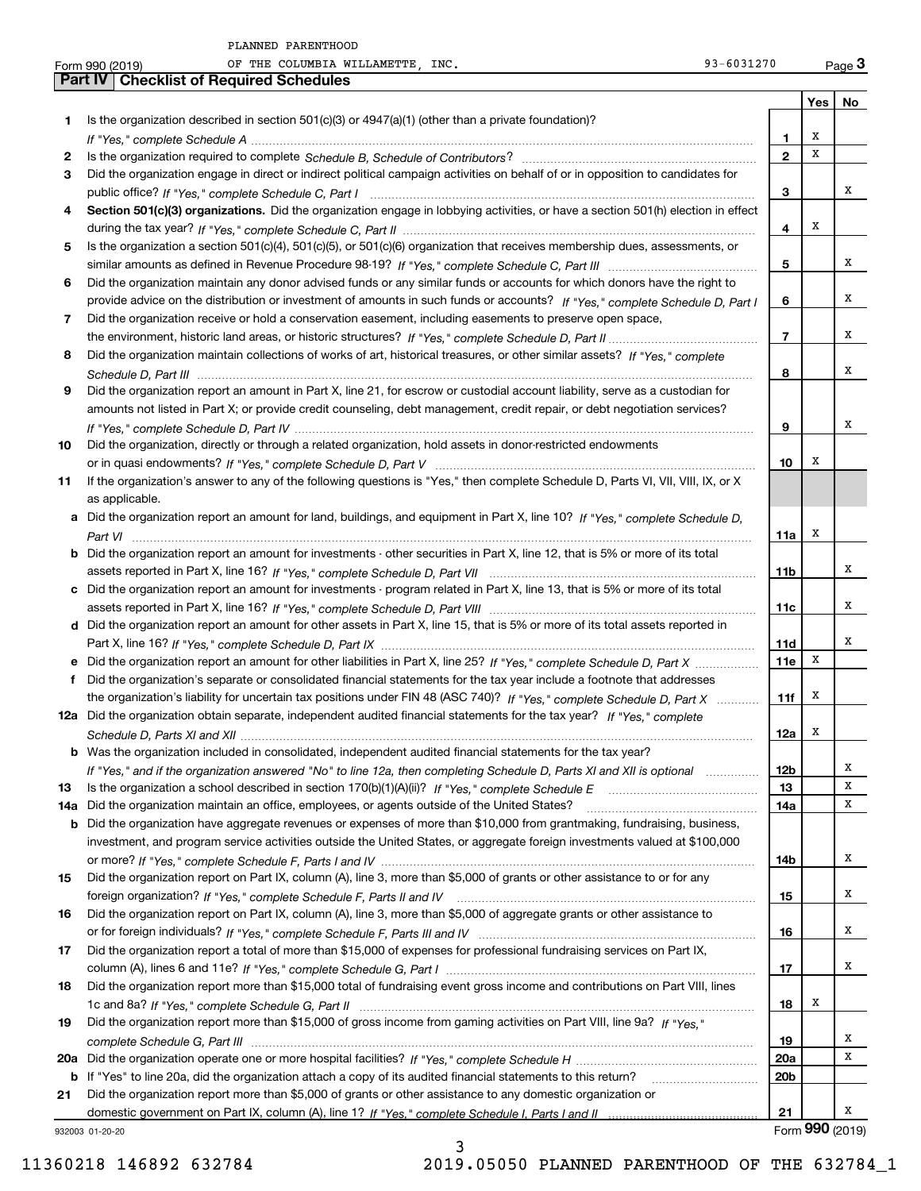PLANNED PARENTHOOD

Form 990 (2019) OF THE COLUMBIA WILLAMETTE, INC. 93-6031270 Page **3**

## Part IV Checklist of Required Schedules

| | | | Yes | No |
|---|---|---|---|---|
| **1** | Is the organization described in section 501(c)(3) or 4947(a)(1) (other than a private foundation)? *If "Yes," complete Schedule A* | **1** | X | |
| **2** | Is the organization required to complete *Schedule B, Schedule of Contributors*? | **2** | X | |
| **3** | Did the organization engage in direct or indirect political campaign activities on behalf of or in opposition to candidates for public office? *If "Yes," complete Schedule C, Part I* | **3** | | X |
| **4** | **Section 501(c)(3) organizations.** Did the organization engage in lobbying activities, or have a section 501(h) election in effect during the tax year? *If "Yes," complete Schedule C, Part II* | **4** | X | |
| **5** | Is the organization a section 501(c)(4), 501(c)(5), or 501(c)(6) organization that receives membership dues, assessments, or similar amounts as defined in Revenue Procedure 98-19? *If "Yes," complete Schedule C, Part III* | **5** | | X |
| **6** | Did the organization maintain any donor advised funds or any similar funds or accounts for which donors have the right to provide advice on the distribution or investment of amounts in such funds or accounts? *If "Yes," complete Schedule D, Part I* | **6** | | X |
| **7** | Did the organization receive or hold a conservation easement, including easements to preserve open space, the environment, historic land areas, or historic structures? *If "Yes," complete Schedule D, Part II* | **7** | | X |
| **8** | Did the organization maintain collections of works of art, historical treasures, or other similar assets? *If "Yes," complete Schedule D, Part III* | **8** | | X |
| **9** | Did the organization report an amount in Part X, line 21, for escrow or custodial account liability, serve as a custodian for amounts not listed in Part X; or provide credit counseling, debt management, credit repair, or debt negotiation services? *If "Yes," complete Schedule D, Part IV* | **9** | | X |
| **10** | Did the organization, directly or through a related organization, hold assets in donor-restricted endowments or in quasi endowments? *If "Yes," complete Schedule D, Part V* | **10** | X | |
| **11** | If the organization's answer to any of the following questions is "Yes," then complete Schedule D, Parts VI, VII, VIII, IX, or X as applicable. | | | |
| **a** | Did the organization report an amount for land, buildings, and equipment in Part X, line 10? *If "Yes," complete Schedule D, Part VI* | **11a** | X | |
| **b** | Did the organization report an amount for investments - other securities in Part X, line 12, that is 5% or more of its total assets reported in Part X, line 16? *If "Yes," complete Schedule D, Part VII* | **11b** | | X |
| **c** | Did the organization report an amount for investments - program related in Part X, line 13, that is 5% or more of its total assets reported in Part X, line 16? *If "Yes," complete Schedule D, Part VIII* | **11c** | | X |
| **d** | Did the organization report an amount for other assets in Part X, line 15, that is 5% or more of its total assets reported in Part X, line 16? *If "Yes," complete Schedule D, Part IX* | **11d** | | X |
| **e** | Did the organization report an amount for other liabilities in Part X, line 25? *If "Yes," complete Schedule D, Part X* | **11e** | X | |
| **f** | Did the organization's separate or consolidated financial statements for the tax year include a footnote that addresses the organization's liability for uncertain tax positions under FIN 48 (ASC 740)? *If "Yes," complete Schedule D, Part X* | **11f** | X | |
| **12a** | Did the organization obtain separate, independent audited financial statements for the tax year? *If "Yes," complete Schedule D, Parts XI and XII* | **12a** | X | |
| **b** | Was the organization included in consolidated, independent audited financial statements for the tax year? *If "Yes," and if the organization answered "No" to line 12a, then completing Schedule D, Parts XI and XII is optional* | **12b** | | X |
| **13** | Is the organization a school described in section 170(b)(1)(A)(ii)? *If "Yes," complete Schedule E* | **13** | | X |
| **14a** | Did the organization maintain an office, employees, or agents outside of the United States? | **14a** | | X |
| **b** | Did the organization have aggregate revenues or expenses of more than $10,000 from grantmaking, fundraising, business, investment, and program service activities outside the United States, or aggregate foreign investments valued at $100,000 or more? *If "Yes," complete Schedule F, Parts I and IV* | **14b** | | X |
| **15** | Did the organization report on Part IX, column (A), line 3, more than $5,000 of grants or other assistance to or for any foreign organization? *If "Yes," complete Schedule F, Parts II and IV* | **15** | | X |
| **16** | Did the organization report on Part IX, column (A), line 3, more than $5,000 of aggregate grants or other assistance to or for foreign individuals? *If "Yes," complete Schedule F, Parts III and IV* | **16** | | X |
| **17** | Did the organization report a total of more than $15,000 of expenses for professional fundraising services on Part IX, column (A), lines 6 and 11e? *If "Yes," complete Schedule G, Part I* | **17** | | X |
| **18** | Did the organization report more than $15,000 total of fundraising event gross income and contributions on Part VIII, lines 1c and 8a? *If "Yes," complete Schedule G, Part II* | **18** | X | |
| **19** | Did the organization report more than $15,000 of gross income from gaming activities on Part VIII, line 9a? *If "Yes," complete Schedule G, Part III* | **19** | | X |
| **20a** | Did the organization operate one or more hospital facilities? *If "Yes," complete Schedule H* | **20a** | | X |
| **b** | If "Yes" to line 20a, did the organization attach a copy of its audited financial statements to this return? | **20b** | | |
| **21** | Did the organization report more than $5,000 of grants or other assistance to any domestic organization or domestic government on Part IX, column (A), line 1? *If "Yes," complete Schedule I, Parts I and II* | **21** | | X |

932003 01-20-20 Form **990** (2019)

11360218 146892 632784 2019.05050 PLANNED PARENTHOOD OF THE 632784_1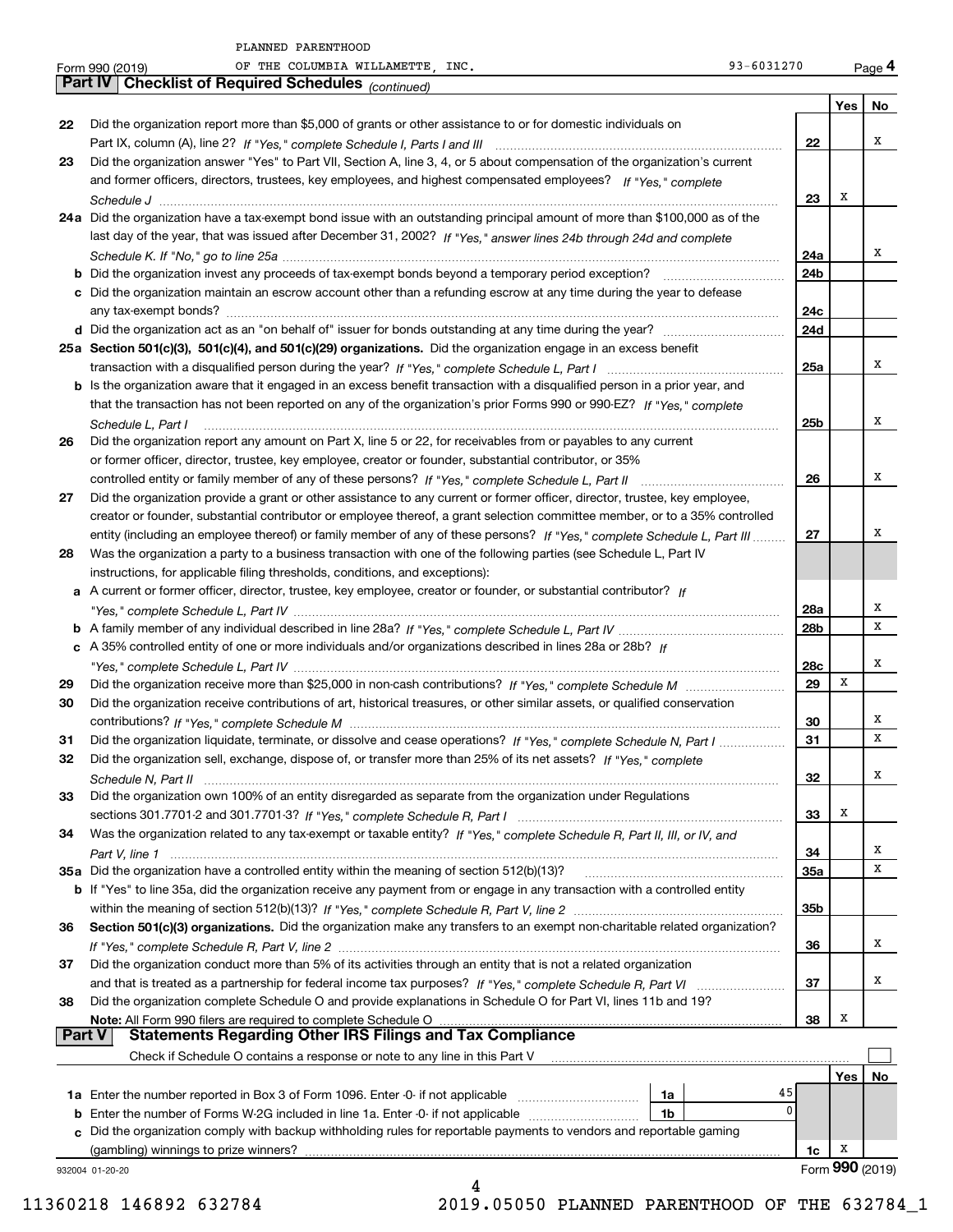PLANNED PARENTHOOD OF THE COLUMBIA WILLAMETTE, INC. 93-6031270

Form 990 (2019) Page 4

## Part IV Checklist of Required Schedules *(continued)*

| | | | Yes | No |
|---|---|---|---|---|
| 22 | Did the organization report more than $5,000 of grants or other assistance to or for domestic individuals on Part IX, column (A), line 2? *If "Yes," complete Schedule I, Parts I and III* | 22 | | X |
| 23 | Did the organization answer "Yes" to Part VII, Section A, line 3, 4, or 5 about compensation of the organization's current and former officers, directors, trustees, key employees, and highest compensated employees? *If "Yes," complete Schedule J* | 23 | X | |
| 24a | Did the organization have a tax-exempt bond issue with an outstanding principal amount of more than $100,000 as of the last day of the year, that was issued after December 31, 2002? *If "Yes," answer lines 24b through 24d and complete Schedule K. If "No," go to line 25a* | 24a | | X |
| b | Did the organization invest any proceeds of tax-exempt bonds beyond a temporary period exception? | 24b | | |
| c | Did the organization maintain an escrow account other than a refunding escrow at any time during the year to defease any tax-exempt bonds? | 24c | | |
| d | Did the organization act as an "on behalf of" issuer for bonds outstanding at any time during the year? | 24d | | |
| 25a | **Section 501(c)(3), 501(c)(4), and 501(c)(29) organizations.** Did the organization engage in an excess benefit transaction with a disqualified person during the year? *If "Yes," complete Schedule L, Part I* | 25a | | X |
| b | Is the organization aware that it engaged in an excess benefit transaction with a disqualified person in a prior year, and that the transaction has not been reported on any of the organization's prior Forms 990 or 990-EZ? *If "Yes," complete Schedule L, Part I* | 25b | | X |
| 26 | Did the organization report any amount on Part X, line 5 or 22, for receivables from or payables to any current or former officer, director, trustee, key employee, creator or founder, substantial contributor, or 35% controlled entity or family member of any of these persons? *If "Yes," complete Schedule L, Part II* | 26 | | X |
| 27 | Did the organization provide a grant or other assistance to any current or former officer, director, trustee, key employee, creator or founder, substantial contributor or employee thereof, a grant selection committee member, or to a 35% controlled entity (including an employee thereof) or family member of any of these persons? *If "Yes," complete Schedule L, Part III* | 27 | | X |
| 28 | Was the organization a party to a business transaction with one of the following parties (see Schedule L, Part IV instructions, for applicable filing thresholds, conditions, and exceptions): | | | |
| a | A current or former officer, director, trustee, key employee, creator or founder, or substantial contributor? *If "Yes," complete Schedule L, Part IV* | 28a | | X |
| b | A family member of any individual described in line 28a? *If "Yes," complete Schedule L, Part IV* | 28b | | X |
| c | A 35% controlled entity of one or more individuals and/or organizations described in lines 28a or 28b? *If "Yes," complete Schedule L, Part IV* | 28c | | X |
| 29 | Did the organization receive more than $25,000 in non-cash contributions? *If "Yes," complete Schedule M* | 29 | X | |
| 30 | Did the organization receive contributions of art, historical treasures, or other similar assets, or qualified conservation contributions? *If "Yes," complete Schedule M* | 30 | | X |
| 31 | Did the organization liquidate, terminate, or dissolve and cease operations? *If "Yes," complete Schedule N, Part I* | 31 | | X |
| 32 | Did the organization sell, exchange, dispose of, or transfer more than 25% of its net assets? *If "Yes," complete Schedule N, Part II* | 32 | | X |
| 33 | Did the organization own 100% of an entity disregarded as separate from the organization under Regulations sections 301.7701-2 and 301.7701-3? *If "Yes," complete Schedule R, Part I* | 33 | X | |
| 34 | Was the organization related to any tax-exempt or taxable entity? *If "Yes," complete Schedule R, Part II, III, or IV, and Part V, line 1* | 34 | | X |
| 35a | Did the organization have a controlled entity within the meaning of section 512(b)(13)? | 35a | | X |
| b | If "Yes" to line 35a, did the organization receive any payment from or engage in any transaction with a controlled entity within the meaning of section 512(b)(13)? *If "Yes," complete Schedule R, Part V, line 2* | 35b | | |
| 36 | **Section 501(c)(3) organizations.** Did the organization make any transfers to an exempt non-charitable related organization? *If "Yes," complete Schedule R, Part V, line 2* | 36 | | X |
| 37 | Did the organization conduct more than 5% of its activities through an entity that is not a related organization and that is treated as a partnership for federal income tax purposes? *If "Yes," complete Schedule R, Part VI* | 37 | | X |
| 38 | Did the organization complete Schedule O and provide explanations in Schedule O for Part VI, lines 11b and 19? **Note:** All Form 990 filers are required to complete Schedule O | 38 | X | |

## Part V Statements Regarding Other IRS Filings and Tax Compliance

Check if Schedule O contains a response or note to any line in this Part V ☐

| | | | | | Yes | No |
|---|---|---|---|---|---|---|
| 1a | Enter the number reported in Box 3 of Form 1096. Enter -0- if not applicable | 1a | 45 | | | |
| b | Enter the number of Forms W-2G included in line 1a. Enter -0- if not applicable | 1b | 0 | | | |
| c | Did the organization comply with backup withholding rules for reportable payments to vendors and reportable gaming (gambling) winnings to prize winners? | | | 1c | X | |

932004 01-20-20 Form **990** (2019)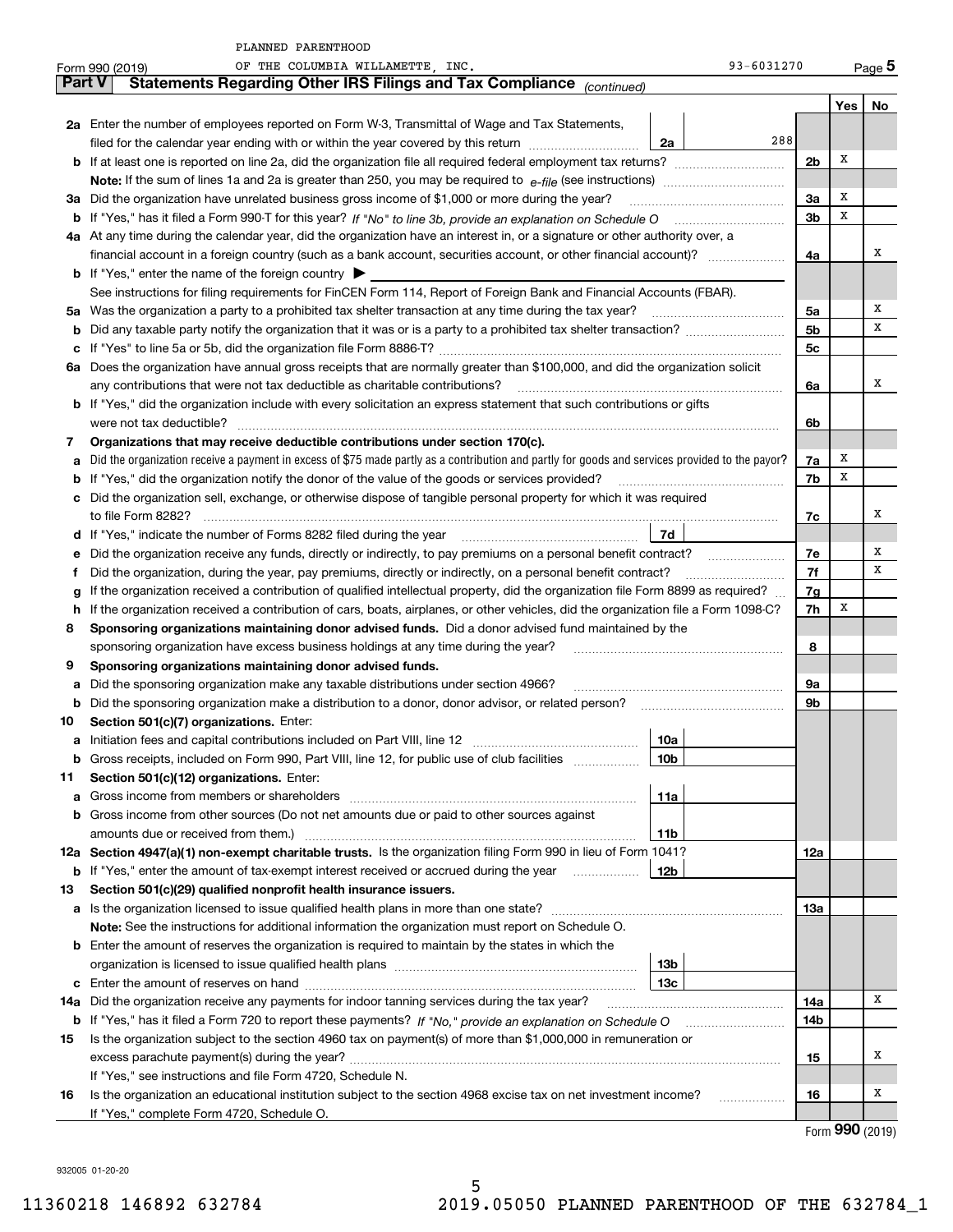PLANNED PARENTHOOD

Form 990 (2019) OF THE COLUMBIA WILLAMETTE, INC. 93-6031270 Page 5

## Part V Statements Regarding Other IRS Filings and Tax Compliance *(continued)*

| | | | | | Yes | No |
|---|---|---|---|---|---|---|
| **2a** | Enter the number of employees reported on Form W-3, Transmittal of Wage and Tax Statements, filed for the calendar year ending with or within the year covered by this return | 2a | 288 | | | |
| **b** | If at least one is reported on line 2a, did the organization file all required federal employment tax returns? | | | 2b | X | |
| | **Note:** If the sum of lines 1a and 2a is greater than 250, you may be required to *e-file* (see instructions) | | | | | |
| **3a** | Did the organization have unrelated business gross income of $1,000 or more during the year? | | | 3a | X | |
| **b** | If "Yes," has it filed a Form 990-T for this year? *If "No" to line 3b, provide an explanation on Schedule O* | | | 3b | X | |
| **4a** | At any time during the calendar year, did the organization have an interest in, or a signature or other authority over, a financial account in a foreign country (such as a bank account, securities account, or other financial account)? | | | 4a | | X |
| **b** | If "Yes," enter the name of the foreign country ▶ | | | | | |
| | See instructions for filing requirements for FinCEN Form 114, Report of Foreign Bank and Financial Accounts (FBAR). | | | | | |
| **5a** | Was the organization a party to a prohibited tax shelter transaction at any time during the tax year? | | | 5a | | X |
| **b** | Did any taxable party notify the organization that it was or is a party to a prohibited tax shelter transaction? | | | 5b | | X |
| **c** | If "Yes" to line 5a or 5b, did the organization file Form 8886-T? | | | 5c | | |
| **6a** | Does the organization have annual gross receipts that are normally greater than $100,000, and did the organization solicit any contributions that were not tax deductible as charitable contributions? | | | 6a | | X |
| **b** | If "Yes," did the organization include with every solicitation an express statement that such contributions or gifts were not tax deductible? | | | 6b | | |
| **7** | **Organizations that may receive deductible contributions under section 170(c).** | | | | | |
| **a** | Did the organization receive a payment in excess of $75 made partly as a contribution and partly for goods and services provided to the payor? | | | 7a | X | |
| **b** | If "Yes," did the organization notify the donor of the value of the goods or services provided? | | | 7b | X | |
| **c** | Did the organization sell, exchange, or otherwise dispose of tangible personal property for which it was required to file Form 8282? | | | 7c | | X |
| **d** | If "Yes," indicate the number of Forms 8282 filed during the year | 7d | | | | |
| **e** | Did the organization receive any funds, directly or indirectly, to pay premiums on a personal benefit contract? | | | 7e | | X |
| **f** | Did the organization, during the year, pay premiums, directly or indirectly, on a personal benefit contract? | | | 7f | | X |
| **g** | If the organization received a contribution of qualified intellectual property, did the organization file Form 8899 as required? | | | 7g | | |
| **h** | If the organization received a contribution of cars, boats, airplanes, or other vehicles, did the organization file a Form 1098-C? | | | 7h | X | |
| **8** | **Sponsoring organizations maintaining donor advised funds.** Did a donor advised fund maintained by the sponsoring organization have excess business holdings at any time during the year? | | | 8 | | |
| **9** | **Sponsoring organizations maintaining donor advised funds.** | | | | | |
| **a** | Did the sponsoring organization make any taxable distributions under section 4966? | | | 9a | | |
| **b** | Did the sponsoring organization make a distribution to a donor, donor advisor, or related person? | | | 9b | | |
| **10** | **Section 501(c)(7) organizations.** Enter: | | | | | |
| **a** | Initiation fees and capital contributions included on Part VIII, line 12 | 10a | | | | |
| **b** | Gross receipts, included on Form 990, Part VIII, line 12, for public use of club facilities | 10b | | | | |
| **11** | **Section 501(c)(12) organizations.** Enter: | | | | | |
| **a** | Gross income from members or shareholders | 11a | | | | |
| **b** | Gross income from other sources (Do not net amounts due or paid to other sources against amounts due or received from them.) | 11b | | | | |
| **12a** | **Section 4947(a)(1) non-exempt charitable trusts.** Is the organization filing Form 990 in lieu of Form 1041? | | | 12a | | |
| **b** | If "Yes," enter the amount of tax-exempt interest received or accrued during the year | 12b | | | | |
| **13** | **Section 501(c)(29) qualified nonprofit health insurance issuers.** | | | | | |
| **a** | Is the organization licensed to issue qualified health plans in more than one state? | | | 13a | | |
| | **Note:** See the instructions for additional information the organization must report on Schedule O. | | | | | |
| **b** | Enter the amount of reserves the organization is required to maintain by the states in which the organization is licensed to issue qualified health plans | 13b | | | | |
| **c** | Enter the amount of reserves on hand | 13c | | | | |
| **14a** | Did the organization receive any payments for indoor tanning services during the tax year? | | | 14a | | X |
| **b** | If "Yes," has it filed a Form 720 to report these payments? *If "No," provide an explanation on Schedule O* | | | 14b | | |
| **15** | Is the organization subject to the section 4960 tax on payment(s) of more than $1,000,000 in remuneration or excess parachute payment(s) during the year? | | | 15 | | X |
| | If "Yes," see instructions and file Form 4720, Schedule N. | | | | | |
| **16** | Is the organization an educational institution subject to the section 4968 excise tax on net investment income? | | | 16 | | X |
| | If "Yes," complete Form 4720, Schedule O. | | | | | |

Form **990** (2019)

932005 01-20-20

11360218 146892 632784 2019.05050 PLANNED PARENTHOOD OF THE 632784_1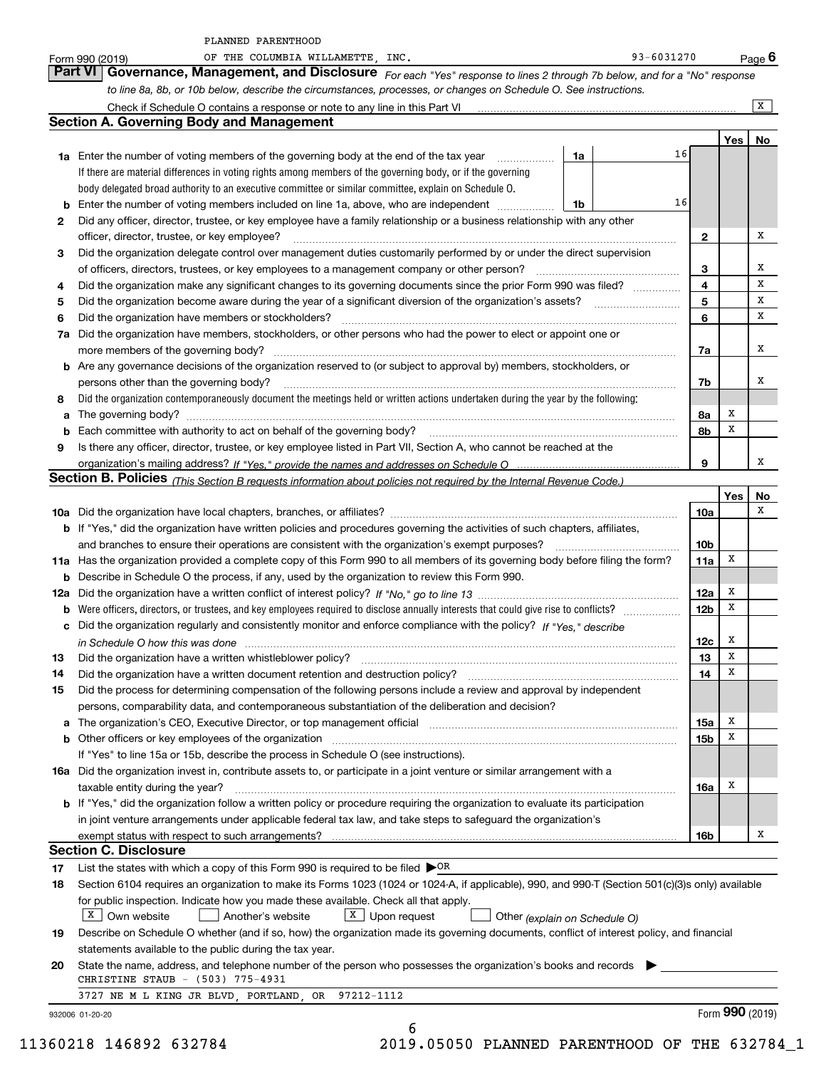PLANNED PARENTHOOD

Form 990 (2019) OF THE COLUMBIA WILLAMETTE, INC. 93-6031270 Page 6

## Part VI Governance, Management, and Disclosure

*For each "Yes" response to lines 2 through 7b below, and for a "No" response to line 8a, 8b, or 10b below, describe the circumstances, processes, or changes on Schedule O. See instructions.*

Check if Schedule O contains a response or note to any line in this Part VI ..... [X]

### Section A. Governing Body and Management

| | | | | Yes | No |
|---|---|---|---|---|---|
| **1a** | Enter the number of voting members of the governing body at the end of the tax year. If there are material differences in voting rights among members of the governing body, or if the governing body delegated broad authority to an executive committee or similar committee, explain on Schedule O. | 1a: 16 | | | |
| **b** | Enter the number of voting members included on line 1a, above, who are independent | 1b: 16 | | | |
| **2** | Did any officer, director, trustee, or key employee have a family relationship or a business relationship with any other officer, director, trustee, or key employee? | | 2 | | X |
| **3** | Did the organization delegate control over management duties customarily performed by or under the direct supervision of officers, directors, trustees, or key employees to a management company or other person? | | 3 | | X |
| **4** | Did the organization make any significant changes to its governing documents since the prior Form 990 was filed? | | 4 | | X |
| **5** | Did the organization become aware during the year of a significant diversion of the organization's assets? | | 5 | | X |
| **6** | Did the organization have members or stockholders? | | 6 | | X |
| **7a** | Did the organization have members, stockholders, or other persons who had the power to elect or appoint one or more members of the governing body? | | 7a | | X |
| **b** | Are any governance decisions of the organization reserved to (or subject to approval by) members, stockholders, or persons other than the governing body? | | 7b | | X |
| **8** | Did the organization contemporaneously document the meetings held or written actions undertaken during the year by the following: | | | | |
| **a** | The governing body? | | 8a | X | |
| **b** | Each committee with authority to act on behalf of the governing body? | | 8b | X | |
| **9** | Is there any officer, director, trustee, or key employee listed in Part VII, Section A, who cannot be reached at the organization's mailing address? *If "Yes," provide the names and addresses on Schedule O* | | 9 | | X |

### Section B. Policies *(This Section B requests information about policies not required by the Internal Revenue Code.)*

| | | | Yes | No |
|---|---|---|---|---|
| **10a** | Did the organization have local chapters, branches, or affiliates? | 10a | | X |
| **b** | If "Yes," did the organization have written policies and procedures governing the activities of such chapters, affiliates, and branches to ensure their operations are consistent with the organization's exempt purposes? | 10b | | |
| **11a** | Has the organization provided a complete copy of this Form 990 to all members of its governing body before filing the form? | 11a | X | |
| **b** | Describe in Schedule O the process, if any, used by the organization to review this Form 990. | | | |
| **12a** | Did the organization have a written conflict of interest policy? *If "No," go to line 13* | 12a | X | |
| **b** | Were officers, directors, or trustees, and key employees required to disclose annually interests that could give rise to conflicts? | 12b | X | |
| **c** | Did the organization regularly and consistently monitor and enforce compliance with the policy? *If "Yes," describe in Schedule O how this was done* | 12c | X | |
| **13** | Did the organization have a written whistleblower policy? | 13 | X | |
| **14** | Did the organization have a written document retention and destruction policy? | 14 | X | |
| **15** | Did the process for determining compensation of the following persons include a review and approval by independent persons, comparability data, and contemporaneous substantiation of the deliberation and decision? | | | |
| **a** | The organization's CEO, Executive Director, or top management official | 15a | X | |
| **b** | Other officers or key employees of the organization | 15b | X | |
| | If "Yes" to line 15a or 15b, describe the process in Schedule O (see instructions). | | | |
| **16a** | Did the organization invest in, contribute assets to, or participate in a joint venture or similar arrangement with a taxable entity during the year? | 16a | X | |
| **b** | If "Yes," did the organization follow a written policy or procedure requiring the organization to evaluate its participation in joint venture arrangements under applicable federal tax law, and take steps to safeguard the organization's exempt status with respect to such arrangements? | 16b | | X |

### Section C. Disclosure

**17** List the states with which a copy of this Form 990 is required to be filed ▶ OR

**18** Section 6104 requires an organization to make its Forms 1023 (1024 or 1024-A, if applicable), 990, and 990-T (Section 501(c)(3)s only) available for public inspection. Indicate how you made these available. Check all that apply.

[X] Own website [ ] Another's website [X] Upon request [ ] Other *(explain on Schedule O)*

**19** Describe on Schedule O whether (and if so, how) the organization made its governing documents, conflict of interest policy, and financial statements available to the public during the tax year.

**20** State the name, address, and telephone number of the person who possesses the organization's books and records ▶

CHRISTINE STAUB - (503) 775-4931

3727 NE M L KING JR BLVD, PORTLAND, OR 97212-1112

932006 01-20-20 Form **990** (2019)

11360218 146892 632784 2019.05050 PLANNED PARENTHOOD OF THE 632784_1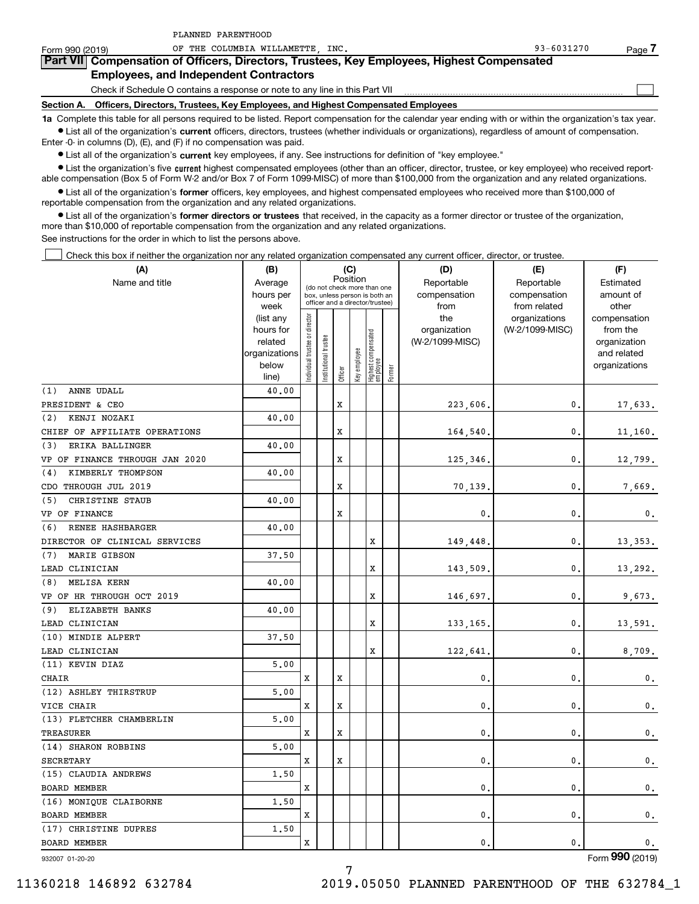PLANNED PARENTHOOD

Form 990 (2019) OF THE COLUMBIA WILLAMETTE, INC. 93-6031270 Page 7

## Part VII Compensation of Officers, Directors, Trustees, Key Employees, Highest Compensated Employees, and Independent Contractors

Check if Schedule O contains a response or note to any line in this Part VII

### Section A. Officers, Directors, Trustees, Key Employees, and Highest Compensated Employees

**1a** Complete this table for all persons required to be listed. Report compensation for the calendar year ending with or within the organization's tax year.

- List all of the organization's **current** officers, directors, trustees (whether individuals or organizations), regardless of amount of compensation. Enter -0- in columns (D), (E), and (F) if no compensation was paid.
- List all of the organization's **current** key employees, if any. See instructions for definition of "key employee."
- List the organization's five **current** highest compensated employees (other than an officer, director, trustee, or key employee) who received reportable compensation (Box 5 of Form W-2 and/or Box 7 of Form 1099-MISC) of more than $100,000 from the organization and any related organizations.
- List all of the organization's **former** officers, key employees, and highest compensated employees who received more than $100,000 of reportable compensation from the organization and any related organizations.
- List all of the organization's **former directors or trustees** that received, in the capacity as a former director or trustee of the organization, more than $10,000 of reportable compensation from the organization and any related organizations.

See instructions for the order in which to list the persons above.

Check this box if neither the organization nor any related organization compensated any current officer, director, or trustee.

| (A) Name and title | (B) Average hours per week (list any hours for related organizations below line) | (C) Position (do not check more than one box, unless person is both an officer and a director/trustee) | | | | | | (D) Reportable compensation from the organization (W-2/1099-MISC) | (E) Reportable compensation from related organizations (W-2/1099-MISC) | (F) Estimated amount of other compensation from the organization and related organizations |
|---|---|---|---|---|---|---|---|---|---|---|
| | | Individual trustee or director | Institutional trustee | Officer | Key employee | Highest compensated employee | Former | | | |
| (1) ANNE UDALL<br>PRESIDENT & CEO | 40.00 | | | X | | | | 223,606. | 0. | 17,633. |
| (2) KENJI NOZAKI<br>CHIEF OF AFFILIATE OPERATIONS | 40.00 | | | X | | | | 164,540. | 0. | 11,160. |
| (3) ERIKA BALLINGER<br>VP OF FINANCE THROUGH JAN 2020 | 40.00 | | | X | | | | 125,346. | 0. | 12,799. |
| (4) KIMBERLY THOMPSON<br>CDO THROUGH JUL 2019 | 40.00 | | | X | | | | 70,139. | 0. | 7,669. |
| (5) CHRISTINE STAUB<br>VP OF FINANCE | 40.00 | | | X | | | | 0. | 0. | 0. |
| (6) RENEE HASHBARGER<br>DIRECTOR OF CLINICAL SERVICES | 40.00 | | | | | X | | 149,448. | 0. | 13,353. |
| (7) MARIE GIBSON<br>LEAD CLINICIAN | 37.50 | | | | | X | | 143,509. | 0. | 13,292. |
| (8) MELISA KERN<br>VP OF HR THROUGH OCT 2019 | 40.00 | | | | | X | | 146,697. | 0. | 9,673. |
| (9) ELIZABETH BANKS<br>LEAD CLINICIAN | 40.00 | | | | | X | | 133,165. | 0. | 13,591. |
| (10) MINDIE ALPERT<br>LEAD CLINICIAN | 37.50 | | | | | X | | 122,641. | 0. | 8,709. |
| (11) KEVIN DIAZ<br>CHAIR | 5.00 | X | | X | | | | 0. | 0. | 0. |
| (12) ASHLEY THIRSTRUP<br>VICE CHAIR | 5.00 | X | | X | | | | 0. | 0. | 0. |
| (13) FLETCHER CHAMBERLIN<br>TREASURER | 5.00 | X | | X | | | | 0. | 0. | 0. |
| (14) SHARON ROBBINS<br>SECRETARY | 5.00 | X | | X | | | | 0. | 0. | 0. |
| (15) CLAUDIA ANDREWS<br>BOARD MEMBER | 1.50 | X | | | | | | 0. | 0. | 0. |
| (16) MONIQUE CLAIBORNE<br>BOARD MEMBER | 1.50 | X | | | | | | 0. | 0. | 0. |
| (17) CHRISTINE DUPRES<br>BOARD MEMBER | 1.50 | X | | | | | | 0. | 0. | 0. |

932007 01-20-20 Form 990 (2019)

11360218 146892 632784 2019.05050 PLANNED PARENTHOOD OF THE 632784_1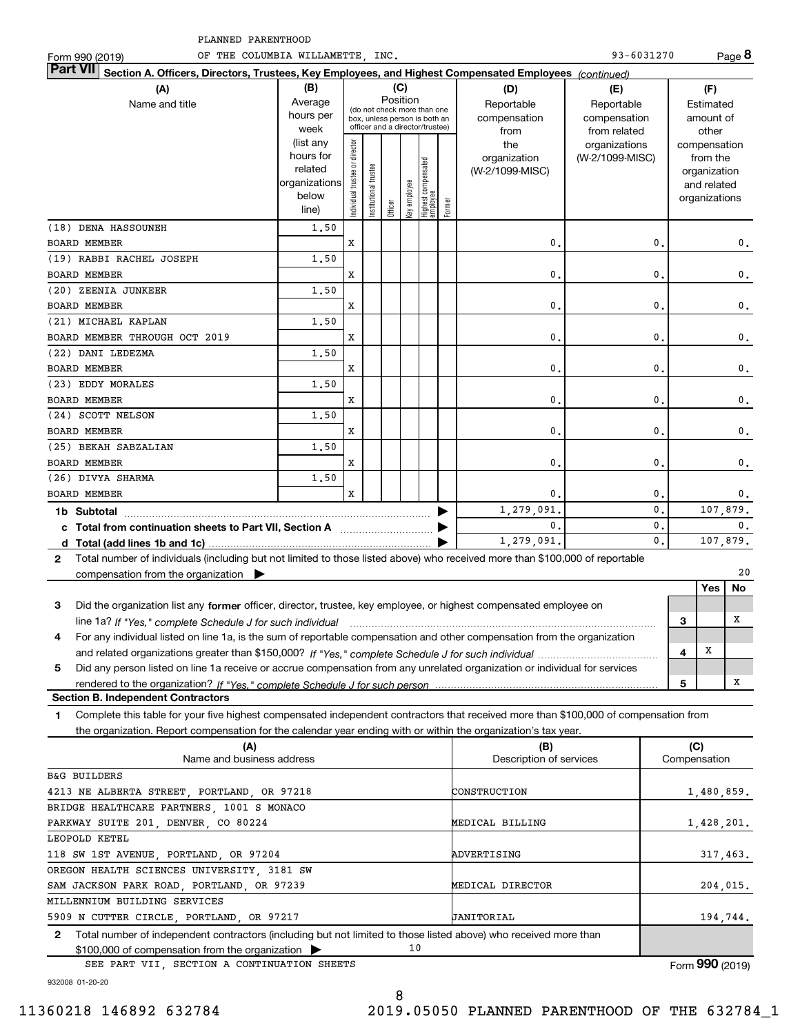PLANNED PARENTHOOD
Form 990 (2019) OF THE COLUMBIA WILLAMETTE, INC. 93-6031270 Page 8

**Part VII Section A. Officers, Directors, Trustees, Key Employees, and Highest Compensated Employees** *(continued)*

| (A) Name and title | (B) Average hours per week (list any hours for related organizations below line) | (C) Position: Individual trustee or director | Institutional trustee | Officer | Key employee | Highest compensated employee | Former | (D) Reportable compensation from the organization (W-2/1099-MISC) | (E) Reportable compensation from related organizations (W-2/1099-MISC) | (F) Estimated amount of other compensation from the organization and related organizations |
|---|---|---|---|---|---|---|---|---|---|---|
| (18) DENA HASSOUNEH<br>BOARD MEMBER | 1.50 | X | | | | | | 0. | 0. | 0. |
| (19) RABBI RACHEL JOSEPH<br>BOARD MEMBER | 1.50 | X | | | | | | 0. | 0. | 0. |
| (20) ZEENIA JUNKEER<br>BOARD MEMBER | 1.50 | X | | | | | | 0. | 0. | 0. |
| (21) MICHAEL KAPLAN<br>BOARD MEMBER THROUGH OCT 2019 | 1.50 | X | | | | | | 0. | 0. | 0. |
| (22) DANI LEDEZMA<br>BOARD MEMBER | 1.50 | X | | | | | | 0. | 0. | 0. |
| (23) EDDY MORALES<br>BOARD MEMBER | 1.50 | X | | | | | | 0. | 0. | 0. |
| (24) SCOTT NELSON<br>BOARD MEMBER | 1.50 | X | | | | | | 0. | 0. | 0. |
| (25) BEKAH SABZALIAN<br>BOARD MEMBER | 1.50 | X | | | | | | 0. | 0. | 0. |
| (26) DIVYA SHARMA<br>BOARD MEMBER | 1.50 | X | | | | | | 0. | 0. | 0. |
| **1b Subtotal** | | | | | | | | 1,279,091. | 0. | 107,879. |
| **c Total from continuation sheets to Part VII, Section A** | | | | | | | | 0. | 0. | 0. |
| **d Total (add lines 1b and 1c)** | | | | | | | | 1,279,091. | 0. | 107,879. |

**2** Total number of individuals (including but not limited to those listed above) who received more than $100,000 of reportable compensation from the organization ▶ 20

| | | Yes | No |
|---|---|---|---|
| **3** Did the organization list any **former** officer, director, trustee, key employee, or highest compensated employee on line 1a? *If "Yes," complete Schedule J for such individual* | 3 | | X |
| **4** For any individual listed on line 1a, is the sum of reportable compensation and other compensation from the organization and related organizations greater than $150,000? *If "Yes," complete Schedule J for such individual* | 4 | X | |
| **5** Did any person listed on line 1a receive or accrue compensation from any unrelated organization or individual for services rendered to the organization? *If "Yes," complete Schedule J for such person* | 5 | | X |

**Section B. Independent Contractors**

**1** Complete this table for your five highest compensated independent contractors that received more than $100,000 of compensation from the organization. Report compensation for the calendar year ending with or within the organization's tax year.

| (A) Name and business address | (B) Description of services | (C) Compensation |
|---|---|---|
| B&G BUILDERS<br>4213 NE ALBERTA STREET, PORTLAND, OR 97218 | CONSTRUCTION | 1,480,859. |
| BRIDGE HEALTHCARE PARTNERS, 1001 S MONACO<br>PARKWAY SUITE 201, DENVER, CO 80224 | MEDICAL BILLING | 1,428,201. |
| LEOPOLD KETEL<br>118 SW 1ST AVENUE, PORTLAND, OR 97204 | ADVERTISING | 317,463. |
| OREGON HEALTH SCIENCES UNIVERSITY, 3181 SW<br>SAM JACKSON PARK ROAD, PORTLAND, OR 97239 | MEDICAL DIRECTOR | 204,015. |
| MILLENNIUM BUILDING SERVICES<br>5909 N CUTTER CIRCLE, PORTLAND, OR 97217 | JANITORIAL | 194,744. |

**2** Total number of independent contractors (including but not limited to those listed above) who received more than $100,000 of compensation from the organization ▶ 10

SEE PART VII, SECTION A CONTINUATION SHEETS

Form **990** (2019)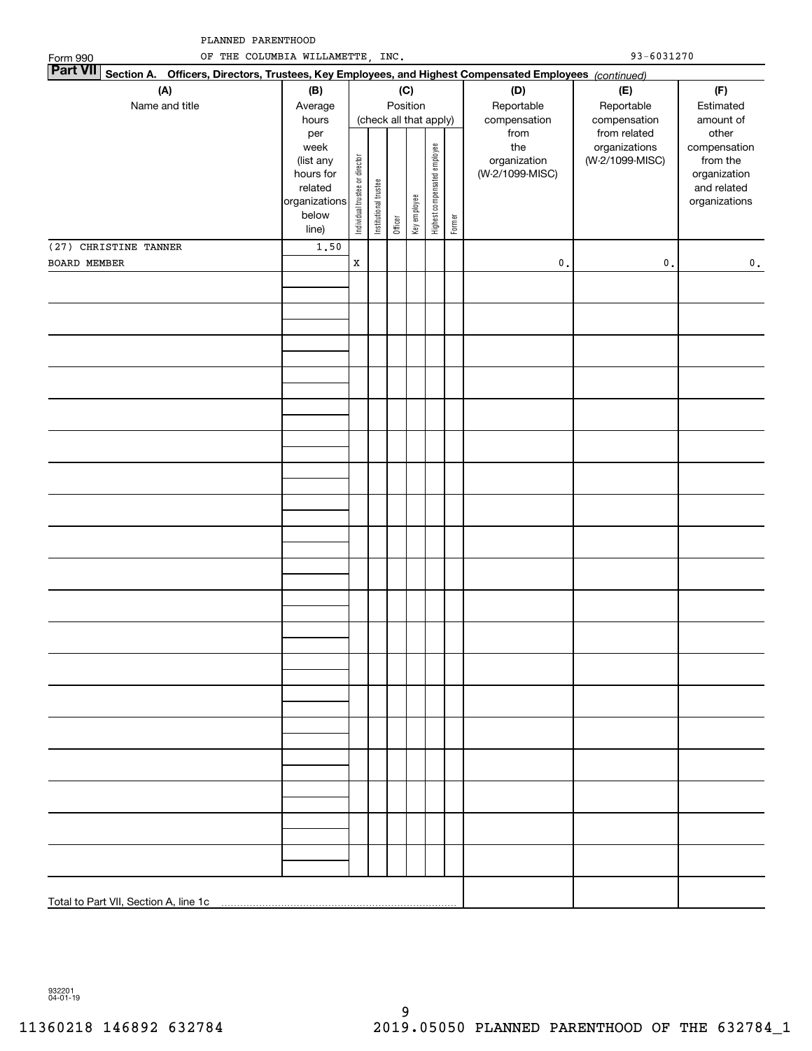PLANNED PARENTHOOD
OF THE COLUMBIA WILLAMETTE, INC. 93-6031270

Form 990

**Part VII Section A. Officers, Directors, Trustees, Key Employees, and Highest Compensated Employees** *(continued)*

| (A) Name and title | (B) Average hours per week (list any hours for related organizations below line) | (C) Position (check all that apply): Individual trustee or director | Institutional trustee | Officer | Key employee | Highest compensated employee | Former | (D) Reportable compensation from the organization (W-2/1099-MISC) | (E) Reportable compensation from related organizations (W-2/1099-MISC) | (F) Estimated amount of other compensation from the organization and related organizations |
|---|---|---|---|---|---|---|---|---|---|---|
| (27) CHRISTINE TANNER<br>BOARD MEMBER | 1.50 | X | | | | | | 0. | 0. | 0. |
| Total to Part VII, Section A, line 1c | | | | | | | | | | |

932201 04-01-19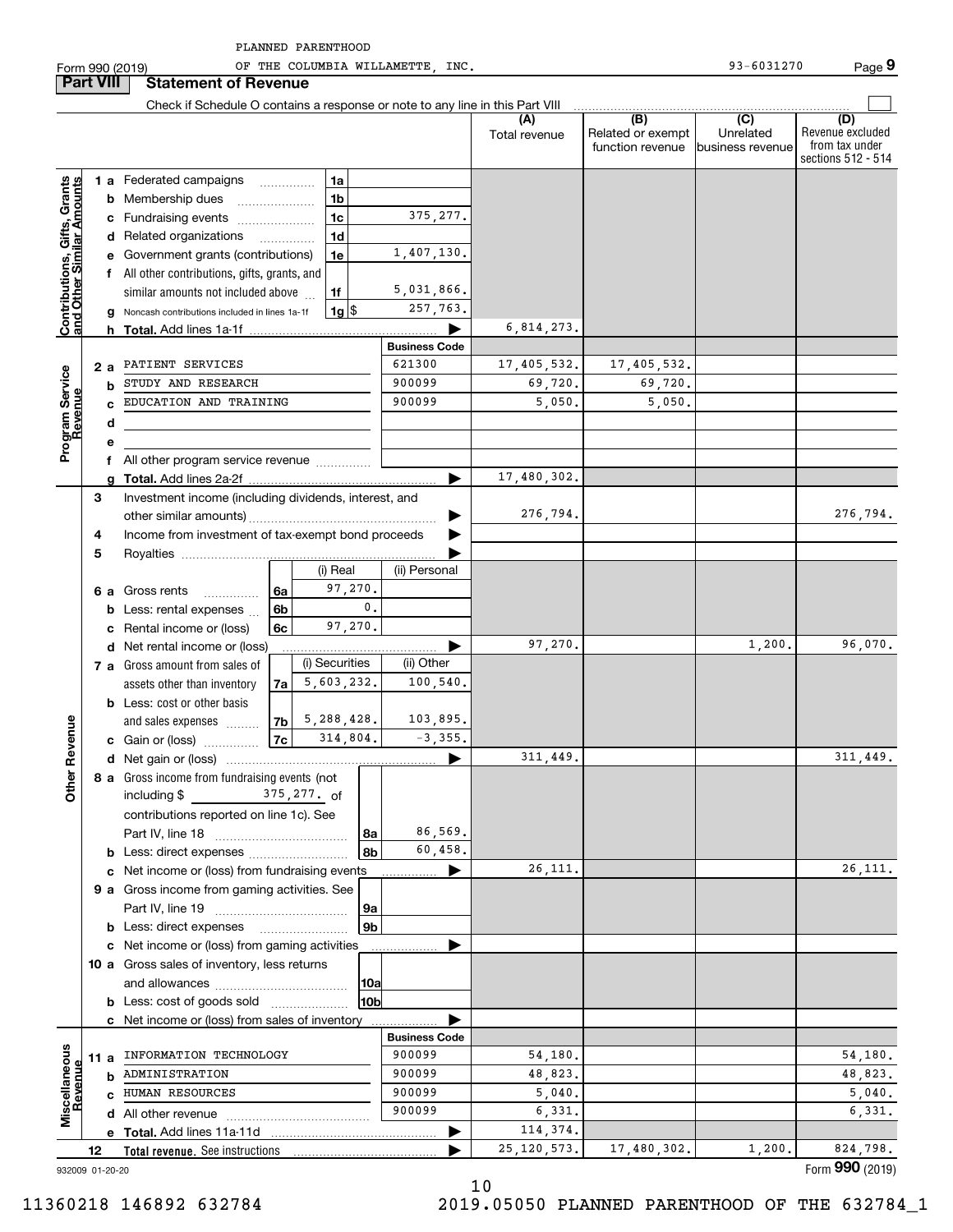PLANNED PARENTHOOD
OF THE COLUMBIA WILLAMETTE, INC. 93-6031270

Form 990 (2019) Page 9

## Part VIII Statement of Revenue

Check if Schedule O contains a response or note to any line in this Part VIII

| | | | | (A) Total revenue | (B) Related or exempt function revenue | (C) Unrelated business revenue | (D) Revenue excluded from tax under sections 512 - 514 |
|---|---|---|---|---|---|---|---|
| **Contributions, Gifts, Grants and Other Similar Amounts** | 1 a Federated campaigns | 1a | | | | | |
| | b Membership dues | 1b | | | | | |
| | c Fundraising events | 1c | 375,277. | | | | |
| | d Related organizations | 1d | | | | | |
| | e Government grants (contributions) | 1e | 1,407,130. | | | | |
| | f All other contributions, gifts, grants, and similar amounts not included above | 1f | 5,031,866. | | | | |
| | g Noncash contributions included in lines 1a-1f | 1g $ | 257,763. | | | | |
| | h **Total.** Add lines 1a-1f | | | 6,814,273. | | | |
| **Program Service Revenue** | | | **Business Code** | | | | |
| | 2 a PATIENT SERVICES | | 621300 | 17,405,532. | 17,405,532. | | |
| | b STUDY AND RESEARCH | | 900099 | 69,720. | 69,720. | | |
| | c EDUCATION AND TRAINING | | 900099 | 5,050. | 5,050. | | |
| | d | | | | | | |
| | e | | | | | | |
| | f All other program service revenue | | | | | | |
| | g **Total.** Add lines 2a-2f | | | 17,480,302. | | | |
| **Other Revenue** | 3 Investment income (including dividends, interest, and other similar amounts) | | | 276,794. | | | 276,794. |
| | 4 Income from investment of tax-exempt bond proceeds | | | | | | |
| | 5 Royalties | | | | | | |
| | | | (i) Real / (ii) Personal | | | | |
| | 6 a Gross rents | 6a | 97,270. | | | | |
| | b Less: rental expenses | 6b | 0. | | | | |
| | c Rental income or (loss) | 6c | 97,270. | | | | |
| | d Net rental income or (loss) | | | 97,270. | | 1,200. | 96,070. |
| | | | (i) Securities / (ii) Other | | | | |
| | 7 a Gross amount from sales of assets other than inventory | 7a | 5,603,232. / 100,540. | | | | |
| | b Less: cost or other basis and sales expenses | 7b | 5,288,428. / 103,895. | | | | |
| | c Gain or (loss) | 7c | 314,804. / -3,355. | | | | |
| | d Net gain or (loss) | | | 311,449. | | | 311,449. |
| | 8 a Gross income from fundraising events (not including $ 375,277. of contributions reported on line 1c). See Part IV, line 18 | 8a | 86,569. | | | | |
| | b Less: direct expenses | 8b | 60,458. | | | | |
| | c Net income or (loss) from fundraising events | | | 26,111. | | | 26,111. |
| | 9 a Gross income from gaming activities. See Part IV, line 19 | 9a | | | | | |
| | b Less: direct expenses | 9b | | | | | |
| | c Net income or (loss) from gaming activities | | | | | | |
| | 10 a Gross sales of inventory, less returns and allowances | 10a | | | | | |
| | b Less: cost of goods sold | 10b | | | | | |
| | c Net income or (loss) from sales of inventory | | | | | | |
| **Miscellaneous Revenue** | | | **Business Code** | | | | |
| | 11 a INFORMATION TECHNOLOGY | | 900099 | 54,180. | | | 54,180. |
| | b ADMINISTRATION | | 900099 | 48,823. | | | 48,823. |
| | c HUMAN RESOURCES | | 900099 | 5,040. | | | 5,040. |
| | d All other revenue | | 900099 | 6,331. | | | 6,331. |
| | e **Total.** Add lines 11a-11d | | | 114,374. | | | |
| | 12 **Total revenue.** See instructions | | | 25,120,573. | 17,480,302. | 1,200. | 824,798. |

932009 01-20-20 Form **990** (2019)

11360218 146892 632784 2019.05050 PLANNED PARENTHOOD OF THE 632784_1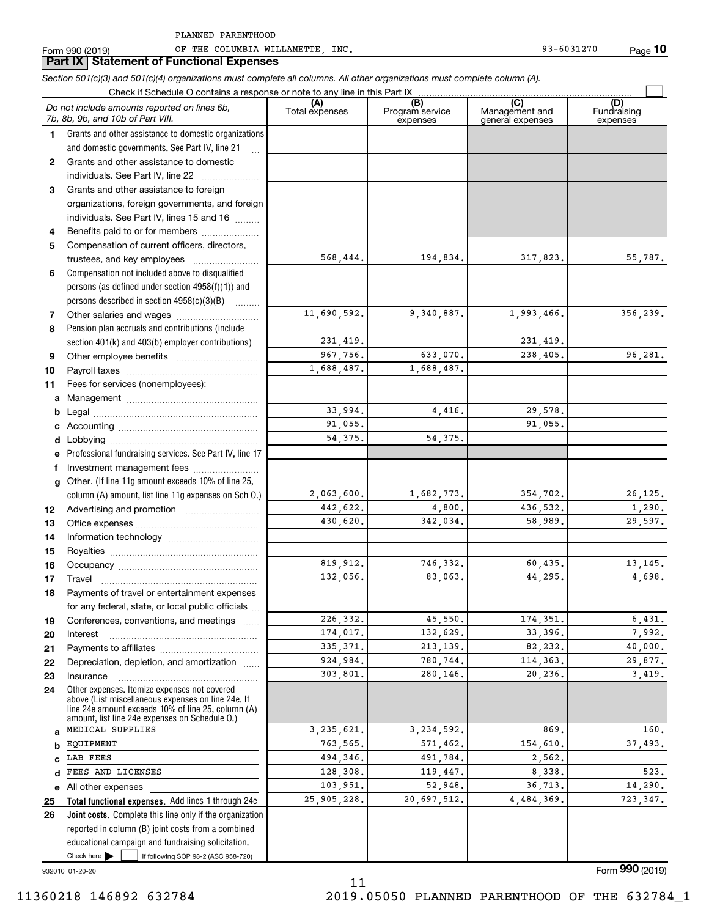PLANNED PARENTHOOD

Form 990 (2019) OF THE COLUMBIA WILLAMETTE, INC. 93-6031270 Page **10**

## Part IX Statement of Functional Expenses

*Section 501(c)(3) and 501(c)(4) organizations must complete all columns. All other organizations must complete column (A).*

Check if Schedule O contains a response or note to any line in this Part IX

| | *Do not include amounts reported on lines 6b, 7b, 8b, 9b, and 10b of Part VIII.* | (A) Total expenses | (B) Program service expenses | (C) Management and general expenses | (D) Fundraising expenses |
|---|---|---|---|---|---|
| 1 | Grants and other assistance to domestic organizations and domestic governments. See Part IV, line 21 | | | | |
| 2 | Grants and other assistance to domestic individuals. See Part IV, line 22 | | | | |
| 3 | Grants and other assistance to foreign organizations, foreign governments, and foreign individuals. See Part IV, lines 15 and 16 | | | | |
| 4 | Benefits paid to or for members | | | | |
| 5 | Compensation of current officers, directors, trustees, and key employees | 568,444. | 194,834. | 317,823. | 55,787. |
| 6 | Compensation not included above to disqualified persons (as defined under section 4958(f)(1)) and persons described in section 4958(c)(3)(B) | | | | |
| 7 | Other salaries and wages | 11,690,592. | 9,340,887. | 1,993,466. | 356,239. |
| 8 | Pension plan accruals and contributions (include section 401(k) and 403(b) employer contributions) | 231,419. | | 231,419. | |
| 9 | Other employee benefits | 967,756. | 633,070. | 238,405. | 96,281. |
| 10 | Payroll taxes | 1,688,487. | 1,688,487. | | |
| 11 | Fees for services (nonemployees): | | | | |
| a | Management | | | | |
| b | Legal | 33,994. | 4,416. | 29,578. | |
| c | Accounting | 91,055. | | 91,055. | |
| d | Lobbying | 54,375. | 54,375. | | |
| e | Professional fundraising services. See Part IV, line 17 | | | | |
| f | Investment management fees | | | | |
| g | Other. (If line 11g amount exceeds 10% of line 25, column (A) amount, list line 11g expenses on Sch O.) | 2,063,600. | 1,682,773. | 354,702. | 26,125. |
| 12 | Advertising and promotion | 442,622. | 4,800. | 436,532. | 1,290. |
| 13 | Office expenses | 430,620. | 342,034. | 58,989. | 29,597. |
| 14 | Information technology | | | | |
| 15 | Royalties | | | | |
| 16 | Occupancy | 819,912. | 746,332. | 60,435. | 13,145. |
| 17 | Travel | 132,056. | 83,063. | 44,295. | 4,698. |
| 18 | Payments of travel or entertainment expenses for any federal, state, or local public officials | | | | |
| 19 | Conferences, conventions, and meetings | 226,332. | 45,550. | 174,351. | 6,431. |
| 20 | Interest | 174,017. | 132,629. | 33,396. | 7,992. |
| 21 | Payments to affiliates | 335,371. | 213,139. | 82,232. | 40,000. |
| 22 | Depreciation, depletion, and amortization | 924,984. | 780,744. | 114,363. | 29,877. |
| 23 | Insurance | 303,801. | 280,146. | 20,236. | 3,419. |
| 24 | Other expenses. Itemize expenses not covered above (List miscellaneous expenses on line 24e. If line 24e amount exceeds 10% of line 25, column (A) amount, list line 24e expenses on Schedule O.) | | | | |
| a | MEDICAL SUPPLIES | 3,235,621. | 3,234,592. | 869. | 160. |
| b | EQUIPMENT | 763,565. | 571,462. | 154,610. | 37,493. |
| c | LAB FEES | 494,346. | 491,784. | 2,562. | |
| d | FEES AND LICENSES | 128,308. | 119,447. | 8,338. | 523. |
| e | All other expenses | 103,951. | 52,948. | 36,713. | 14,290. |
| 25 | **Total functional expenses.** Add lines 1 through 24e | 25,905,228. | 20,697,512. | 4,484,369. | 723,347. |
| 26 | **Joint costs.** Complete this line only if the organization reported in column (B) joint costs from a combined educational campaign and fundraising solicitation. Check here ☐ if following SOP 98-2 (ASC 958-720) | | | | |

932010 01-20-20

Form **990** (2019)

11360218 146892 632784 2019.05050 PLANNED PARENTHOOD OF THE 632784_1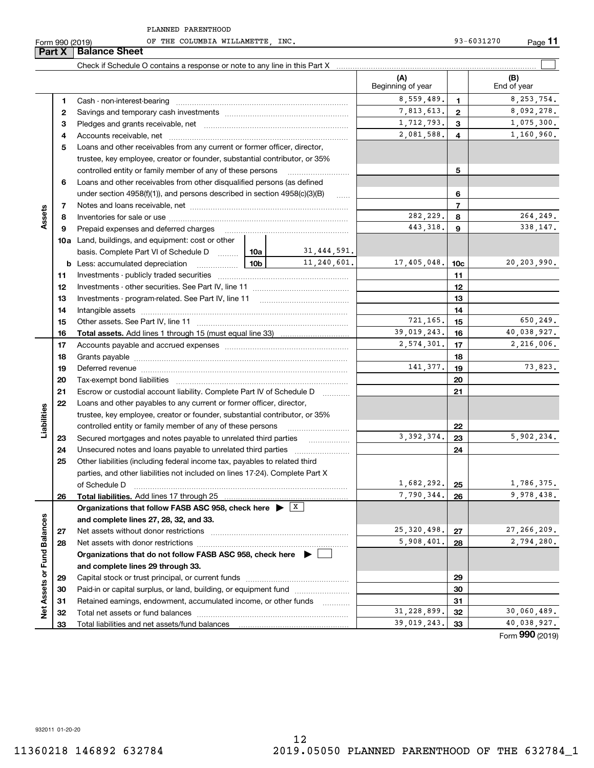PLANNED PARENTHOOD

Form 990 (2019) OF THE COLUMBIA WILLAMETTE, INC. 93-6031270 Page **11**

## Part X Balance Sheet

Check if Schedule O contains a response or note to any line in this Part X ☐

| | | | | (A) Beginning of year | | (B) End of year |
|---|---|---|---|---|---|---|
| **Assets** | 1 | Cash - non-interest-bearing | | 8,559,489. | 1 | 8,253,754. |
| | 2 | Savings and temporary cash investments | | 7,813,613. | 2 | 8,092,278. |
| | 3 | Pledges and grants receivable, net | | 1,712,793. | 3 | 1,075,300. |
| | 4 | Accounts receivable, net | | 2,081,588. | 4 | 1,160,960. |
| | 5 | Loans and other receivables from any current or former officer, director, trustee, key employee, creator or founder, substantial contributor, or 35% controlled entity or family member of any of these persons | | | 5 | |
| | 6 | Loans and other receivables from other disqualified persons (as defined under section 4958(f)(1)), and persons described in section 4958(c)(3)(B) | | | 6 | |
| | 7 | Notes and loans receivable, net | | | 7 | |
| | 8 | Inventories for sale or use | | 282,229. | 8 | 264,249. |
| | 9 | Prepaid expenses and deferred charges | | 443,318. | 9 | 338,147. |
| | 10a | Land, buildings, and equipment: cost or other basis. Complete Part VI of Schedule D | 10a 31,444,591. | | | |
| | b | Less: accumulated depreciation | 10b 11,240,601. | 17,405,048. | 10c | 20,203,990. |
| | 11 | Investments - publicly traded securities | | | 11 | |
| | 12 | Investments - other securities. See Part IV, line 11 | | | 12 | |
| | 13 | Investments - program-related. See Part IV, line 11 | | | 13 | |
| | 14 | Intangible assets | | | 14 | |
| | 15 | Other assets. See Part IV, line 11 | | 721,165. | 15 | 650,249. |
| | 16 | **Total assets.** Add lines 1 through 15 (must equal line 33) | | 39,019,243. | 16 | 40,038,927. |
| **Liabilities** | 17 | Accounts payable and accrued expenses | | 2,574,301. | 17 | 2,216,006. |
| | 18 | Grants payable | | | 18 | |
| | 19 | Deferred revenue | | 141,377. | 19 | 73,823. |
| | 20 | Tax-exempt bond liabilities | | | 20 | |
| | 21 | Escrow or custodial account liability. Complete Part IV of Schedule D | | | 21 | |
| | 22 | Loans and other payables to any current or former officer, director, trustee, key employee, creator or founder, substantial contributor, or 35% controlled entity or family member of any of these persons | | | 22 | |
| | 23 | Secured mortgages and notes payable to unrelated third parties | | 3,392,374. | 23 | 5,902,234. |
| | 24 | Unsecured notes and loans payable to unrelated third parties | | | 24 | |
| | 25 | Other liabilities (including federal income tax, payables to related third parties, and other liabilities not included on lines 17-24). Complete Part X of Schedule D | | 1,682,292. | 25 | 1,786,375. |
| | 26 | **Total liabilities.** Add lines 17 through 25 | | 7,790,344. | 26 | 9,978,438. |
| **Net Assets or Fund Balances** | | **Organizations that follow FASB ASC 958, check here** ▶ ☒ **and complete lines 27, 28, 32, and 33.** | | | | |
| | 27 | Net assets without donor restrictions | | 25,320,498. | 27 | 27,266,209. |
| | 28 | Net assets with donor restrictions | | 5,908,401. | 28 | 2,794,280. |
| | | **Organizations that do not follow FASB ASC 958, check here** ▶ ☐ **and complete lines 29 through 33.** | | | | |
| | 29 | Capital stock or trust principal, or current funds | | | 29 | |
| | 30 | Paid-in or capital surplus, or land, building, or equipment fund | | | 30 | |
| | 31 | Retained earnings, endowment, accumulated income, or other funds | | | 31 | |
| | 32 | Total net assets or fund balances | | 31,228,899. | 32 | 30,060,489. |
| | 33 | Total liabilities and net assets/fund balances | | 39,019,243. | 33 | 40,038,927. |

Form **990** (2019)

932011 01-20-20

11360218 146892 632784 2019.05050 PLANNED PARENTHOOD OF THE 632784_1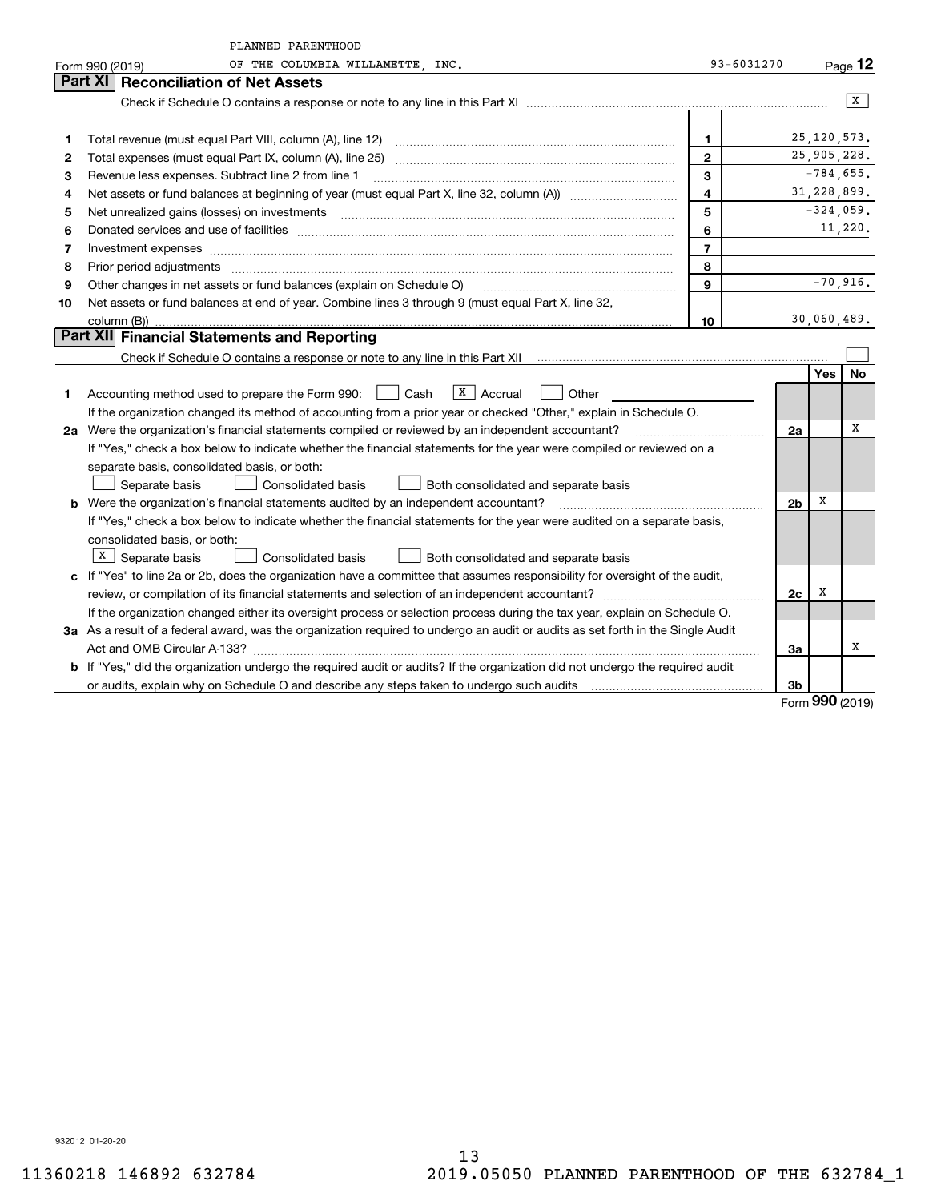PLANNED PARENTHOOD

Form 990 (2019) OF THE COLUMBIA WILLAMETTE, INC. 93-6031270 Page 12

## Part XI Reconciliation of Net Assets

Check if Schedule O contains a response or note to any line in this Part XI [X]

| | | | |
|---|---|---|---|
| 1 | Total revenue (must equal Part VIII, column (A), line 12) | 1 | 25,120,573. |
| 2 | Total expenses (must equal Part IX, column (A), line 25) | 2 | 25,905,228. |
| 3 | Revenue less expenses. Subtract line 2 from line 1 | 3 | -784,655. |
| 4 | Net assets or fund balances at beginning of year (must equal Part X, line 32, column (A)) | 4 | 31,228,899. |
| 5 | Net unrealized gains (losses) on investments | 5 | -324,059. |
| 6 | Donated services and use of facilities | 6 | 11,220. |
| 7 | Investment expenses | 7 | |
| 8 | Prior period adjustments | 8 | |
| 9 | Other changes in net assets or fund balances (explain on Schedule O) | 9 | -70,916. |
| 10 | Net assets or fund balances at end of year. Combine lines 3 through 9 (must equal Part X, line 32, column (B)) | 10 | 30,060,489. |

## Part XII Financial Statements and Reporting

Check if Schedule O contains a response or note to any line in this Part XII [ ]

| | | | Yes | No |
|---|---|---|---|---|
| 1 | Accounting method used to prepare the Form 990: [ ] Cash [X] Accrual [ ] Other | | | |
| | If the organization changed its method of accounting from a prior year or checked "Other," explain in Schedule O. | | | |
| 2a | Were the organization's financial statements compiled or reviewed by an independent accountant? | 2a | | X |
| | If "Yes," check a box below to indicate whether the financial statements for the year were compiled or reviewed on a separate basis, consolidated basis, or both: [ ] Separate basis [ ] Consolidated basis [ ] Both consolidated and separate basis | | | |
| b | Were the organization's financial statements audited by an independent accountant? | 2b | X | |
| | If "Yes," check a box below to indicate whether the financial statements for the year were audited on a separate basis, consolidated basis, or both: [X] Separate basis [ ] Consolidated basis [ ] Both consolidated and separate basis | | | |
| c | If "Yes" to line 2a or 2b, does the organization have a committee that assumes responsibility for oversight of the audit, review, or compilation of its financial statements and selection of an independent accountant? | 2c | X | |
| | If the organization changed either its oversight process or selection process during the tax year, explain on Schedule O. | | | |
| 3a | As a result of a federal award, was the organization required to undergo an audit or audits as set forth in the Single Audit Act and OMB Circular A-133? | 3a | | X |
| b | If "Yes," did the organization undergo the required audit or audits? If the organization did not undergo the required audit or audits, explain why on Schedule O and describe any steps taken to undergo such audits | 3b | | |

Form 990 (2019)

932012 01-20-20

11360218 146892 632784 2019.05050 PLANNED PARENTHOOD OF THE 632784_1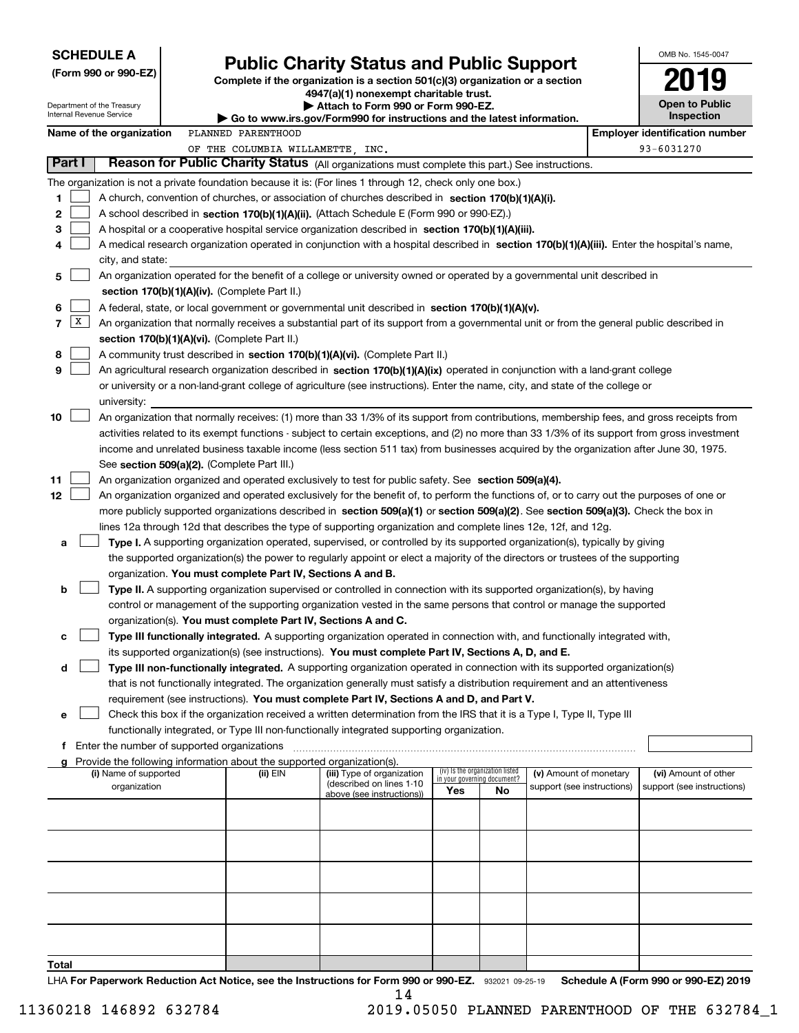**SCHEDULE A**
**(Form 990 or 990-EZ)**

Department of the Treasury
Internal Revenue Service

# Public Charity Status and Public Support

**Complete if the organization is a section 501(c)(3) organization or a section 4947(a)(1) nonexempt charitable trust.**
**▶ Attach to Form 990 or Form 990-EZ.**
**▶ Go to www.irs.gov/Form990 for instructions and the latest information.**

OMB No. 1545-0047
**2019**
**Open to Public Inspection**

**Name of the organization** PLANNED PARENTHOOD OF THE COLUMBIA WILLAMETTE, INC.
**Employer identification number** 93-6031270

## Part I Reason for Public Charity Status (All organizations must complete this part.) See instructions.

The organization is not a private foundation because it is: (For lines 1 through 12, check only one box.)

1 ☐ A church, convention of churches, or association of churches described in **section 170(b)(1)(A)(i).**

2 ☐ A school described in **section 170(b)(1)(A)(ii).** (Attach Schedule E (Form 990 or 990-EZ).)

3 ☐ A hospital or a cooperative hospital service organization described in **section 170(b)(1)(A)(iii).**

4 ☐ A medical research organization operated in conjunction with a hospital described in **section 170(b)(1)(A)(iii).** Enter the hospital's name, city, and state:

5 ☐ An organization operated for the benefit of a college or university owned or operated by a governmental unit described in **section 170(b)(1)(A)(iv).** (Complete Part II.)

6 ☐ A federal, state, or local government or governmental unit described in **section 170(b)(1)(A)(v).**

7 ☒ An organization that normally receives a substantial part of its support from a governmental unit or from the general public described in **section 170(b)(1)(A)(vi).** (Complete Part II.)

8 ☐ A community trust described in **section 170(b)(1)(A)(vi).** (Complete Part II.)

9 ☐ An agricultural research organization described in **section 170(b)(1)(A)(ix)** operated in conjunction with a land-grant college or university or a non-land-grant college of agriculture (see instructions). Enter the name, city, and state of the college or university:

10 ☐ An organization that normally receives: (1) more than 33 1/3% of its support from contributions, membership fees, and gross receipts from activities related to its exempt functions - subject to certain exceptions, and (2) no more than 33 1/3% of its support from gross investment income and unrelated business taxable income (less section 511 tax) from businesses acquired by the organization after June 30, 1975. See **section 509(a)(2).** (Complete Part III.)

11 ☐ An organization organized and operated exclusively to test for public safety. See **section 509(a)(4).**

12 ☐ An organization organized and operated exclusively for the benefit of, to perform the functions of, or to carry out the purposes of one or more publicly supported organizations described in **section 509(a)(1)** or **section 509(a)(2)**. See **section 509(a)(3).** Check the box in lines 12a through 12d that describes the type of supporting organization and complete lines 12e, 12f, and 12g.

a ☐ **Type I.** A supporting organization operated, supervised, or controlled by its supported organization(s), typically by giving the supported organization(s) the power to regularly appoint or elect a majority of the directors or trustees of the supporting organization. **You must complete Part IV, Sections A and B.**

b ☐ **Type II.** A supporting organization supervised or controlled in connection with its supported organization(s), by having control or management of the supporting organization vested in the same persons that control or manage the supported organization(s). **You must complete Part IV, Sections A and C.**

c ☐ **Type III functionally integrated.** A supporting organization operated in connection with, and functionally integrated with, its supported organization(s) (see instructions). **You must complete Part IV, Sections A, D, and E.**

d ☐ **Type III non-functionally integrated.** A supporting organization operated in connection with its supported organization(s) that is not functionally integrated. The organization generally must satisfy a distribution requirement and an attentiveness requirement (see instructions). **You must complete Part IV, Sections A and D, and Part V.**

e ☐ Check this box if the organization received a written determination from the IRS that it is a Type I, Type II, Type III functionally integrated, or Type III non-functionally integrated supporting organization.

f Enter the number of supported organizations

g Provide the following information about the supported organization(s).

| (i) Name of supported organization | (ii) EIN | (iii) Type of organization (described on lines 1-10 above (see instructions)) | (iv) Is the organization listed in your governing document? Yes | No | (v) Amount of monetary support (see instructions) | (vi) Amount of other support (see instructions) |
|---|---|---|---|---|---|---|
| | | | | | | |
| | | | | | | |
| | | | | | | |
| | | | | | | |
| | | | | | | |
| **Total** | | | | | | |

LHA **For Paperwork Reduction Act Notice, see the Instructions for Form 990 or 990-EZ.** 932021 09-25-19 **Schedule A (Form 990 or 990-EZ) 2019**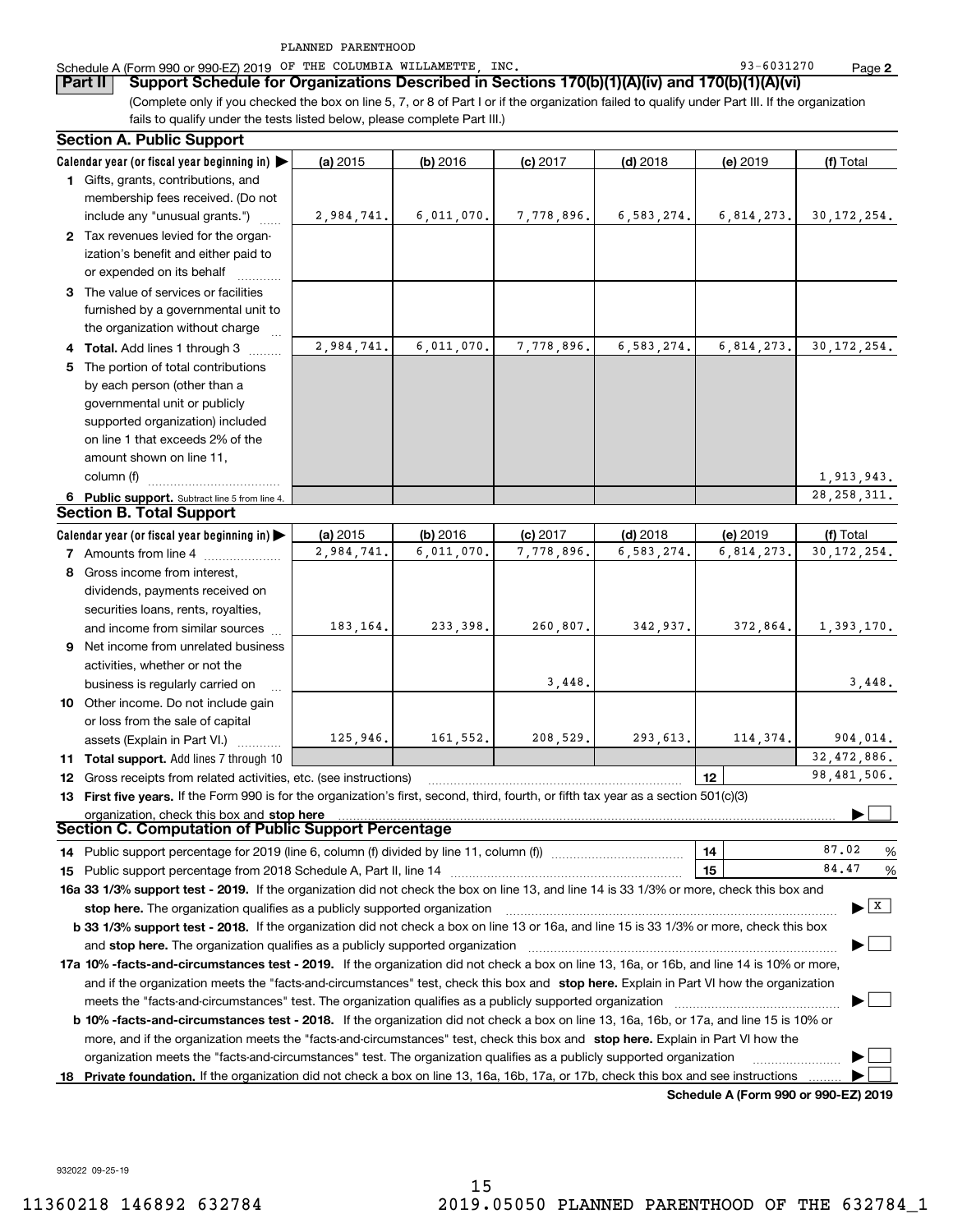PLANNED PARENTHOOD

Schedule A (Form 990 or 990-EZ) 2019 OF THE COLUMBIA WILLAMETTE, INC. 93-6031270 Page **2**

**Part II** **Support Schedule for Organizations Described in Sections 170(b)(1)(A)(iv) and 170(b)(1)(A)(vi)**

(Complete only if you checked the box on line 5, 7, or 8 of Part I or if the organization failed to qualify under Part III. If the organization fails to qualify under the tests listed below, please complete Part III.)

### Section A. Public Support

| Calendar year (or fiscal year beginning in) ▶ | (a) 2015 | (b) 2016 | (c) 2017 | (d) 2018 | (e) 2019 | (f) Total |
|---|---|---|---|---|---|---|
| **1** Gifts, grants, contributions, and membership fees received. (Do not include any "unusual grants.") | 2,984,741. | 6,011,070. | 7,778,896. | 6,583,274. | 6,814,273. | 30,172,254. |
| **2** Tax revenues levied for the organization's benefit and either paid to or expended on its behalf | | | | | | |
| **3** The value of services or facilities furnished by a governmental unit to the organization without charge | | | | | | |
| **4** **Total.** Add lines 1 through 3 | 2,984,741. | 6,011,070. | 7,778,896. | 6,583,274. | 6,814,273. | 30,172,254. |
| **5** The portion of total contributions by each person (other than a governmental unit or publicly supported organization) included on line 1 that exceeds 2% of the amount shown on line 11, column (f) | | | | | | 1,913,943. |
| **6** **Public support.** Subtract line 5 from line 4. | | | | | | 28,258,311. |

### Section B. Total Support

| Calendar year (or fiscal year beginning in) ▶ | (a) 2015 | (b) 2016 | (c) 2017 | (d) 2018 | (e) 2019 | (f) Total |
|---|---|---|---|---|---|---|
| **7** Amounts from line 4 | 2,984,741. | 6,011,070. | 7,778,896. | 6,583,274. | 6,814,273. | 30,172,254. |
| **8** Gross income from interest, dividends, payments received on securities loans, rents, royalties, and income from similar sources | 183,164. | 233,398. | 260,807. | 342,937. | 372,864. | 1,393,170. |
| **9** Net income from unrelated business activities, whether or not the business is regularly carried on | | | 3,448. | | | 3,448. |
| **10** Other income. Do not include gain or loss from the sale of capital assets (Explain in Part VI.) | 125,946. | 161,552. | 208,529. | 293,613. | 114,374. | 904,014. |
| **11** **Total support.** Add lines 7 through 10 | | | | | | 32,472,886. |
| **12** Gross receipts from related activities, etc. (see instructions) | | | | | **12** | 98,481,506. |

**13** **First five years.** If the Form 990 is for the organization's first, second, third, fourth, or fifth tax year as a section 501(c)(3) organization, check this box and **stop here** ▶ ☐

### Section C. Computation of Public Support Percentage

**14** Public support percentage for 2019 (line 6, column (f) divided by line 11, column (f)) **14** 87.02 %

**15** Public support percentage from 2018 Schedule A, Part II, line 14 **15** 84.47 %

**16a 33 1/3% support test - 2019.** If the organization did not check the box on line 13, and line 14 is 33 1/3% or more, check this box and **stop here.** The organization qualifies as a publicly supported organization ▶ ☒

**b 33 1/3% support test - 2018.** If the organization did not check a box on line 13 or 16a, and line 15 is 33 1/3% or more, check this box and **stop here.** The organization qualifies as a publicly supported organization ▶ ☐

**17a 10% -facts-and-circumstances test - 2019.** If the organization did not check a box on line 13, 16a, or 16b, and line 14 is 10% or more, and if the organization meets the "facts-and-circumstances" test, check this box and **stop here.** Explain in Part VI how the organization meets the "facts-and-circumstances" test. The organization qualifies as a publicly supported organization ▶ ☐

**b 10% -facts-and-circumstances test - 2018.** If the organization did not check a box on line 13, 16a, 16b, or 17a, and line 15 is 10% or more, and if the organization meets the "facts-and-circumstances" test, check this box and **stop here.** Explain in Part VI how the organization meets the "facts-and-circumstances" test. The organization qualifies as a publicly supported organization ▶ ☐

**18** **Private foundation.** If the organization did not check a box on line 13, 16a, 16b, 17a, or 17b, check this box and see instructions ▶ ☐

**Schedule A (Form 990 or 990-EZ) 2019**

932022 09-25-19

11360218 146892 632784 2019.05050 PLANNED PARENTHOOD OF THE 632784_1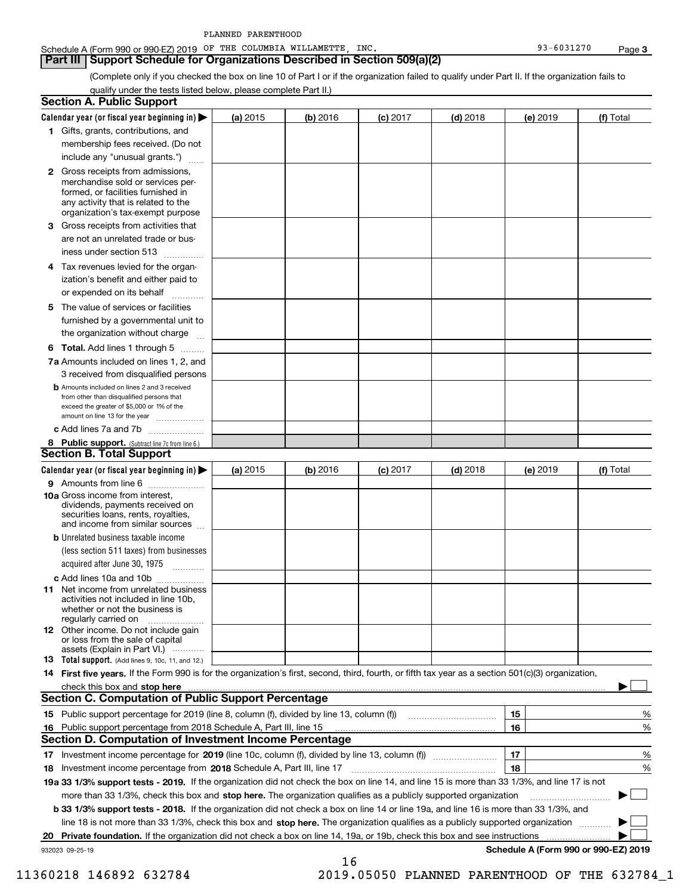PLANNED PARENTHOOD

Schedule A (Form 990 or 990-EZ) 2019 OF THE COLUMBIA WILLAMETTE, INC. 93-6031270 Page **3**

## Part III Support Schedule for Organizations Described in Section 509(a)(2)

(Complete only if you checked the box on line 10 of Part I or if the organization failed to qualify under Part II. If the organization fails to qualify under the tests listed below, please complete Part II.)

### Section A. Public Support

| Calendar year (or fiscal year beginning in) ▶ | (a) 2015 | (b) 2016 | (c) 2017 | (d) 2018 | (e) 2019 | (f) Total |
|---|---|---|---|---|---|---|
| **1** Gifts, grants, contributions, and membership fees received. (Do not include any "unusual grants.") | | | | | | |
| **2** Gross receipts from admissions, merchandise sold or services performed, or facilities furnished in any activity that is related to the organization's tax-exempt purpose | | | | | | |
| **3** Gross receipts from activities that are not an unrelated trade or business under section 513 | | | | | | |
| **4** Tax revenues levied for the organization's benefit and either paid to or expended on its behalf | | | | | | |
| **5** The value of services or facilities furnished by a governmental unit to the organization without charge | | | | | | |
| **6 Total.** Add lines 1 through 5 | | | | | | |
| **7a** Amounts included on lines 1, 2, and 3 received from disqualified persons | | | | | | |
| **b** Amounts included on lines 2 and 3 received from other than disqualified persons that exceed the greater of $5,000 or 1% of the amount on line 13 for the year | | | | | | |
| **c** Add lines 7a and 7b | | | | | | |
| **8 Public support.** (Subtract line 7c from line 6.) | | | | | | |

### Section B. Total Support

| Calendar year (or fiscal year beginning in) ▶ | (a) 2015 | (b) 2016 | (c) 2017 | (d) 2018 | (e) 2019 | (f) Total |
|---|---|---|---|---|---|---|
| **9** Amounts from line 6 | | | | | | |
| **10a** Gross income from interest, dividends, payments received on securities loans, rents, royalties, and income from similar sources | | | | | | |
| **b** Unrelated business taxable income (less section 511 taxes) from businesses acquired after June 30, 1975 | | | | | | |
| **c** Add lines 10a and 10b | | | | | | |
| **11** Net income from unrelated business activities not included in line 10b, whether or not the business is regularly carried on | | | | | | |
| **12** Other income. Do not include gain or loss from the sale of capital assets (Explain in Part VI.) | | | | | | |
| **13 Total support.** (Add lines 9, 10c, 11, and 12.) | | | | | | |

**14 First five years.** If the Form 990 is for the organization's first, second, third, fourth, or fifth tax year as a section 501(c)(3) organization, check this box and **stop here** ▶ ☐

### Section C. Computation of Public Support Percentage

| | | | |
|---|---|---|---|
| **15** | Public support percentage for 2019 (line 8, column (f), divided by line 13, column (f)) | 15 | % |
| **16** | Public support percentage from 2018 Schedule A, Part III, line 15 | 16 | % |

### Section D. Computation of Investment Income Percentage

| | | | |
|---|---|---|---|
| **17** | Investment income percentage for **2019** (line 10c, column (f), divided by line 13, column (f)) | 17 | % |
| **18** | Investment income percentage from **2018** Schedule A, Part III, line 17 | 18 | % |

**19a 33 1/3% support tests - 2019.** If the organization did not check the box on line 14, and line 15 is more than 33 1/3%, and line 17 is not more than 33 1/3%, check this box and **stop here.** The organization qualifies as a publicly supported organization ▶ ☐

**b 33 1/3% support tests - 2018.** If the organization did not check a box on line 14 or line 19a, and line 16 is more than 33 1/3%, and line 18 is not more than 33 1/3%, check this box and **stop here.** The organization qualifies as a publicly supported organization ▶ ☐

**20 Private foundation.** If the organization did not check a box on line 14, 19a, or 19b, check this box and see instructions ▶ ☐

932023 09-25-19 **Schedule A (Form 990 or 990-EZ) 2019**

11360218 146892 632784 2019.05050 PLANNED PARENTHOOD OF THE 632784_1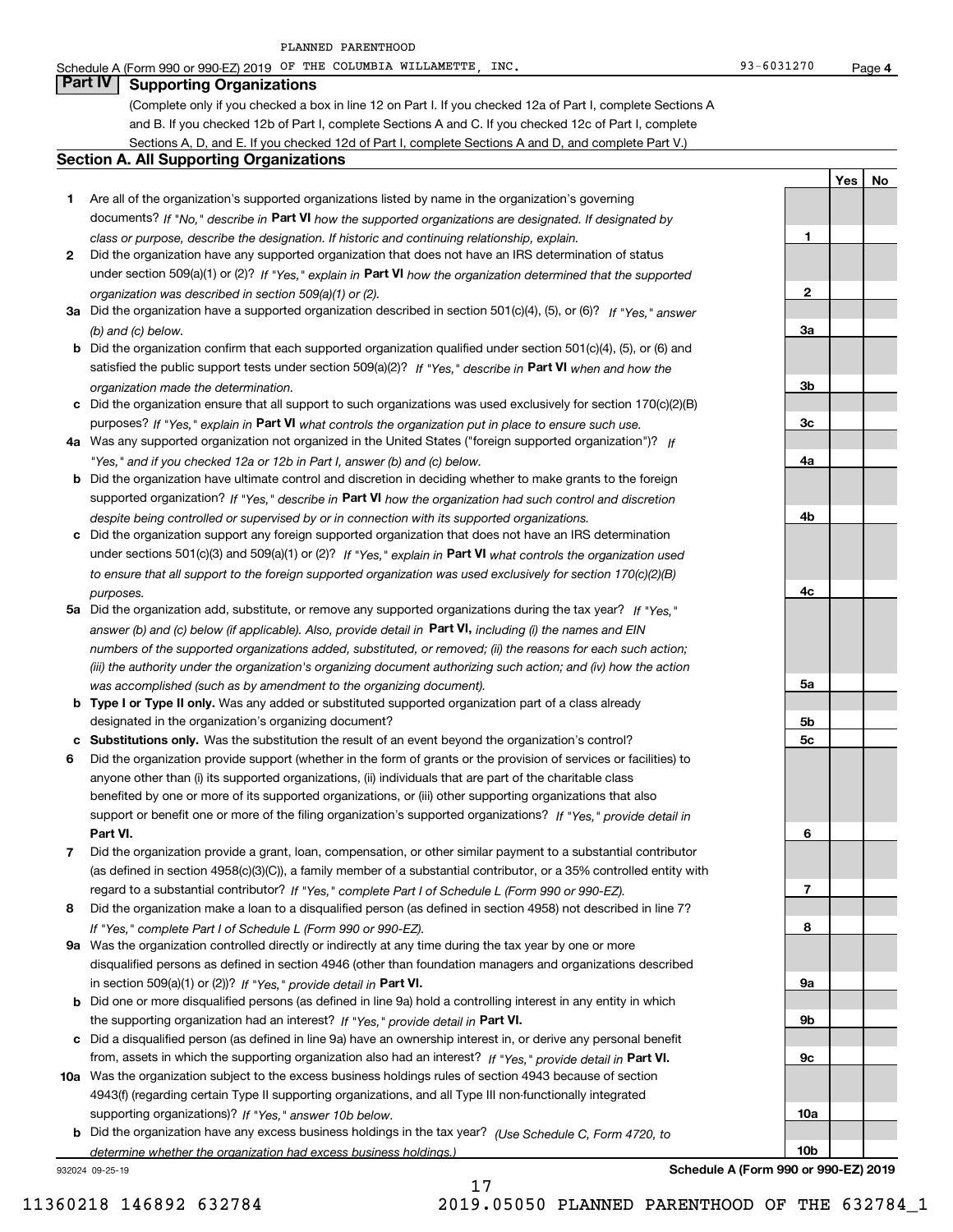PLANNED PARENTHOOD

Schedule A (Form 990 or 990-EZ) 2019 OF THE COLUMBIA WILLAMETTE, INC. 93-6031270 Page **4**

## Part IV Supporting Organizations

(Complete only if you checked a box in line 12 on Part I. If you checked 12a of Part I, complete Sections A and B. If you checked 12b of Part I, complete Sections A and C. If you checked 12c of Part I, complete Sections A, D, and E. If you checked 12d of Part I, complete Sections A and D, and complete Part V.)

### Section A. All Supporting Organizations

| | | | Yes | No |
|---|---|---|---|---|
| **1** | Are all of the organization's supported organizations listed by name in the organization's governing documents? *If "No," describe in* **Part VI** *how the supported organizations are designated. If designated by class or purpose, describe the designation. If historic and continuing relationship, explain.* | **1** | | |
| **2** | Did the organization have any supported organization that does not have an IRS determination of status under section 509(a)(1) or (2)? *If "Yes," explain in* **Part VI** *how the organization determined that the supported organization was described in section 509(a)(1) or (2).* | **2** | | |
| **3a** | Did the organization have a supported organization described in section 501(c)(4), (5), or (6)? *If "Yes," answer (b) and (c) below.* | **3a** | | |
| **b** | Did the organization confirm that each supported organization qualified under section 501(c)(4), (5), or (6) and satisfied the public support tests under section 509(a)(2)? *If "Yes," describe in* **Part VI** *when and how the organization made the determination.* | **3b** | | |
| **c** | Did the organization ensure that all support to such organizations was used exclusively for section 170(c)(2)(B) purposes? *If "Yes," explain in* **Part VI** *what controls the organization put in place to ensure such use.* | **3c** | | |
| **4a** | Was any supported organization not organized in the United States ("foreign supported organization")? *If "Yes," and if you checked 12a or 12b in Part I, answer (b) and (c) below.* | **4a** | | |
| **b** | Did the organization have ultimate control and discretion in deciding whether to make grants to the foreign supported organization? *If "Yes," describe in* **Part VI** *how the organization had such control and discretion despite being controlled or supervised by or in connection with its supported organizations.* | **4b** | | |
| **c** | Did the organization support any foreign supported organization that does not have an IRS determination under sections 501(c)(3) and 509(a)(1) or (2)? *If "Yes," explain in* **Part VI** *what controls the organization used to ensure that all support to the foreign supported organization was used exclusively for section 170(c)(2)(B) purposes.* | **4c** | | |
| **5a** | Did the organization add, substitute, or remove any supported organizations during the tax year? *If "Yes," answer (b) and (c) below (if applicable). Also, provide detail in* **Part VI,** *including (i) the names and EIN numbers of the supported organizations added, substituted, or removed; (ii) the reasons for each such action; (iii) the authority under the organization's organizing document authorizing such action; and (iv) how the action was accomplished (such as by amendment to the organizing document).* | **5a** | | |
| **b** | **Type I or Type II only.** Was any added or substituted supported organization part of a class already designated in the organization's organizing document? | **5b** | | |
| **c** | **Substitutions only.** Was the substitution the result of an event beyond the organization's control? | **5c** | | |
| **6** | Did the organization provide support (whether in the form of grants or the provision of services or facilities) to anyone other than (i) its supported organizations, (ii) individuals that are part of the charitable class benefited by one or more of its supported organizations, or (iii) other supporting organizations that also support or benefit one or more of the filing organization's supported organizations? *If "Yes," provide detail in* **Part VI.** | **6** | | |
| **7** | Did the organization provide a grant, loan, compensation, or other similar payment to a substantial contributor (as defined in section 4958(c)(3)(C)), a family member of a substantial contributor, or a 35% controlled entity with regard to a substantial contributor? *If "Yes," complete Part I of Schedule L (Form 990 or 990-EZ).* | **7** | | |
| **8** | Did the organization make a loan to a disqualified person (as defined in section 4958) not described in line 7? *If "Yes," complete Part I of Schedule L (Form 990 or 990-EZ).* | **8** | | |
| **9a** | Was the organization controlled directly or indirectly at any time during the tax year by one or more disqualified persons as defined in section 4946 (other than foundation managers and organizations described in section 509(a)(1) or (2))? *If "Yes," provide detail in* **Part VI.** | **9a** | | |
| **b** | Did one or more disqualified persons (as defined in line 9a) hold a controlling interest in any entity in which the supporting organization had an interest? *If "Yes," provide detail in* **Part VI.** | **9b** | | |
| **c** | Did a disqualified person (as defined in line 9a) have an ownership interest in, or derive any personal benefit from, assets in which the supporting organization also had an interest? *If "Yes," provide detail in* **Part VI.** | **9c** | | |
| **10a** | Was the organization subject to the excess business holdings rules of section 4943 because of section 4943(f) (regarding certain Type II supporting organizations, and all Type III non-functionally integrated supporting organizations)? *If "Yes," answer 10b below.* | **10a** | | |
| **b** | Did the organization have any excess business holdings in the tax year? *(Use Schedule C, Form 4720, to determine whether the organization had excess business holdings.)* | **10b** | | |

932024 09-25-19 **Schedule A (Form 990 or 990-EZ) 2019**

11360218 146892 632784 2019.05050 PLANNED PARENTHOOD OF THE 632784_1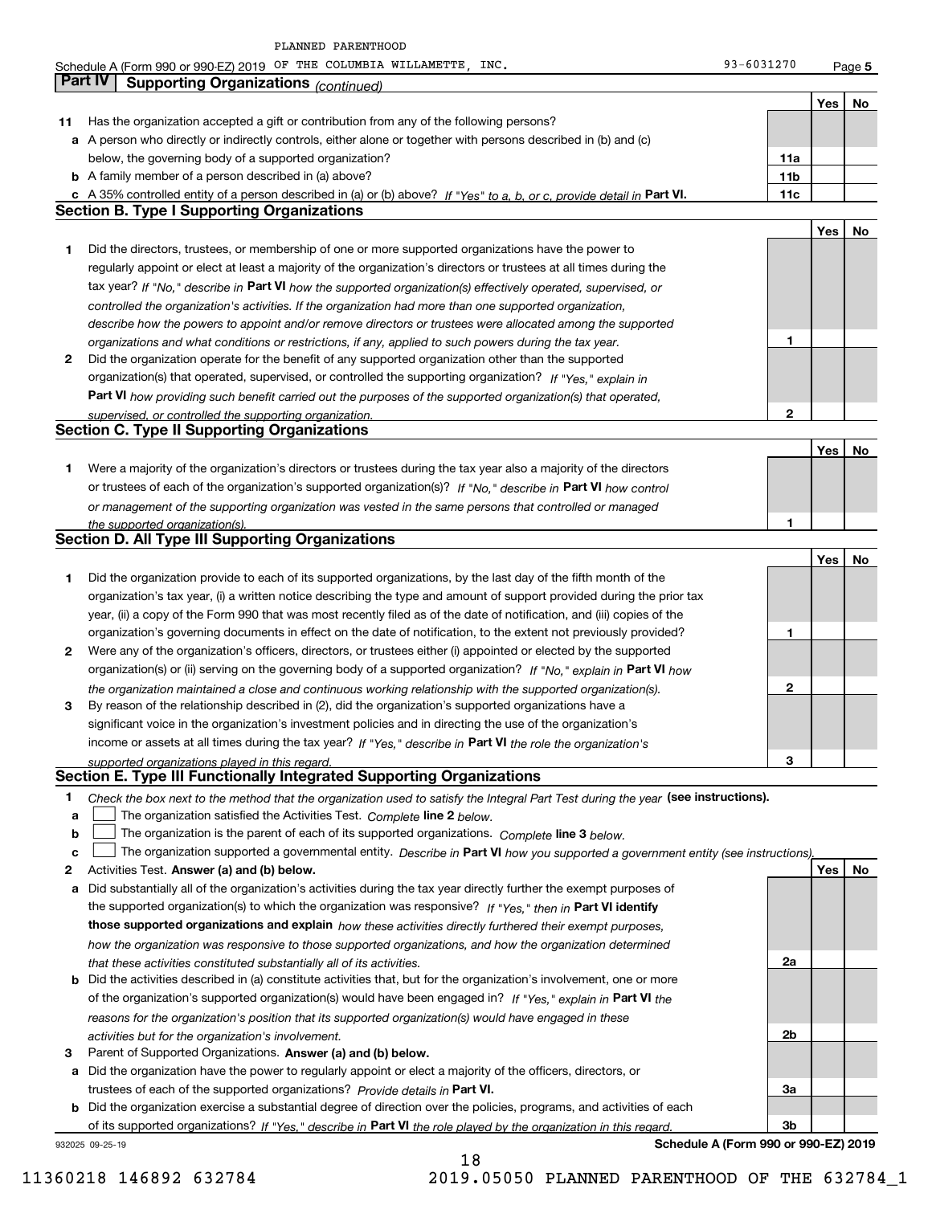PLANNED PARENTHOOD

Schedule A (Form 990 or 990-EZ) 2019 OF THE COLUMBIA WILLAMETTE, INC. 93-6031270 Page 5

## Part IV Supporting Organizations *(continued)*

| | | | Yes | No |
|---|---|---|---|---|
| **11** | Has the organization accepted a gift or contribution from any of the following persons? | | | |
| **a** | A person who directly or indirectly controls, either alone or together with persons described in (b) and (c) below, the governing body of a supported organization? | 11a | | |
| **b** | A family member of a person described in (a) above? | 11b | | |
| **c** | A 35% controlled entity of a person described in (a) or (b) above? *If "Yes" to a, b, or c, provide detail in* **Part VI.** | 11c | | |

### Section B. Type I Supporting Organizations

| | | | Yes | No |
|---|---|---|---|---|
| **1** | Did the directors, trustees, or membership of one or more supported organizations have the power to regularly appoint or elect at least a majority of the organization's directors or trustees at all times during the tax year? *If "No," describe in* **Part VI** *how the supported organization(s) effectively operated, supervised, or controlled the organization's activities. If the organization had more than one supported organization, describe how the powers to appoint and/or remove directors or trustees were allocated among the supported organizations and what conditions or restrictions, if any, applied to such powers during the tax year.* | 1 | | |
| **2** | Did the organization operate for the benefit of any supported organization other than the supported organization(s) that operated, supervised, or controlled the supporting organization? *If "Yes," explain in* **Part VI** *how providing such benefit carried out the purposes of the supported organization(s) that operated, supervised, or controlled the supporting organization.* | 2 | | |

### Section C. Type II Supporting Organizations

| | | | Yes | No |
|---|---|---|---|---|
| **1** | Were a majority of the organization's directors or trustees during the tax year also a majority of the directors or trustees of each of the organization's supported organization(s)? *If "No," describe in* **Part VI** *how control or management of the supporting organization was vested in the same persons that controlled or managed the supported organization(s).* | 1 | | |

### Section D. All Type III Supporting Organizations

| | | | Yes | No |
|---|---|---|---|---|
| **1** | Did the organization provide to each of its supported organizations, by the last day of the fifth month of the organization's tax year, (i) a written notice describing the type and amount of support provided during the prior tax year, (ii) a copy of the Form 990 that was most recently filed as of the date of notification, and (iii) copies of the organization's governing documents in effect on the date of notification, to the extent not previously provided? | 1 | | |
| **2** | Were any of the organization's officers, directors, or trustees either (i) appointed or elected by the supported organization(s) or (ii) serving on the governing body of a supported organization? *If "No," explain in* **Part VI** *how the organization maintained a close and continuous working relationship with the supported organization(s).* | 2 | | |
| **3** | By reason of the relationship described in (2), did the organization's supported organizations have a significant voice in the organization's investment policies and in directing the use of the organization's income or assets at all times during the tax year? *If "Yes," describe in* **Part VI** *the role the organization's supported organizations played in this regard.* | 3 | | |

### Section E. Type III Functionally Integrated Supporting Organizations

**1** *Check the box next to the method that the organization used to satisfy the Integral Part Test during the year* **(see instructions).**

- **a** ☐ The organization satisfied the Activities Test. *Complete* **line 2** *below.*
- **b** ☐ The organization is the parent of each of its supported organizations. *Complete* **line 3** *below.*
- **c** ☐ The organization supported a governmental entity. *Describe in* **Part VI** *how you supported a government entity (see instructions).*

| | | | Yes | No |
|---|---|---|---|---|
| **2** | Activities Test. **Answer (a) and (b) below.** | | | |
| **a** | Did substantially all of the organization's activities during the tax year directly further the exempt purposes of the supported organization(s) to which the organization was responsive? *If "Yes," then in* **Part VI identify those supported organizations and explain** *how these activities directly furthered their exempt purposes, how the organization was responsive to those supported organizations, and how the organization determined that these activities constituted substantially all of its activities.* | 2a | | |
| **b** | Did the activities described in (a) constitute activities that, but for the organization's involvement, one or more of the organization's supported organization(s) would have been engaged in? *If "Yes," explain in* **Part VI** *the reasons for the organization's position that its supported organization(s) would have engaged in these activities but for the organization's involvement.* | 2b | | |
| **3** | Parent of Supported Organizations. **Answer (a) and (b) below.** | | | |
| **a** | Did the organization have the power to regularly appoint or elect a majority of the officers, directors, or trustees of each of the supported organizations? *Provide details in* **Part VI.** | 3a | | |
| **b** | Did the organization exercise a substantial degree of direction over the policies, programs, and activities of each of its supported organizations? *If "Yes," describe in* **Part VI** *the role played by the organization in this regard.* | 3b | | |

932025 09-25-19 **Schedule A (Form 990 or 990-EZ) 2019**

11360218 146892 632784 2019.05050 PLANNED PARENTHOOD OF THE 632784_1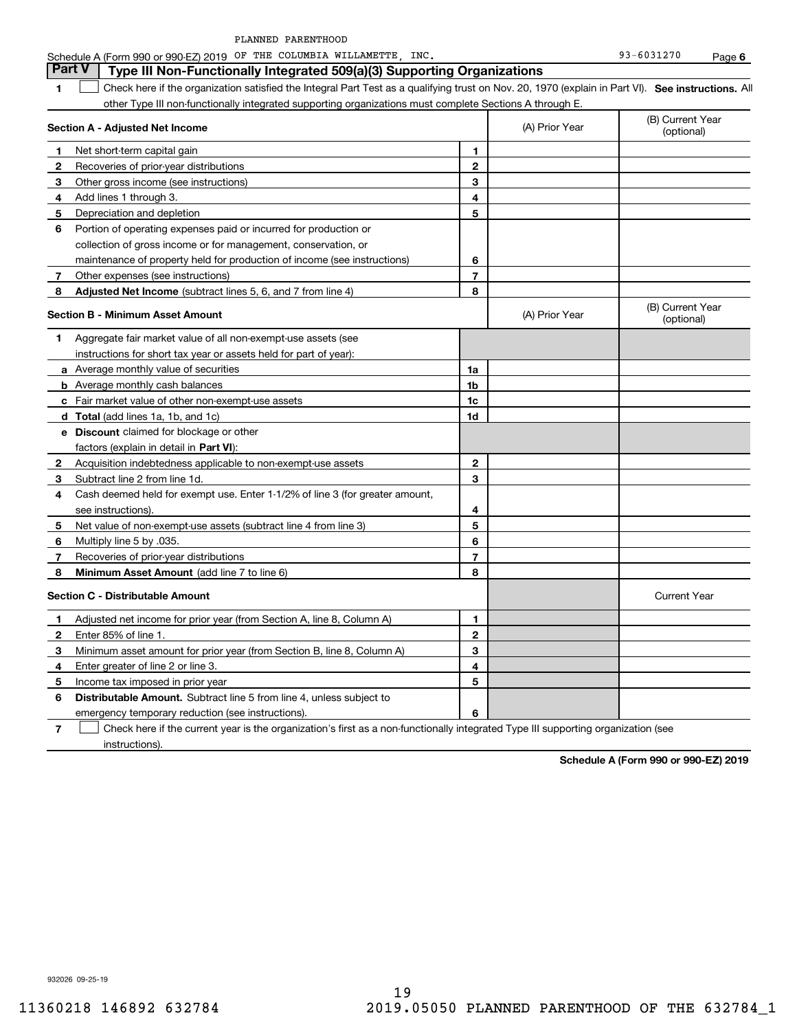PLANNED PARENTHOOD

Schedule A (Form 990 or 990-EZ) 2019 OF THE COLUMBIA WILLAMETTE, INC. 93-6031270 Page 6

## Part V Type III Non-Functionally Integrated 509(a)(3) Supporting Organizations

1 ☐ Check here if the organization satisfied the Integral Part Test as a qualifying trust on Nov. 20, 1970 (explain in Part VI). **See instructions.** All other Type III non-functionally integrated supporting organizations must complete Sections A through E.

| **Section A - Adjusted Net Income** | | (A) Prior Year | (B) Current Year (optional) |
|---|---|---|---|
| **1** Net short-term capital gain | 1 | | |
| **2** Recoveries of prior-year distributions | 2 | | |
| **3** Other gross income (see instructions) | 3 | | |
| **4** Add lines 1 through 3. | 4 | | |
| **5** Depreciation and depletion | 5 | | |
| **6** Portion of operating expenses paid or incurred for production or collection of gross income or for management, conservation, or maintenance of property held for production of income (see instructions) | 6 | | |
| **7** Other expenses (see instructions) | 7 | | |
| **8** **Adjusted Net Income** (subtract lines 5, 6, and 7 from line 4) | 8 | | |

| **Section B - Minimum Asset Amount** | | (A) Prior Year | (B) Current Year (optional) |
|---|---|---|---|
| **1** Aggregate fair market value of all non-exempt-use assets (see instructions for short tax year or assets held for part of year): | | | |
| **a** Average monthly value of securities | 1a | | |
| **b** Average monthly cash balances | 1b | | |
| **c** Fair market value of other non-exempt-use assets | 1c | | |
| **d** **Total** (add lines 1a, 1b, and 1c) | 1d | | |
| **e** **Discount** claimed for blockage or other factors (explain in detail in **Part VI**): | | | |
| **2** Acquisition indebtedness applicable to non-exempt-use assets | 2 | | |
| **3** Subtract line 2 from line 1d. | 3 | | |
| **4** Cash deemed held for exempt use. Enter 1-1/2% of line 3 (for greater amount, see instructions). | 4 | | |
| **5** Net value of non-exempt-use assets (subtract line 4 from line 3) | 5 | | |
| **6** Multiply line 5 by .035. | 6 | | |
| **7** Recoveries of prior-year distributions | 7 | | |
| **8** **Minimum Asset Amount** (add line 7 to line 6) | 8 | | |

| **Section C - Distributable Amount** | | | Current Year |
|---|---|---|---|
| **1** Adjusted net income for prior year (from Section A, line 8, Column A) | 1 | | |
| **2** Enter 85% of line 1. | 2 | | |
| **3** Minimum asset amount for prior year (from Section B, line 8, Column A) | 3 | | |
| **4** Enter greater of line 2 or line 3. | 4 | | |
| **5** Income tax imposed in prior year | 5 | | |
| **6** **Distributable Amount.** Subtract line 5 from line 4, unless subject to emergency temporary reduction (see instructions). | 6 | | |

7 ☐ Check here if the current year is the organization's first as a non-functionally integrated Type III supporting organization (see instructions).

**Schedule A (Form 990 or 990-EZ) 2019**

932026 09-25-19

11360218 146892 632784 2019.05050 PLANNED PARENTHOOD OF THE 632784_1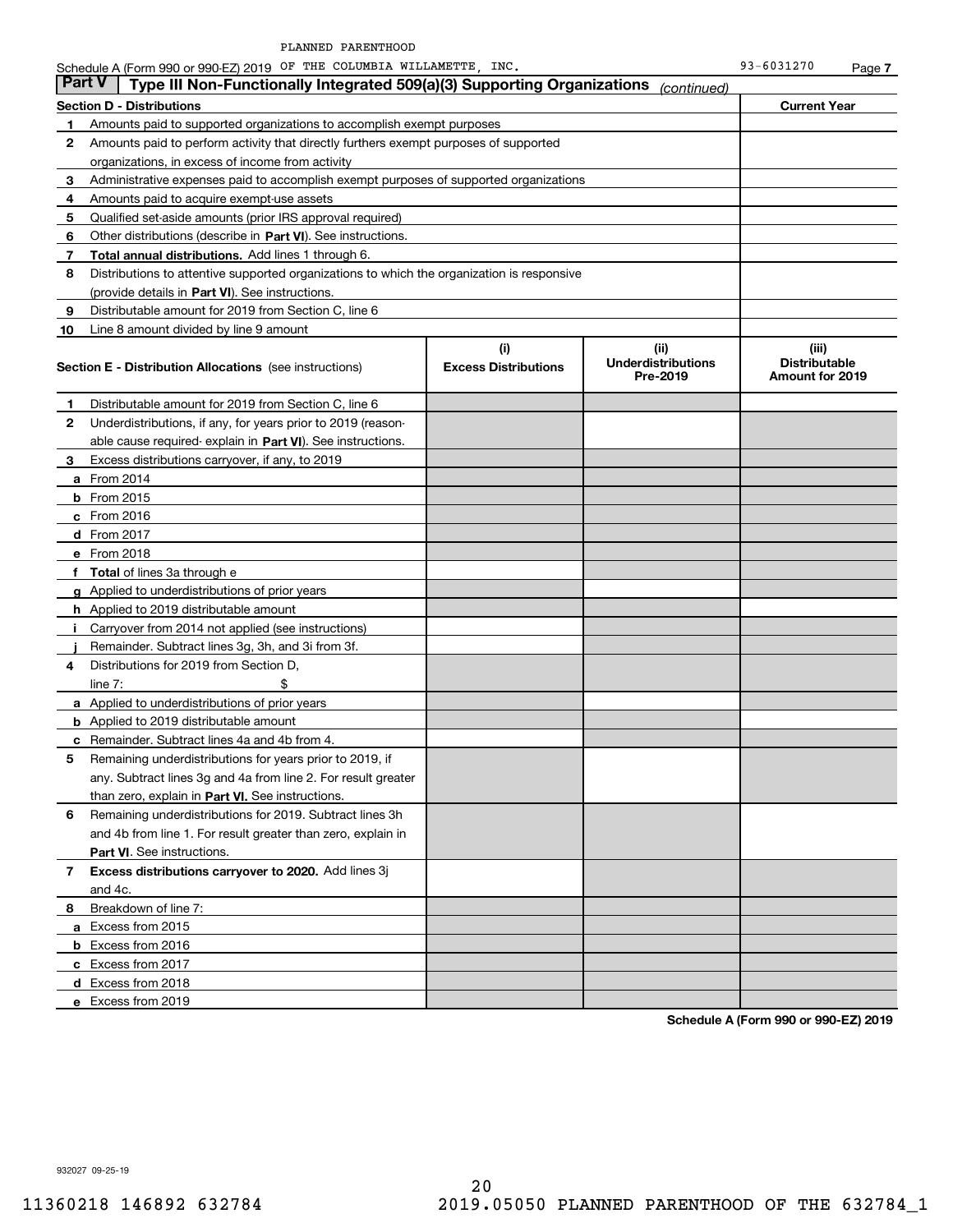PLANNED PARENTHOOD

Schedule A (Form 990 or 990-EZ) 2019 OF THE COLUMBIA WILLAMETTE, INC. 93-6031270 Page **7**

## Part V | Type III Non-Functionally Integrated 509(a)(3) Supporting Organizations *(continued)*

| **Section D - Distributions** | | **Current Year** |
|---|---|---|
| **1** | Amounts paid to supported organizations to accomplish exempt purposes | |
| **2** | Amounts paid to perform activity that directly furthers exempt purposes of supported organizations, in excess of income from activity | |
| **3** | Administrative expenses paid to accomplish exempt purposes of supported organizations | |
| **4** | Amounts paid to acquire exempt-use assets | |
| **5** | Qualified set-aside amounts (prior IRS approval required) | |
| **6** | Other distributions (describe in **Part VI**). See instructions. | |
| **7** | **Total annual distributions.** Add lines 1 through 6. | |
| **8** | Distributions to attentive supported organizations to which the organization is responsive (provide details in **Part VI**). See instructions. | |
| **9** | Distributable amount for 2019 from Section C, line 6 | |
| **10** | Line 8 amount divided by line 9 amount | |

| **Section E - Distribution Allocations** (see instructions) | | **(i) Excess Distributions** | **(ii) Underdistributions Pre-2019** | **(iii) Distributable Amount for 2019** |
|---|---|---|---|---|
| **1** | Distributable amount for 2019 from Section C, line 6 | | | |
| **2** | Underdistributions, if any, for years prior to 2019 (reasonable cause required- explain in **Part VI**). See instructions. | | | |
| **3** | Excess distributions carryover, if any, to 2019 | | | |
| **a** | From 2014 | | | |
| **b** | From 2015 | | | |
| **c** | From 2016 | | | |
| **d** | From 2017 | | | |
| **e** | From 2018 | | | |
| **f** | **Total** of lines 3a through e | | | |
| **g** | Applied to underdistributions of prior years | | | |
| **h** | Applied to 2019 distributable amount | | | |
| **i** | Carryover from 2014 not applied (see instructions) | | | |
| **j** | Remainder. Subtract lines 3g, 3h, and 3i from 3f. | | | |
| **4** | Distributions for 2019 from Section D, line 7: $ | | | |
| **a** | Applied to underdistributions of prior years | | | |
| **b** | Applied to 2019 distributable amount | | | |
| **c** | Remainder. Subtract lines 4a and 4b from 4. | | | |
| **5** | Remaining underdistributions for years prior to 2019, if any. Subtract lines 3g and 4a from line 2. For result greater than zero, explain in **Part VI.** See instructions. | | | |
| **6** | Remaining underdistributions for 2019. Subtract lines 3h and 4b from line 1. For result greater than zero, explain in **Part VI**. See instructions. | | | |
| **7** | **Excess distributions carryover to 2020.** Add lines 3j and 4c. | | | |
| **8** | Breakdown of line 7: | | | |
| **a** | Excess from 2015 | | | |
| **b** | Excess from 2016 | | | |
| **c** | Excess from 2017 | | | |
| **d** | Excess from 2018 | | | |
| **e** | Excess from 2019 | | | |

**Schedule A (Form 990 or 990-EZ) 2019**

932027 09-25-19

11360218 146892 632784 2019.05050 PLANNED PARENTHOOD OF THE 632784_1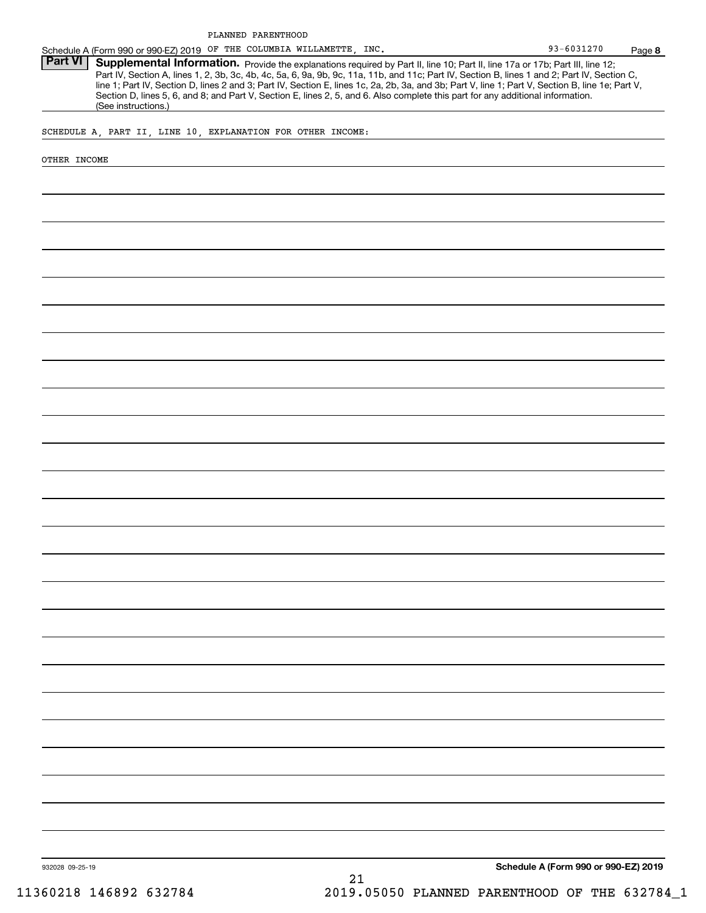PLANNED PARENTHOOD

Schedule A (Form 990 or 990-EZ) 2019 OF THE COLUMBIA WILLAMETTE, INC. 93-6031270 Page **8**

## Part VI Supplemental Information.

Provide the explanations required by Part II, line 10; Part II, line 17a or 17b; Part III, line 12; Part IV, Section A, lines 1, 2, 3b, 3c, 4b, 4c, 5a, 6, 9a, 9b, 9c, 11a, 11b, and 11c; Part IV, Section B, lines 1 and 2; Part IV, Section C, line 1; Part IV, Section D, lines 2 and 3; Part IV, Section E, lines 1c, 2a, 2b, 3a, and 3b; Part V, line 1; Part V, Section B, line 1e; Part V, Section D, lines 5, 6, and 8; and Part V, Section E, lines 2, 5, and 6. Also complete this part for any additional information. (See instructions.)

SCHEDULE A, PART II, LINE 10, EXPLANATION FOR OTHER INCOME:

OTHER INCOME

932028 09-25-19

**Schedule A (Form 990 or 990-EZ) 2019**

11360218 146892 632784 2019.05050 PLANNED PARENTHOOD OF THE 632784_1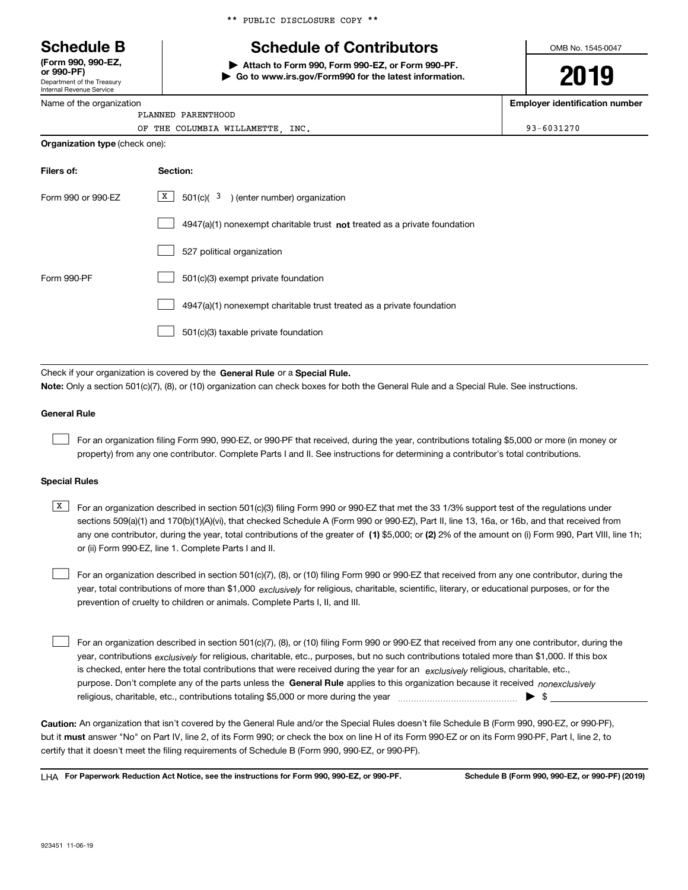\*\* PUBLIC DISCLOSURE COPY \*\*

# Schedule B

**(Form 990, 990-EZ, or 990-PF)**
Department of the Treasury
Internal Revenue Service

## Schedule of Contributors

▶ **Attach to Form 990, Form 990-EZ, or Form 990-PF.**
▶ **Go to www.irs.gov/Form990 for the latest information.**

OMB No. 1545-0047

**2019**

Name of the organization: PLANNED PARENTHOOD OF THE COLUMBIA WILLAMETTE, INC.

**Employer identification number:** 93-6031270

**Organization type** (check one):

| **Filers of:** | **Section:** |
|---|---|
| Form 990 or 990-EZ | [X] 501(c)( 3 ) (enter number) organization |
| | [ ] 4947(a)(1) nonexempt charitable trust **not** treated as a private foundation |
| | [ ] 527 political organization |
| Form 990-PF | [ ] 501(c)(3) exempt private foundation |
| | [ ] 4947(a)(1) nonexempt charitable trust treated as a private foundation |
| | [ ] 501(c)(3) taxable private foundation |

Check if your organization is covered by the **General Rule** or a **Special Rule.**

**Note:** Only a section 501(c)(7), (8), or (10) organization can check boxes for both the General Rule and a Special Rule. See instructions.

### General Rule

[ ] For an organization filing Form 990, 990-EZ, or 990-PF that received, during the year, contributions totaling $5,000 or more (in money or property) from any one contributor. Complete Parts I and II. See instructions for determining a contributor's total contributions.

### Special Rules

[X] For an organization described in section 501(c)(3) filing Form 990 or 990-EZ that met the 33 1/3% support test of the regulations under sections 509(a)(1) and 170(b)(1)(A)(vi), that checked Schedule A (Form 990 or 990-EZ), Part II, line 13, 16a, or 16b, and that received from any one contributor, during the year, total contributions of the greater of **(1)** $5,000; or **(2)** 2% of the amount on (i) Form 990, Part VIII, line 1h; or (ii) Form 990-EZ, line 1. Complete Parts I and II.

[ ] For an organization described in section 501(c)(7), (8), or (10) filing Form 990 or 990-EZ that received from any one contributor, during the year, total contributions of more than $1,000 *exclusively* for religious, charitable, scientific, literary, or educational purposes, or for the prevention of cruelty to children or animals. Complete Parts I, II, and III.

[ ] For an organization described in section 501(c)(7), (8), or (10) filing Form 990 or 990-EZ that received from any one contributor, during the year, contributions *exclusively* for religious, charitable, etc., purposes, but no such contributions totaled more than $1,000. If this box is checked, enter here the total contributions that were received during the year for an *exclusively* religious, charitable, etc., purpose. Don't complete any of the parts unless the **General Rule** applies to this organization because it received *nonexclusively* religious, charitable, etc., contributions totaling $5,000 or more during the year ▶ $ ____________

**Caution:** An organization that isn't covered by the General Rule and/or the Special Rules doesn't file Schedule B (Form 990, 990-EZ, or 990-PF), but it **must** answer "No" on Part IV, line 2, of its Form 990; or check the box on line H of its Form 990-EZ or on its Form 990-PF, Part I, line 2, to certify that it doesn't meet the filing requirements of Schedule B (Form 990, 990-EZ, or 990-PF).

LHA **For Paperwork Reduction Act Notice, see the instructions for Form 990, 990-EZ, or 990-PF.** **Schedule B (Form 990, 990-EZ, or 990-PF) (2019)**

923451 11-06-19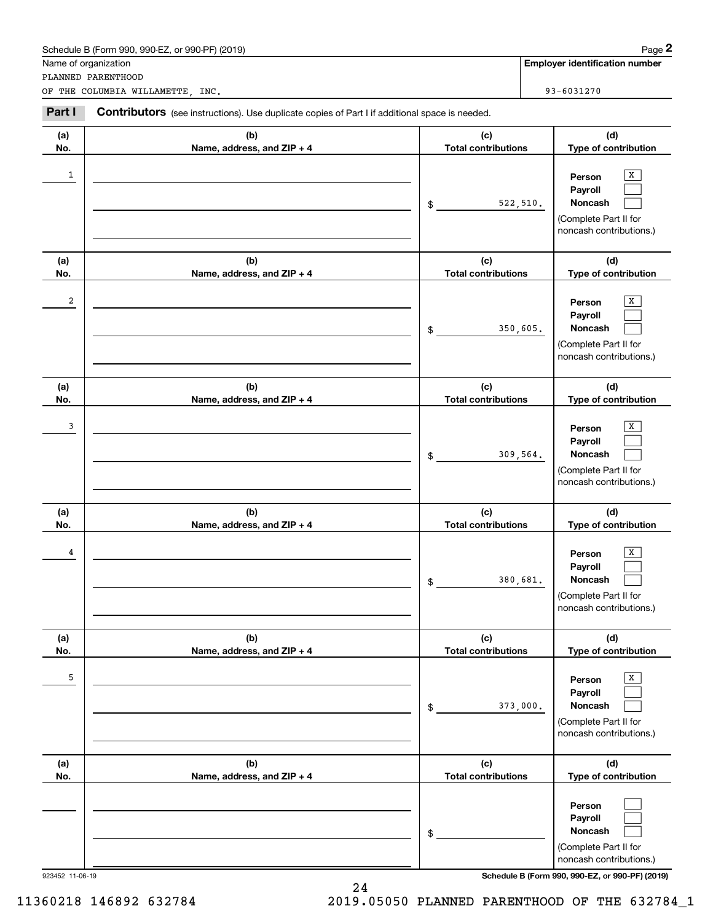Schedule B (Form 990, 990-EZ, or 990-PF) (2019)

Name of organization: PLANNED PARENTHOOD OF THE COLUMBIA WILLAMETTE, INC.

Employer identification number: 93-6031270

## Part I Contributors (see instructions). Use duplicate copies of Part I if additional space is needed.

| (a) No. | (b) Name, address, and ZIP + 4 | (c) Total contributions | (d) Type of contribution |
|---|---|---|---|
| 1 | | $ 522,510. | Person [X] Payroll [ ] Noncash [ ] (Complete Part II for noncash contributions.) |
| 2 | | $ 350,605. | Person [X] Payroll [ ] Noncash [ ] (Complete Part II for noncash contributions.) |
| 3 | | $ 309,564. | Person [X] Payroll [ ] Noncash [ ] (Complete Part II for noncash contributions.) |
| 4 | | $ 380,681. | Person [X] Payroll [ ] Noncash [ ] (Complete Part II for noncash contributions.) |
| 5 | | $ 373,000. | Person [X] Payroll [ ] Noncash [ ] (Complete Part II for noncash contributions.) |
| | | $ | Person [ ] Payroll [ ] Noncash [ ] (Complete Part II for noncash contributions.) |

923452 11-06-19

Schedule B (Form 990, 990-EZ, or 990-PF) (2019)

11360218 146892 632784 2019.05050 PLANNED PARENTHOOD OF THE 632784_1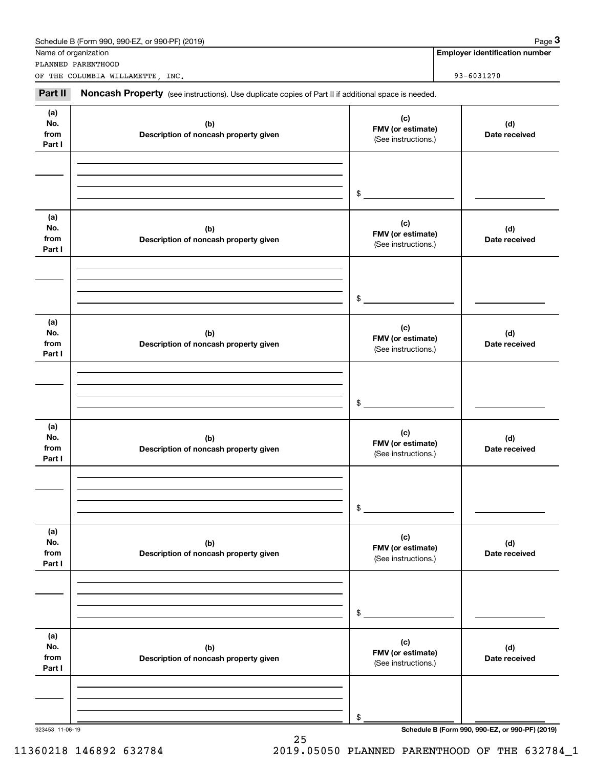Schedule B (Form 990, 990-EZ, or 990-PF) (2019)

Name of organization: PLANNED PARENTHOOD OF THE COLUMBIA WILLAMETTE, INC.

**Employer identification number:** 93-6031270

**Part II** **Noncash Property** (see instructions). Use duplicate copies of Part II if additional space is needed.

| (a) No. from Part I | (b) Description of noncash property given | (c) FMV (or estimate) (See instructions.) | (d) Date received |
|---|---|---|---|
| | | $ | |

| (a) No. from Part I | (b) Description of noncash property given | (c) FMV (or estimate) (See instructions.) | (d) Date received |
|---|---|---|---|
| | | $ | |

| (a) No. from Part I | (b) Description of noncash property given | (c) FMV (or estimate) (See instructions.) | (d) Date received |
|---|---|---|---|
| | | $ | |

| (a) No. from Part I | (b) Description of noncash property given | (c) FMV (or estimate) (See instructions.) | (d) Date received |
|---|---|---|---|
| | | $ | |

| (a) No. from Part I | (b) Description of noncash property given | (c) FMV (or estimate) (See instructions.) | (d) Date received |
|---|---|---|---|
| | | $ | |

| (a) No. from Part I | (b) Description of noncash property given | (c) FMV (or estimate) (See instructions.) | (d) Date received |
|---|---|---|---|
| | | $ | |

923453 11-06-19

Schedule B (Form 990, 990-EZ, or 990-PF) (2019)

11360218 146892 632784 2019.05050 PLANNED PARENTHOOD OF THE 632784_1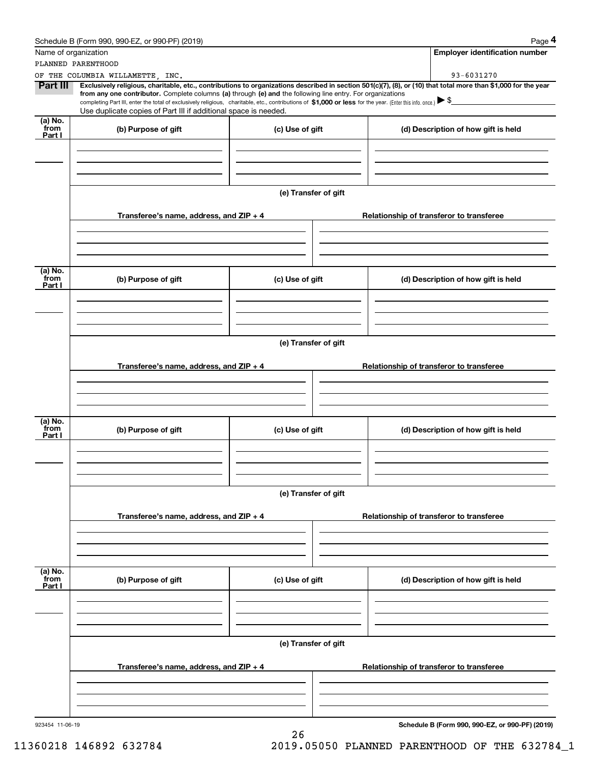Schedule B (Form 990, 990-EZ, or 990-PF) (2019)

Name of organization: PLANNED PARENTHOOD OF THE COLUMBIA WILLAMETTE, INC.

**Employer identification number:** 93-6031270

**Part III** **Exclusively religious, charitable, etc., contributions to organizations described in section 501(c)(7), (8), or (10) that total more than $1,000 for the year from any one contributor.** Complete columns **(a)** through **(e) and** the following line entry. For organizations completing Part III, enter the total of exclusively religious, charitable, etc., contributions of **$1,000 or less** for the year. (Enter this info. once.) ▶ $

Use duplicate copies of Part III if additional space is needed.

| (a) No. from Part I | (b) Purpose of gift | (c) Use of gift | (d) Description of how gift is held |
|---|---|---|---|
| | | | |

**(e) Transfer of gift**

| Transferee's name, address, and ZIP + 4 | Relationship of transferor to transferee |
|---|---|
| | |

| (a) No. from Part I | (b) Purpose of gift | (c) Use of gift | (d) Description of how gift is held |
|---|---|---|---|
| | | | |

**(e) Transfer of gift**

| Transferee's name, address, and ZIP + 4 | Relationship of transferor to transferee |
|---|---|
| | |

| (a) No. from Part I | (b) Purpose of gift | (c) Use of gift | (d) Description of how gift is held |
|---|---|---|---|
| | | | |

**(e) Transfer of gift**

| Transferee's name, address, and ZIP + 4 | Relationship of transferor to transferee |
|---|---|
| | |

| (a) No. from Part I | (b) Purpose of gift | (c) Use of gift | (d) Description of how gift is held |
|---|---|---|---|
| | | | |

**(e) Transfer of gift**

| Transferee's name, address, and ZIP + 4 | Relationship of transferor to transferee |
|---|---|
| | |

923454 11-06-19

**Schedule B (Form 990, 990-EZ, or 990-PF) (2019)**

11360218 146892 632784 2019.05050 PLANNED PARENTHOOD OF THE 632784_1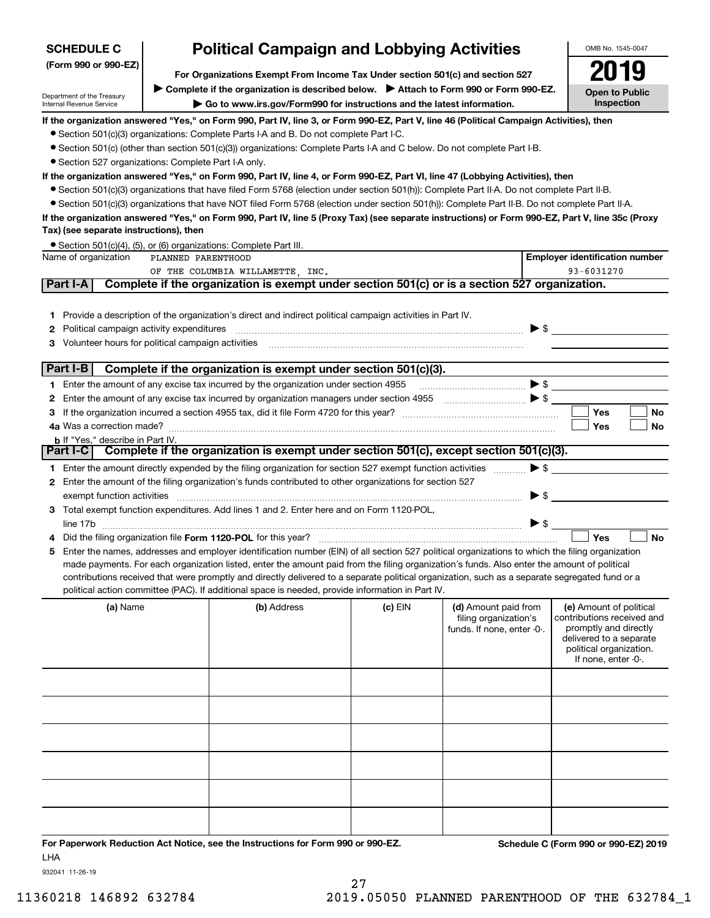**SCHEDULE C**
**(Form 990 or 990-EZ)**

Department of the Treasury
Internal Revenue Service

# Political Campaign and Lobbying Activities

**For Organizations Exempt From Income Tax Under section 501(c) and section 527**

▶ **Complete if the organization is described below.** ▶ **Attach to Form 990 or Form 990-EZ.**

▶ **Go to www.irs.gov/Form990 for instructions and the latest information.**

OMB No. 1545-0047

**2019**

**Open to Public Inspection**

**If the organization answered "Yes," on Form 990, Part IV, line 3, or Form 990-EZ, Part V, line 46 (Political Campaign Activities), then**

- Section 501(c)(3) organizations: Complete Parts I-A and B. Do not complete Part I-C.
- Section 501(c) (other than section 501(c)(3)) organizations: Complete Parts I-A and C below. Do not complete Part I-B.
- Section 527 organizations: Complete Part I-A only.

**If the organization answered "Yes," on Form 990, Part IV, line 4, or Form 990-EZ, Part VI, line 47 (Lobbying Activities), then**

- Section 501(c)(3) organizations that have filed Form 5768 (election under section 501(h)): Complete Part II-A. Do not complete Part II-B.
- Section 501(c)(3) organizations that have NOT filed Form 5768 (election under section 501(h)): Complete Part II-B. Do not complete Part II-A.

**If the organization answered "Yes," on Form 990, Part IV, line 5 (Proxy Tax) (see separate instructions) or Form 990-EZ, Part V, line 35c (Proxy Tax) (see separate instructions), then**

- Section 501(c)(4), (5), or (6) organizations: Complete Part III.

| Name of organization | Employer identification number |
|---|---|
| PLANNED PARENTHOOD OF THE COLUMBIA WILLAMETTE, INC. | 93-6031270 |

## Part I-A Complete if the organization is exempt under section 501(c) or is a section 527 organization.

1 Provide a description of the organization's direct and indirect political campaign activities in Part IV.

2 Political campaign activity expenditures ▶ $

3 Volunteer hours for political campaign activities

## Part I-B Complete if the organization is exempt under section 501(c)(3).

1 Enter the amount of any excise tax incurred by the organization under section 4955 ▶ $

2 Enter the amount of any excise tax incurred by organization managers under section 4955 ▶ $

3 If the organization incurred a section 4955 tax, did it file Form 4720 for this year? ☐ Yes ☐ No

4a Was a correction made? ☐ Yes ☐ No

b If "Yes," describe in Part IV.

## Part I-C Complete if the organization is exempt under section 501(c), except section 501(c)(3).

1 Enter the amount directly expended by the filing organization for section 527 exempt function activities ▶ $

2 Enter the amount of the filing organization's funds contributed to other organizations for section 527 exempt function activities ▶ $

3 Total exempt function expenditures. Add lines 1 and 2. Enter here and on Form 1120-POL, line 17b ▶ $

4 Did the filing organization file **Form 1120-POL** for this year? ☐ Yes ☐ No

5 Enter the names, addresses and employer identification number (EIN) of all section 527 political organizations to which the filing organization made payments. For each organization listed, enter the amount paid from the filing organization's funds. Also enter the amount of political contributions received that were promptly and directly delivered to a separate political organization, such as a separate segregated fund or a political action committee (PAC). If additional space is needed, provide information in Part IV.

| (a) Name | (b) Address | (c) EIN | (d) Amount paid from filing organization's funds. If none, enter -0-. | (e) Amount of political contributions received and promptly and directly delivered to a separate political organization. If none, enter -0-. |
|---|---|---|---|---|
| | | | | |
| | | | | |
| | | | | |
| | | | | |
| | | | | |
| | | | | |

**For Paperwork Reduction Act Notice, see the Instructions for Form 990 or 990-EZ.** **Schedule C (Form 990 or 990-EZ) 2019**

LHA

932041 11-26-19

11360218 146892 632784 2019.05050 PLANNED PARENTHOOD OF THE 632784_1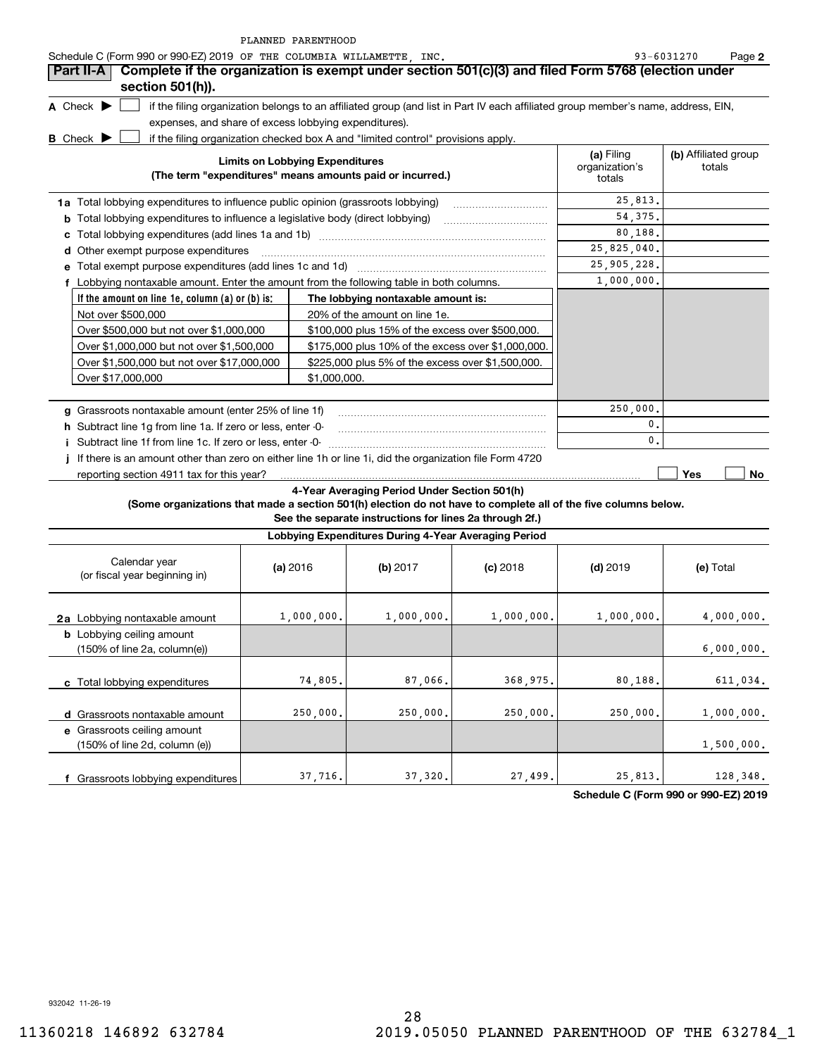PLANNED PARENTHOOD

Schedule C (Form 990 or 990-EZ) 2019 OF THE COLUMBIA WILLAMETTE, INC. 93-6031270 Page 2

## Part II-A Complete if the organization is exempt under section 501(c)(3) and filed Form 5768 (election under section 501(h)).

A Check ▶ ☐ if the filing organization belongs to an affiliated group (and list in Part IV each affiliated group member's name, address, EIN, expenses, and share of excess lobbying expenditures).

B Check ▶ ☐ if the filing organization checked box A and "limited control" provisions apply.

| Limits on Lobbying Expenditures (The term "expenditures" means amounts paid or incurred.) | (a) Filing organization's totals | (b) Affiliated group totals |
|---|---|---|
| 1a Total lobbying expenditures to influence public opinion (grassroots lobbying) | 25,813. | |
| b Total lobbying expenditures to influence a legislative body (direct lobbying) | 54,375. | |
| c Total lobbying expenditures (add lines 1a and 1b) | 80,188. | |
| d Other exempt purpose expenditures | 25,825,040. | |
| e Total exempt purpose expenditures (add lines 1c and 1d) | 25,905,228. | |
| f Lobbying nontaxable amount. Enter the amount from the following table in both columns. | 1,000,000. | |

| If the amount on line 1e, column (a) or (b) is: | The lobbying nontaxable amount is: |
|---|---|
| Not over $500,000 | 20% of the amount on line 1e. |
| Over $500,000 but not over $1,000,000 | $100,000 plus 15% of the excess over $500,000. |
| Over $1,000,000 but not over $1,500,000 | $175,000 plus 10% of the excess over $1,000,000. |
| Over $1,500,000 but not over $17,000,000 | $225,000 plus 5% of the excess over $1,500,000. |
| Over $17,000,000 | $1,000,000. |

| | (a) Filing organization's totals | (b) Affiliated group totals |
|---|---|---|
| g Grassroots nontaxable amount (enter 25% of line 1f) | 250,000. | |
| h Subtract line 1g from line 1a. If zero or less, enter -0- | 0. | |
| i Subtract line 1f from line 1c. If zero or less, enter -0- | 0. | |
| j If there is an amount other than zero on either line 1h or line 1i, did the organization file Form 4720 reporting section 4911 tax for this year? | ☐ Yes ☐ No | |

### 4-Year Averaging Period Under Section 501(h)

**(Some organizations that made a section 501(h) election do not have to complete all of the five columns below. See the separate instructions for lines 2a through 2f.)**

| Lobbying Expenditures During 4-Year Averaging Period | | | | | |
|---|---|---|---|---|---|
| Calendar year (or fiscal year beginning in) | (a) 2016 | (b) 2017 | (c) 2018 | (d) 2019 | (e) Total |
| 2a Lobbying nontaxable amount | 1,000,000. | 1,000,000. | 1,000,000. | 1,000,000. | 4,000,000. |
| b Lobbying ceiling amount (150% of line 2a, column(e)) | | | | | 6,000,000. |
| c Total lobbying expenditures | 74,805. | 87,066. | 368,975. | 80,188. | 611,034. |
| d Grassroots nontaxable amount | 250,000. | 250,000. | 250,000. | 250,000. | 1,000,000. |
| e Grassroots ceiling amount (150% of line 2d, column (e)) | | | | | 1,500,000. |
| f Grassroots lobbying expenditures | 37,716. | 37,320. | 27,499. | 25,813. | 128,348. |

Schedule C (Form 990 or 990-EZ) 2019

932042 11-26-19

11360218 146892 632784 2019.05050 PLANNED PARENTHOOD OF THE 632784_1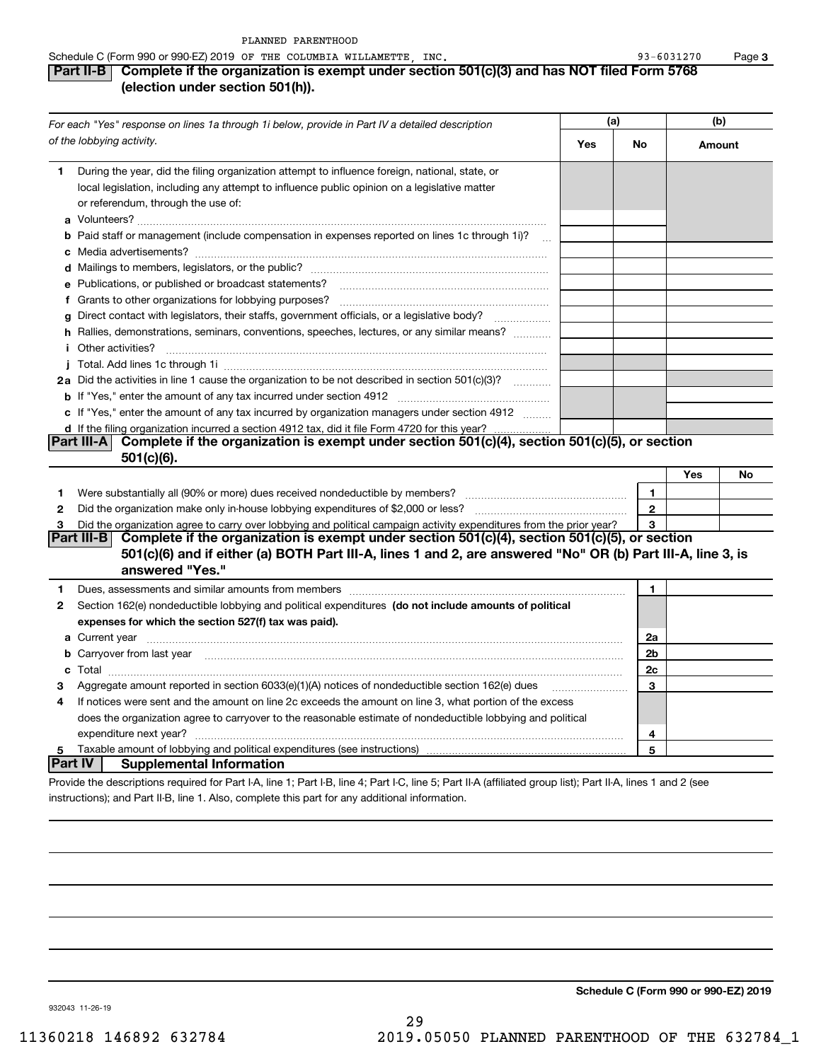PLANNED PARENTHOOD

Schedule C (Form 990 or 990-EZ) 2019 OF THE COLUMBIA WILLAMETTE, INC. 93-6031270 Page 3

## Part II-B Complete if the organization is exempt under section 501(c)(3) and has NOT filed Form 5768 (election under section 501(h)).

| *For each "Yes" response on lines 1a through 1i below, provide in Part IV a detailed description of the lobbying activity.* | (a) Yes | (a) No | (b) Amount |
|---|---|---|---|
| **1** During the year, did the filing organization attempt to influence foreign, national, state, or local legislation, including any attempt to influence public opinion on a legislative matter or referendum, through the use of: | | | |
| **a** Volunteers? | | | |
| **b** Paid staff or management (include compensation in expenses reported on lines 1c through 1i)? | | | |
| **c** Media advertisements? | | | |
| **d** Mailings to members, legislators, or the public? | | | |
| **e** Publications, or published or broadcast statements? | | | |
| **f** Grants to other organizations for lobbying purposes? | | | |
| **g** Direct contact with legislators, their staffs, government officials, or a legislative body? | | | |
| **h** Rallies, demonstrations, seminars, conventions, speeches, lectures, or any similar means? | | | |
| **i** Other activities? | | | |
| **j** Total. Add lines 1c through 1i | | | |
| **2a** Did the activities in line 1 cause the organization to be not described in section 501(c)(3)? | | | |
| **b** If "Yes," enter the amount of any tax incurred under section 4912 | | | |
| **c** If "Yes," enter the amount of any tax incurred by organization managers under section 4912 | | | |
| **d** If the filing organization incurred a section 4912 tax, did it file Form 4720 for this year? | | | |

## Part III-A Complete if the organization is exempt under section 501(c)(4), section 501(c)(5), or section 501(c)(6).

| | | Yes | No |
|---|---|---|---|
| **1** Were substantially all (90% or more) dues received nondeductible by members? | 1 | | |
| **2** Did the organization make only in-house lobbying expenditures of $2,000 or less? | 2 | | |
| **3** Did the organization agree to carry over lobbying and political campaign activity expenditures from the prior year? | 3 | | |

## Part III-B Complete if the organization is exempt under section 501(c)(4), section 501(c)(5), or section 501(c)(6) and if either (a) BOTH Part III-A, lines 1 and 2, are answered "No" OR (b) Part III-A, line 3, is answered "Yes."

| | | |
|---|---|---|
| **1** Dues, assessments and similar amounts from members | 1 | |
| **2** Section 162(e) nondeductible lobbying and political expenditures **(do not include amounts of political expenses for which the section 527(f) tax was paid).** | | |
| **a** Current year | 2a | |
| **b** Carryover from last year | 2b | |
| **c** Total | 2c | |
| **3** Aggregate amount reported in section 6033(e)(1)(A) notices of nondeductible section 162(e) dues | 3 | |
| **4** If notices were sent and the amount on line 2c exceeds the amount on line 3, what portion of the excess does the organization agree to carryover to the reasonable estimate of nondeductible lobbying and political expenditure next year? | 4 | |
| **5** Taxable amount of lobbying and political expenditures (see instructions) | 5 | |

## Part IV Supplemental Information

Provide the descriptions required for Part I-A, line 1; Part I-B, line 4; Part I-C, line 5; Part II-A (affiliated group list); Part II-A, lines 1 and 2 (see instructions); and Part II-B, line 1. Also, complete this part for any additional information.

**Schedule C (Form 990 or 990-EZ) 2019**

932043 11-26-19

11360218 146892 632784 2019.05050 PLANNED PARENTHOOD OF THE 632784_1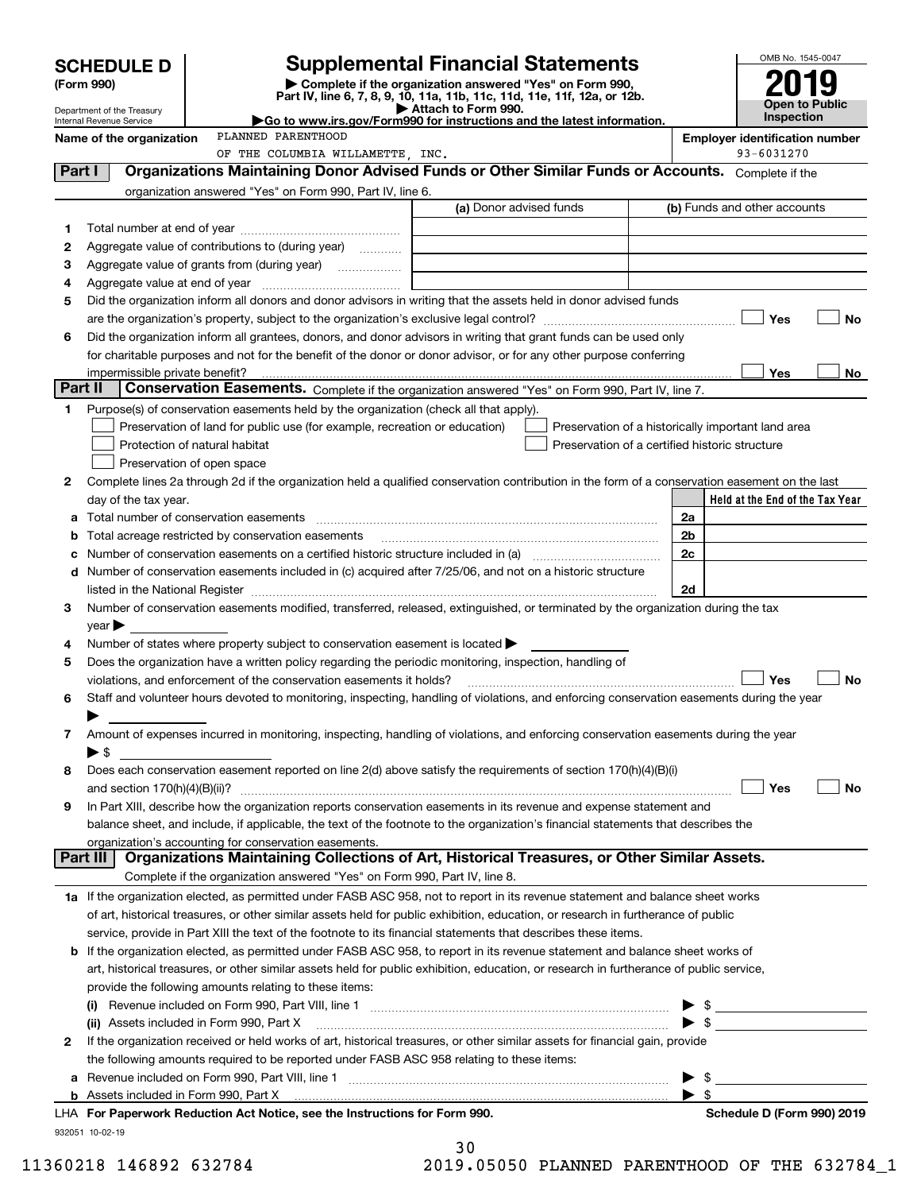# SCHEDULE D (Form 990)

Department of the Treasury
Internal Revenue Service

## Supplemental Financial Statements

▶ Complete if the organization answered "Yes" on Form 990, Part IV, line 6, 7, 8, 9, 10, 11a, 11b, 11c, 11d, 11e, 11f, 12a, or 12b.
▶ Attach to Form 990.
▶Go to www.irs.gov/Form990 for instructions and the latest information.

OMB No. 1545-0047

**2019**

**Open to Public Inspection**

**Name of the organization**
PLANNED PARENTHOOD
OF THE COLUMBIA WILLAMETTE, INC.

**Employer identification number**
93-6031270

### Part I — Organizations Maintaining Donor Advised Funds or Other Similar Funds or Accounts.

Complete if the organization answered "Yes" on Form 990, Part IV, line 6.

| | | (a) Donor advised funds | (b) Funds and other accounts |
|---|---|---|---|
| 1 | Total number at end of year | | |
| 2 | Aggregate value of contributions to (during year) | | |
| 3 | Aggregate value of grants from (during year) | | |
| 4 | Aggregate value at end of year | | |

5 Did the organization inform all donors and donor advisors in writing that the assets held in donor advised funds are the organization's property, subject to the organization's exclusive legal control? ☐ Yes ☐ No

6 Did the organization inform all grantees, donors, and donor advisors in writing that grant funds can be used only for charitable purposes and not for the benefit of the donor or donor advisor, or for any other purpose conferring impermissible private benefit? ☐ Yes ☐ No

### Part II — Conservation Easements.

Complete if the organization answered "Yes" on Form 990, Part IV, line 7.

1 Purpose(s) of conservation easements held by the organization (check all that apply).

- ☐ Preservation of land for public use (for example, recreation or education)
- ☐ Protection of natural habitat
- ☐ Preservation of open space
- ☐ Preservation of a historically important land area
- ☐ Preservation of a certified historic structure

2 Complete lines 2a through 2d if the organization held a qualified conservation contribution in the form of a conservation easement on the last day of the tax year.

| | | | Held at the End of the Tax Year |
|---|---|---|---|
| a | Total number of conservation easements | 2a | |
| b | Total acreage restricted by conservation easements | 2b | |
| c | Number of conservation easements on a certified historic structure included in (a) | 2c | |
| d | Number of conservation easements included in (c) acquired after 7/25/06, and not on a historic structure listed in the National Register | 2d | |

3 Number of conservation easements modified, transferred, released, extinguished, or terminated by the organization during the tax year ▶

4 Number of states where property subject to conservation easement is located ▶

5 Does the organization have a written policy regarding the periodic monitoring, inspection, handling of violations, and enforcement of the conservation easements it holds? ☐ Yes ☐ No

6 Staff and volunteer hours devoted to monitoring, inspecting, handling of violations, and enforcing conservation easements during the year ▶

7 Amount of expenses incurred in monitoring, inspecting, handling of violations, and enforcing conservation easements during the year ▶ $

8 Does each conservation easement reported on line 2(d) above satisfy the requirements of section 170(h)(4)(B)(i) and section 170(h)(4)(B)(ii)? ☐ Yes ☐ No

9 In Part XIII, describe how the organization reports conservation easements in its revenue and expense statement and balance sheet, and include, if applicable, the text of the footnote to the organization's financial statements that describes the organization's accounting for conservation easements.

### Part III — Organizations Maintaining Collections of Art, Historical Treasures, or Other Similar Assets.

Complete if the organization answered "Yes" on Form 990, Part IV, line 8.

1a If the organization elected, as permitted under FASB ASC 958, not to report in its revenue statement and balance sheet works of art, historical treasures, or other similar assets held for public exhibition, education, or research in furtherance of public service, provide in Part XIII the text of the footnote to its financial statements that describes these items.

b If the organization elected, as permitted under FASB ASC 958, to report in its revenue statement and balance sheet works of art, historical treasures, or other similar assets held for public exhibition, education, or research in furtherance of public service, provide the following amounts relating to these items:

(i) Revenue included on Form 990, Part VIII, line 1 ▶ $

(ii) Assets included in Form 990, Part X ▶ $

2 If the organization received or held works of art, historical treasures, or other similar assets for financial gain, provide the following amounts required to be reported under FASB ASC 958 relating to these items:

a Revenue included on Form 990, Part VIII, line 1 ▶ $

b Assets included in Form 990, Part X ▶ $

LHA For Paperwork Reduction Act Notice, see the Instructions for Form 990. Schedule D (Form 990) 2019

932051 10-02-19

11360218 146892 632784 2019.05050 PLANNED PARENTHOOD OF THE 632784_1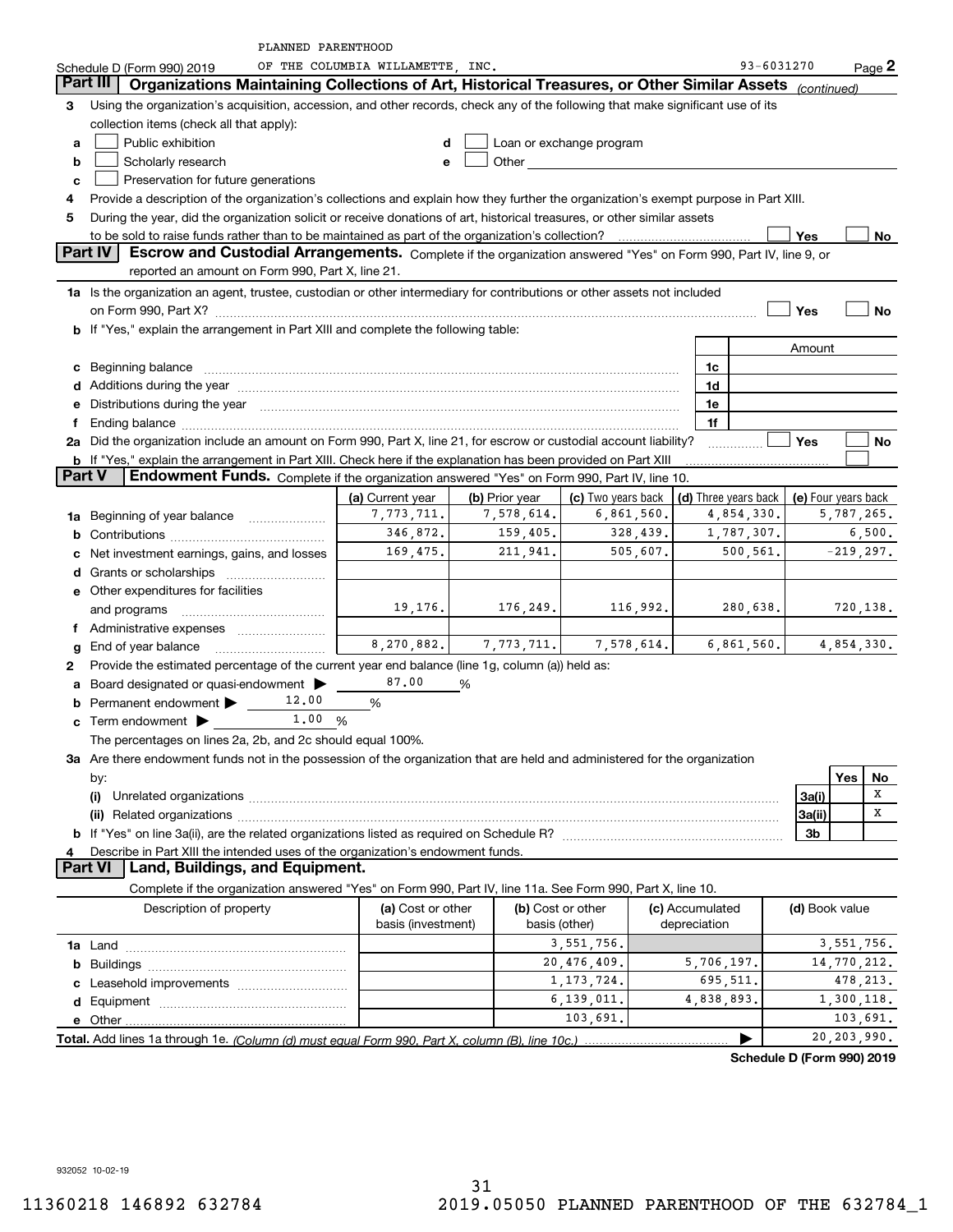PLANNED PARENTHOOD

Schedule D (Form 990) 2019 OF THE COLUMBIA WILLAMETTE, INC. 93-6031270 Page 2

## Part III Organizations Maintaining Collections of Art, Historical Treasures, or Other Similar Assets *(continued)*

3 Using the organization's acquisition, accession, and other records, check any of the following that make significant use of its collection items (check all that apply):

- a ☐ Public exhibition
- b ☐ Scholarly research
- c ☐ Preservation for future generations
- d ☐ Loan or exchange program
- e ☐ Other

4 Provide a description of the organization's collections and explain how they further the organization's exempt purpose in Part XIII.

5 During the year, did the organization solicit or receive donations of art, historical treasures, or other similar assets to be sold to raise funds rather than to be maintained as part of the organization's collection? ☐ Yes ☐ No

## Part IV Escrow and Custodial Arrangements.

Complete if the organization answered "Yes" on Form 990, Part IV, line 9, or reported an amount on Form 990, Part X, line 21.

1a Is the organization an agent, trustee, custodian or other intermediary for contributions or other assets not included on Form 990, Part X? ☐ Yes ☐ No

b If "Yes," explain the arrangement in Part XIII and complete the following table:

| | | Amount |
|---|---|---|
| c Beginning balance | 1c | |
| d Additions during the year | 1d | |
| e Distributions during the year | 1e | |
| f Ending balance | 1f | |

2a Did the organization include an amount on Form 990, Part X, line 21, for escrow or custodial account liability? ☐ Yes ☐ No

b If "Yes," explain the arrangement in Part XIII. Check here if the explanation has been provided on Part XIII ☐

## Part V Endowment Funds.

Complete if the organization answered "Yes" on Form 990, Part IV, line 10.

| | (a) Current year | (b) Prior year | (c) Two years back | (d) Three years back | (e) Four years back |
|---|---|---|---|---|---|
| 1a Beginning of year balance | 7,773,711. | 7,578,614. | 6,861,560. | 4,854,330. | 5,787,265. |
| b Contributions | 346,872. | 159,405. | 328,439. | 1,787,307. | 6,500. |
| c Net investment earnings, gains, and losses | 169,475. | 211,941. | 505,607. | 500,561. | -219,297. |
| d Grants or scholarships | | | | | |
| e Other expenditures for facilities and programs | 19,176. | 176,249. | 116,992. | 280,638. | 720,138. |
| f Administrative expenses | | | | | |
| g End of year balance | 8,270,882. | 7,773,711. | 7,578,614. | 6,861,560. | 4,854,330. |

2 Provide the estimated percentage of the current year end balance (line 1g, column (a)) held as:

- a Board designated or quasi-endowment ▶ 87.00 %
- b Permanent endowment ▶ 12.00 %
- c Term endowment ▶ 1.00 %

The percentages on lines 2a, 2b, and 2c should equal 100%.

3a Are there endowment funds not in the possession of the organization that are held and administered for the organization by:

| | | Yes | No |
|---|---|---|---|
| (i) Unrelated organizations | 3a(i) | | X |
| (ii) Related organizations | 3a(ii) | | X |
| b If "Yes" on line 3a(ii), are the related organizations listed as required on Schedule R? | 3b | | |

4 Describe in Part XIII the intended uses of the organization's endowment funds.

## Part VI Land, Buildings, and Equipment.

Complete if the organization answered "Yes" on Form 990, Part IV, line 11a. See Form 990, Part X, line 10.

| Description of property | (a) Cost or other basis (investment) | (b) Cost or other basis (other) | (c) Accumulated depreciation | (d) Book value |
|---|---|---|---|---|
| 1a Land | | 3,551,756. | | 3,551,756. |
| b Buildings | | 20,476,409. | 5,706,197. | 14,770,212. |
| c Leasehold improvements | | 1,173,724. | 695,511. | 478,213. |
| d Equipment | | 6,139,011. | 4,838,893. | 1,300,118. |
| e Other | | 103,691. | | 103,691. |
| **Total.** Add lines 1a through 1e. *(Column (d) must equal Form 990, Part X, column (B), line 10c.)* | | | ▶ | 20,203,990. |

**Schedule D (Form 990) 2019**

932052 10-02-19

11360218 146892 632784 2019.05050 PLANNED PARENTHOOD OF THE 632784_1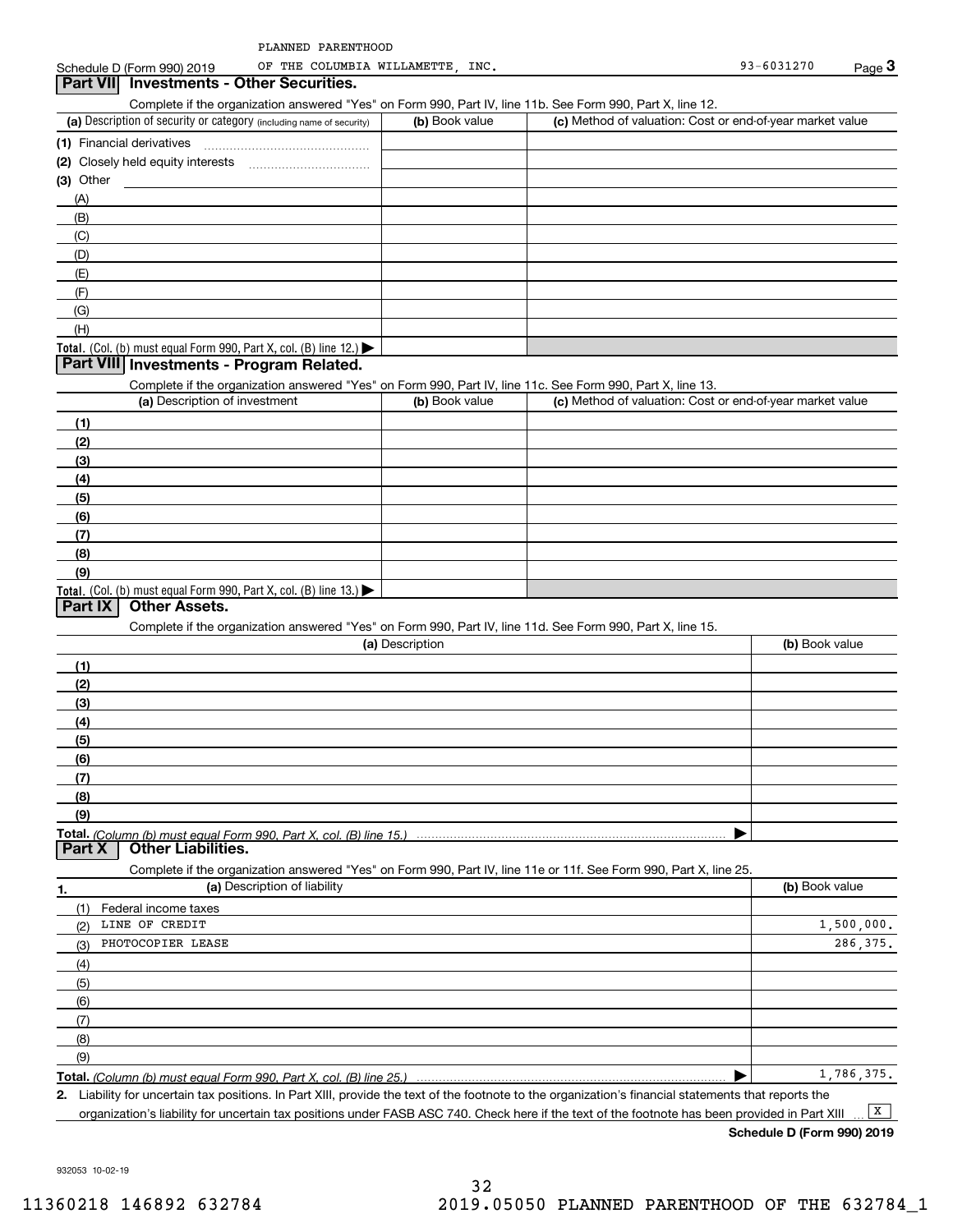PLANNED PARENTHOOD

Schedule D (Form 990) 2019 OF THE COLUMBIA WILLAMETTE, INC. 93-6031270 Page 3

## Part VII Investments - Other Securities.

Complete if the organization answered "Yes" on Form 990, Part IV, line 11b. See Form 990, Part X, line 12.

| (a) Description of security or category (including name of security) | (b) Book value | (c) Method of valuation: Cost or end-of-year market value |
|---|---|---|
| (1) Financial derivatives | | |
| (2) Closely held equity interests | | |
| (3) Other | | |
| (A) | | |
| (B) | | |
| (C) | | |
| (D) | | |
| (E) | | |
| (F) | | |
| (G) | | |
| (H) | | |
| **Total.** (Col. (b) must equal Form 990, Part X, col. (B) line 12.) | | |

## Part VIII Investments - Program Related.

Complete if the organization answered "Yes" on Form 990, Part IV, line 11c. See Form 990, Part X, line 13.

| (a) Description of investment | (b) Book value | (c) Method of valuation: Cost or end-of-year market value |
|---|---|---|
| (1) | | |
| (2) | | |
| (3) | | |
| (4) | | |
| (5) | | |
| (6) | | |
| (7) | | |
| (8) | | |
| (9) | | |
| **Total.** (Col. (b) must equal Form 990, Part X, col. (B) line 13.) | | |

## Part IX Other Assets.

Complete if the organization answered "Yes" on Form 990, Part IV, line 11d. See Form 990, Part X, line 15.

| (a) Description | (b) Book value |
|---|---|
| (1) | |
| (2) | |
| (3) | |
| (4) | |
| (5) | |
| (6) | |
| (7) | |
| (8) | |
| (9) | |
| **Total.** *(Column (b) must equal Form 990, Part X, col. (B) line 15.)* | |

## Part X Other Liabilities.

Complete if the organization answered "Yes" on Form 990, Part IV, line 11e or 11f. See Form 990, Part X, line 25.

| 1. (a) Description of liability | (b) Book value |
|---|---|
| (1) Federal income taxes | |
| (2) LINE OF CREDIT | 1,500,000. |
| (3) PHOTOCOPIER LEASE | 286,375. |
| (4) | |
| (5) | |
| (6) | |
| (7) | |
| (8) | |
| (9) | |
| **Total.** *(Column (b) must equal Form 990, Part X, col. (B) line 25.)* | 1,786,375. |

2. Liability for uncertain tax positions. In Part XIII, provide the text of the footnote to the organization's financial statements that reports the organization's liability for uncertain tax positions under FASB ASC 740. Check here if the text of the footnote has been provided in Part XIII [X]

**Schedule D (Form 990) 2019**

932053 10-02-19

11360218 146892 632784 2019.05050 PLANNED PARENTHOOD OF THE 632784_1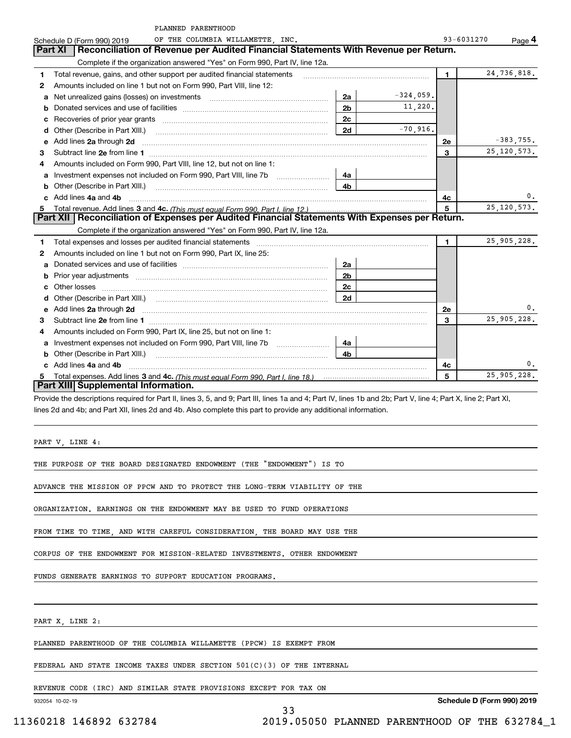PLANNED PARENTHOOD

Schedule D (Form 990) 2019 OF THE COLUMBIA WILLAMETTE, INC. 93-6031270 Page **4**

## Part XI Reconciliation of Revenue per Audited Financial Statements With Revenue per Return.

Complete if the organization answered "Yes" on Form 990, Part IV, line 12a.

| | | | | | |
|---|---|---|---|---|---|
| **1** | Total revenue, gains, and other support per audited financial statements | | | **1** | 24,736,818. |
| **2** | Amounts included on line 1 but not on Form 990, Part VIII, line 12: | | | | |
| **a** | Net unrealized gains (losses) on investments | **2a** | -324,059. | | |
| **b** | Donated services and use of facilities | **2b** | 11,220. | | |
| **c** | Recoveries of prior year grants | **2c** | | | |
| **d** | Other (Describe in Part XIII.) | **2d** | -70,916. | | |
| **e** | Add lines **2a** through **2d** | | | **2e** | -383,755. |
| **3** | Subtract line **2e** from line **1** | | | **3** | 25,120,573. |
| **4** | Amounts included on Form 990, Part VIII, line 12, but not on line 1: | | | | |
| **a** | Investment expenses not included on Form 990, Part VIII, line 7b | **4a** | | | |
| **b** | Other (Describe in Part XIII.) | **4b** | | | |
| **c** | Add lines **4a** and **4b** | | | **4c** | 0. |
| **5** | Total revenue. Add lines **3** and **4c.** *(This must equal Form 990, Part I, line 12.)* | | | **5** | 25,120,573. |

## Part XII Reconciliation of Expenses per Audited Financial Statements With Expenses per Return.

Complete if the organization answered "Yes" on Form 990, Part IV, line 12a.

| | | | | | |
|---|---|---|---|---|---|
| **1** | Total expenses and losses per audited financial statements | | | **1** | 25,905,228. |
| **2** | Amounts included on line 1 but not on Form 990, Part IX, line 25: | | | | |
| **a** | Donated services and use of facilities | **2a** | | | |
| **b** | Prior year adjustments | **2b** | | | |
| **c** | Other losses | **2c** | | | |
| **d** | Other (Describe in Part XIII.) | **2d** | | | |
| **e** | Add lines **2a** through **2d** | | | **2e** | 0. |
| **3** | Subtract line **2e** from line **1** | | | **3** | 25,905,228. |
| **4** | Amounts included on Form 990, Part IX, line 25, but not on line 1: | | | | |
| **a** | Investment expenses not included on Form 990, Part VIII, line 7b | **4a** | | | |
| **b** | Other (Describe in Part XIII.) | **4b** | | | |
| **c** | Add lines **4a** and **4b** | | | **4c** | 0. |
| **5** | Total expenses. Add lines **3** and **4c.** *(This must equal Form 990, Part I, line 18.)* | | | **5** | 25,905,228. |

## Part XIII Supplemental Information.

Provide the descriptions required for Part II, lines 3, 5, and 9; Part III, lines 1a and 4; Part IV, lines 1b and 2b; Part V, line 4; Part X, line 2; Part XI, lines 2d and 4b; and Part XII, lines 2d and 4b. Also complete this part to provide any additional information.

PART V, LINE 4:

THE PURPOSE OF THE BOARD DESIGNATED ENDOWMENT (THE "ENDOWMENT") IS TO ADVANCE THE MISSION OF PPCW AND TO PROTECT THE LONG-TERM VIABILITY OF THE ORGANIZATION. EARNINGS ON THE ENDOWMENT MAY BE USED TO FUND OPERATIONS FROM TIME TO TIME, AND WITH CAREFUL CONSIDERATION, THE BOARD MAY USE THE CORPUS OF THE ENDOWMENT FOR MISSION-RELATED INVESTMENTS. OTHER ENDOWMENT FUNDS GENERATE EARNINGS TO SUPPORT EDUCATION PROGRAMS.

PART X, LINE 2:

PLANNED PARENTHOOD OF THE COLUMBIA WILLAMETTE (PPCW) IS EXEMPT FROM FEDERAL AND STATE INCOME TAXES UNDER SECTION 501(C)(3) OF THE INTERNAL REVENUE CODE (IRC) AND SIMILAR STATE PROVISIONS EXCEPT FOR TAX ON

932054 10-02-19 **Schedule D (Form 990) 2019**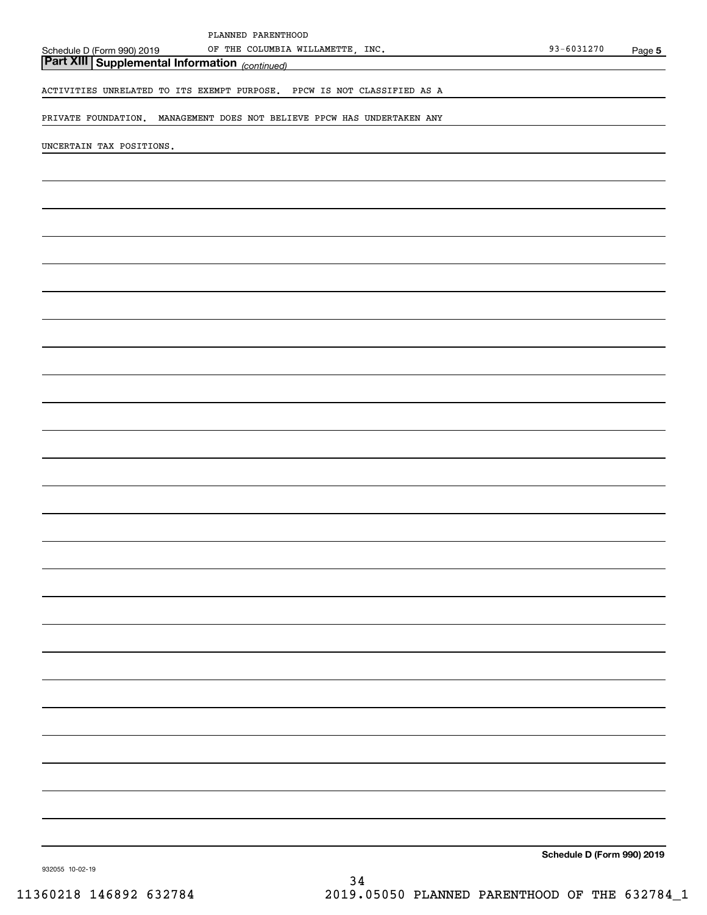PLANNED PARENTHOOD

Schedule D (Form 990) 2019 OF THE COLUMBIA WILLAMETTE, INC. 93-6031270 Page **5**

## Part XIII Supplemental Information *(continued)*

ACTIVITIES UNRELATED TO ITS EXEMPT PURPOSE. PPCW IS NOT CLASSIFIED AS A PRIVATE FOUNDATION. MANAGEMENT DOES NOT BELIEVE PPCW HAS UNDERTAKEN ANY UNCERTAIN TAX POSITIONS.

**Schedule D (Form 990) 2019**

932055 10-02-19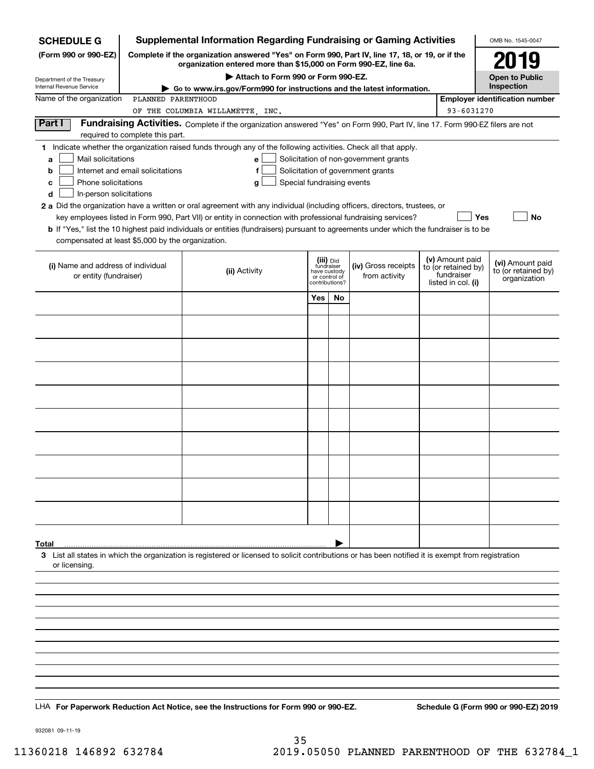**SCHEDULE G**
**(Form 990 or 990-EZ)**

Department of the Treasury
Internal Revenue Service

# Supplemental Information Regarding Fundraising or Gaming Activities

**Complete if the organization answered "Yes" on Form 990, Part IV, line 17, 18, or 19, or if the organization entered more than $15,000 on Form 990-EZ, line 6a.**

**▶ Attach to Form 990 or Form 990-EZ.**

**▶ Go to www.irs.gov/Form990 for instructions and the latest information.**

OMB No. 1545-0047

**2019**

**Open to Public Inspection**

Name of the organization: PLANNED PARENTHOOD OF THE COLUMBIA WILLAMETTE, INC.

**Employer identification number:** 93-6031270

## Part I Fundraising Activities.

Complete if the organization answered "Yes" on Form 990, Part IV, line 17. Form 990-EZ filers are not required to complete this part.

**1** Indicate whether the organization raised funds through any of the following activities. Check all that apply.

- **a** ☐ Mail solicitations
- **b** ☐ Internet and email solicitations
- **c** ☐ Phone solicitations
- **d** ☐ In-person solicitations
- **e** ☐ Solicitation of non-government grants
- **f** ☐ Solicitation of government grants
- **g** ☐ Special fundraising events

**2 a** Did the organization have a written or oral agreement with any individual (including officers, directors, trustees, or key employees listed in Form 990, Part VII) or entity in connection with professional fundraising services? ☐ **Yes** ☐ **No**

**b** If "Yes," list the 10 highest paid individuals or entities (fundraisers) pursuant to agreements under which the fundraiser is to be compensated at least $5,000 by the organization.

| (i) Name and address of individual or entity (fundraiser) | (ii) Activity | (iii) Did fundraiser have custody or control of contributions? | | (iv) Gross receipts from activity | (v) Amount paid to (or retained by) fundraiser listed in col. (i) | (vi) Amount paid to (or retained by) organization |
|---|---|---|---|---|---|---|
| | | Yes | No | | | |
| | | | | | | |
| | | | | | | |
| | | | | | | |
| | | | | | | |
| | | | | | | |
| | | | | | | |
| | | | | | | |
| | | | | | | |
| | | | | | | |
| | | | | | | |
| **Total** | | | | | | |

**3** List all states in which the organization is registered or licensed to solicit contributions or has been notified it is exempt from registration or licensing.

LHA **For Paperwork Reduction Act Notice, see the Instructions for Form 990 or 990-EZ.**

**Schedule G (Form 990 or 990-EZ) 2019**

932081 09-11-19

11360218 146892 632784 2019.05050 PLANNED PARENTHOOD OF THE 632784_1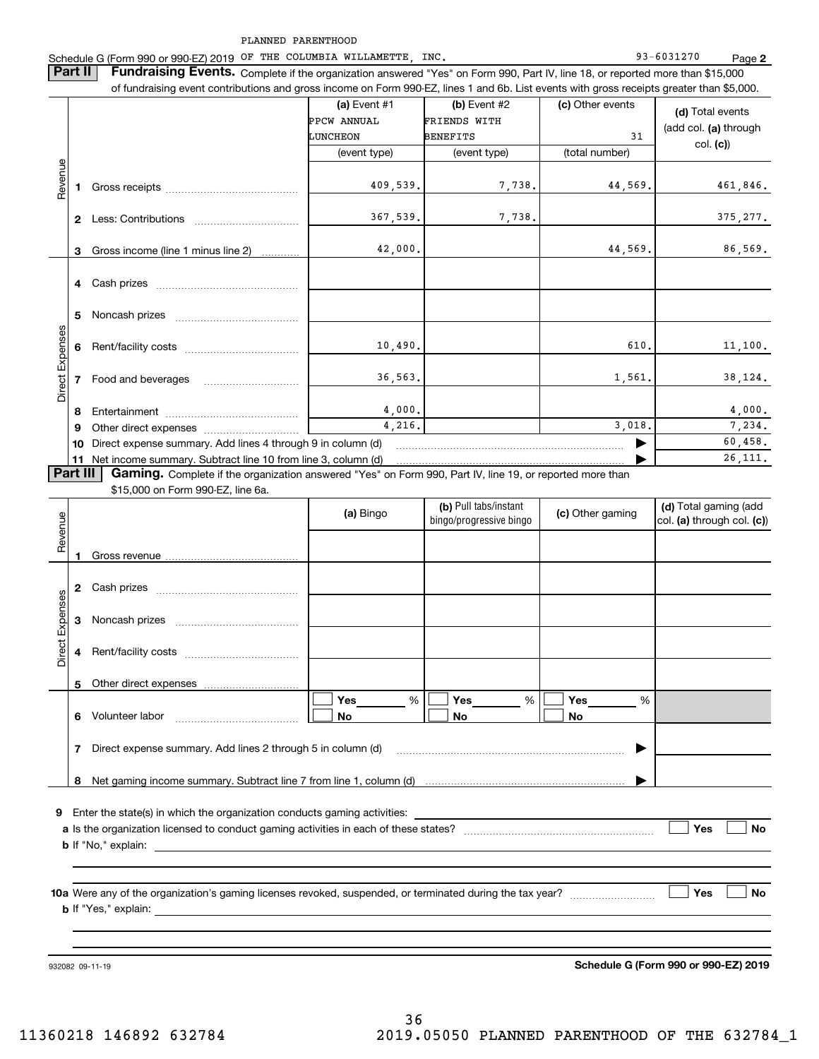PLANNED PARENTHOOD

Schedule G (Form 990 or 990-EZ) 2019 OF THE COLUMBIA WILLAMETTE, INC. 93-6031270 Page **2**

**Part II** **Fundraising Events.** Complete if the organization answered "Yes" on Form 990, Part IV, line 18, or reported more than $15,000 of fundraising event contributions and gross income on Form 990-EZ, lines 1 and 6b. List events with gross receipts greater than $5,000.

| | | (a) Event #1<br>PPCW ANNUAL LUNCHEON<br>(event type) | (b) Event #2<br>FRIENDS WITH BENEFITS<br>(event type) | (c) Other events<br>31<br>(total number) | (d) Total events (add col. (a) through col. (c)) |
|---|---|---|---|---|---|
| Revenue | 1 Gross receipts | 409,539. | 7,738. | 44,569. | 461,846. |
| | 2 Less: Contributions | 367,539. | 7,738. | | 375,277. |
| | 3 Gross income (line 1 minus line 2) | 42,000. | | 44,569. | 86,569. |
| Direct Expenses | 4 Cash prizes | | | | |
| | 5 Noncash prizes | | | | |
| | 6 Rent/facility costs | 10,490. | | 610. | 11,100. |
| | 7 Food and beverages | 36,563. | | 1,561. | 38,124. |
| | 8 Entertainment | 4,000. | | | 4,000. |
| | 9 Other direct expenses | 4,216. | | 3,018. | 7,234. |
| | 10 Direct expense summary. Add lines 4 through 9 in column (d) | | | ▶ | 60,458. |
| | 11 Net income summary. Subtract line 10 from line 3, column (d) | | | ▶ | 26,111. |

**Part III** **Gaming.** Complete if the organization answered "Yes" on Form 990, Part IV, line 19, or reported more than $15,000 on Form 990-EZ, line 6a.

| | | (a) Bingo | (b) Pull tabs/instant bingo/progressive bingo | (c) Other gaming | (d) Total gaming (add col. (a) through col. (c)) |
|---|---|---|---|---|---|
| Revenue | 1 Gross revenue | | | | |
| Direct Expenses | 2 Cash prizes | | | | |
| | 3 Noncash prizes | | | | |
| | 4 Rent/facility costs | | | | |
| | 5 Other direct expenses | | | | |
| | 6 Volunteer labor | ☐ Yes ____ %<br>☐ No | ☐ Yes ____ %<br>☐ No | ☐ Yes ____ %<br>☐ No | |
| | 7 Direct expense summary. Add lines 2 through 5 in column (d) | | | ▶ | |
| | 8 Net gaming income summary. Subtract line 7 from line 1, column (d) | | | ▶ | |

**9** Enter the state(s) in which the organization conducts gaming activities: \_\_\_\_\_\_\_\_\_\_

**a** Is the organization licensed to conduct gaming activities in each of these states? ☐ Yes ☐ No

**b** If "No," explain:

**10a** Were any of the organization's gaming licenses revoked, suspended, or terminated during the tax year? ☐ Yes ☐ No

**b** If "Yes," explain:

932082 09-11-19

**Schedule G (Form 990 or 990-EZ) 2019**

11360218 146892 632784 2019.05050 PLANNED PARENTHOOD OF THE 632784_1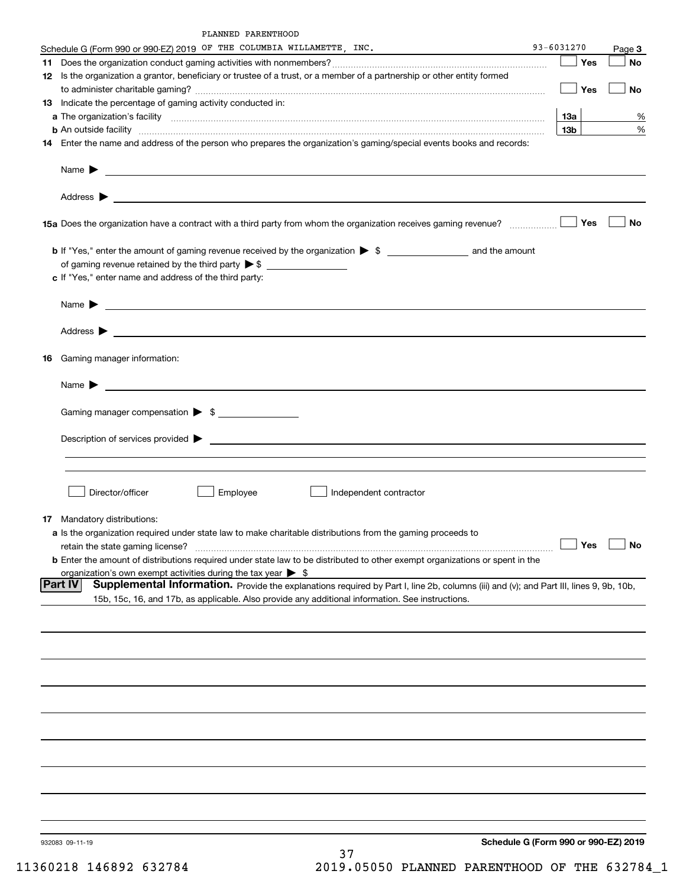PLANNED PARENTHOOD

Schedule G (Form 990 or 990-EZ) 2019 OF THE COLUMBIA WILLAMETTE, INC. 93-6031270 Page **3**

**11** Does the organization conduct gaming activities with nonmembers? ☐ Yes ☐ No

**12** Is the organization a grantor, beneficiary or trustee of a trust, or a member of a partnership or other entity formed to administer charitable gaming? ☐ Yes ☐ No

**13** Indicate the percentage of gaming activity conducted in:

**a** The organization's facility **13a** %

**b** An outside facility **13b** %

**14** Enter the name and address of the person who prepares the organization's gaming/special events books and records:

Name ▶

Address ▶

**15a** Does the organization have a contract with a third party from whom the organization receives gaming revenue? ☐ Yes ☐ No

**b** If "Yes," enter the amount of gaming revenue received by the organization ▶ $ and the amount of gaming revenue retained by the third party ▶ $

**c** If "Yes," enter name and address of the third party:

Name ▶

Address ▶

**16** Gaming manager information:

Name ▶

Gaming manager compensation ▶ $

Description of services provided ▶

☐ Director/officer ☐ Employee ☐ Independent contractor

**17** Mandatory distributions:

**a** Is the organization required under state law to make charitable distributions from the gaming proceeds to retain the state gaming license? ☐ Yes ☐ No

**b** Enter the amount of distributions required under state law to be distributed to other exempt organizations or spent in the organization's own exempt activities during the tax year ▶ $

**Part IV** **Supplemental Information.** Provide the explanations required by Part I, line 2b, columns (iii) and (v); and Part III, lines 9, 9b, 10b, 15b, 15c, 16, and 17b, as applicable. Also provide any additional information. See instructions.

932083 09-11-19 **Schedule G (Form 990 or 990-EZ) 2019**

11360218 146892 632784 2019.05050 PLANNED PARENTHOOD OF THE 632784_1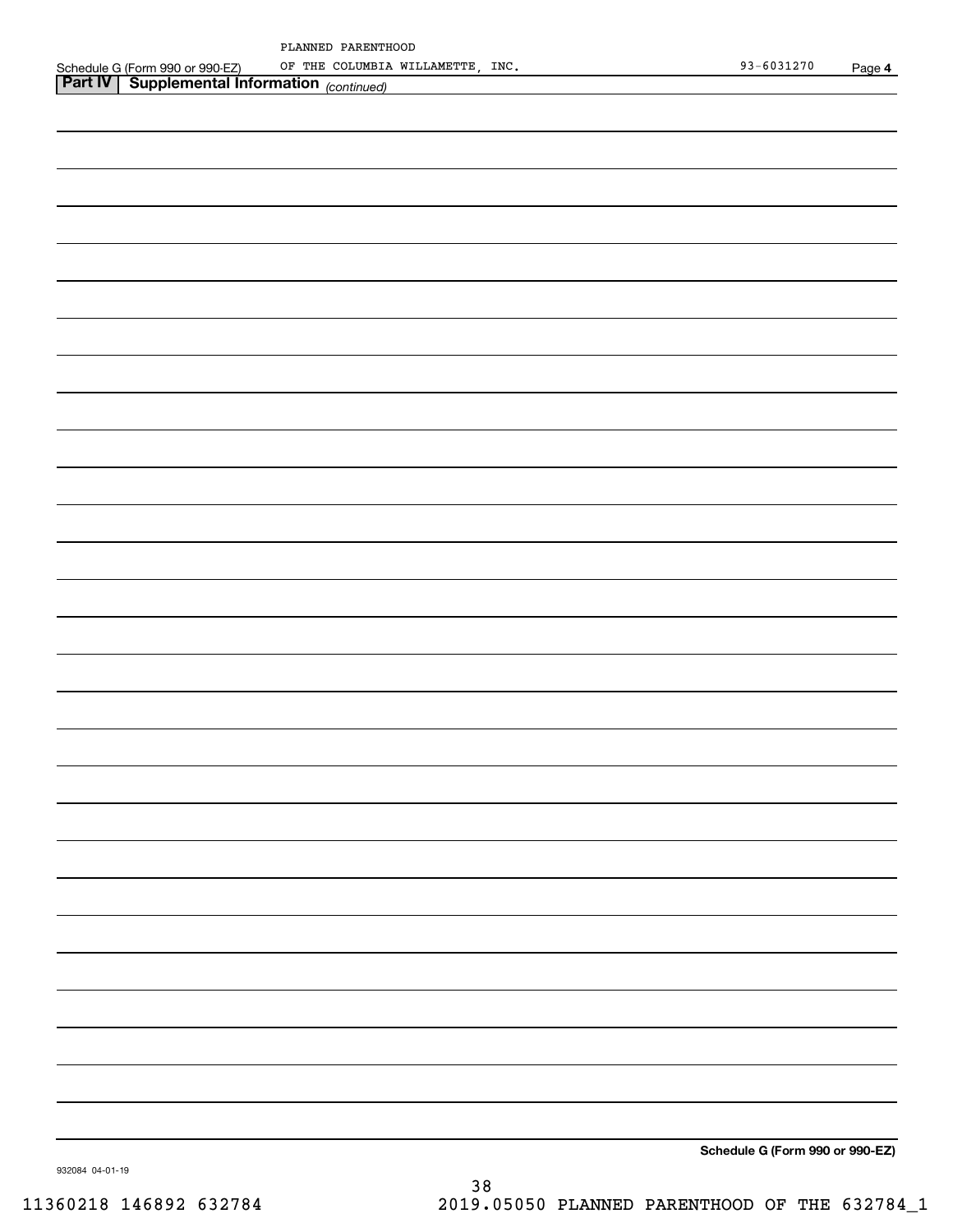PLANNED PARENTHOOD

Schedule G (Form 990 or 990-EZ) OF THE COLUMBIA WILLAMETTE, INC. 93-6031270 Page 4

**Part IV | Supplemental Information** *(continued)*

**Schedule G (Form 990 or 990-EZ)**

932084 04-01-19

11360218 146892 632784 2019.05050 PLANNED PARENTHOOD OF THE 632784_1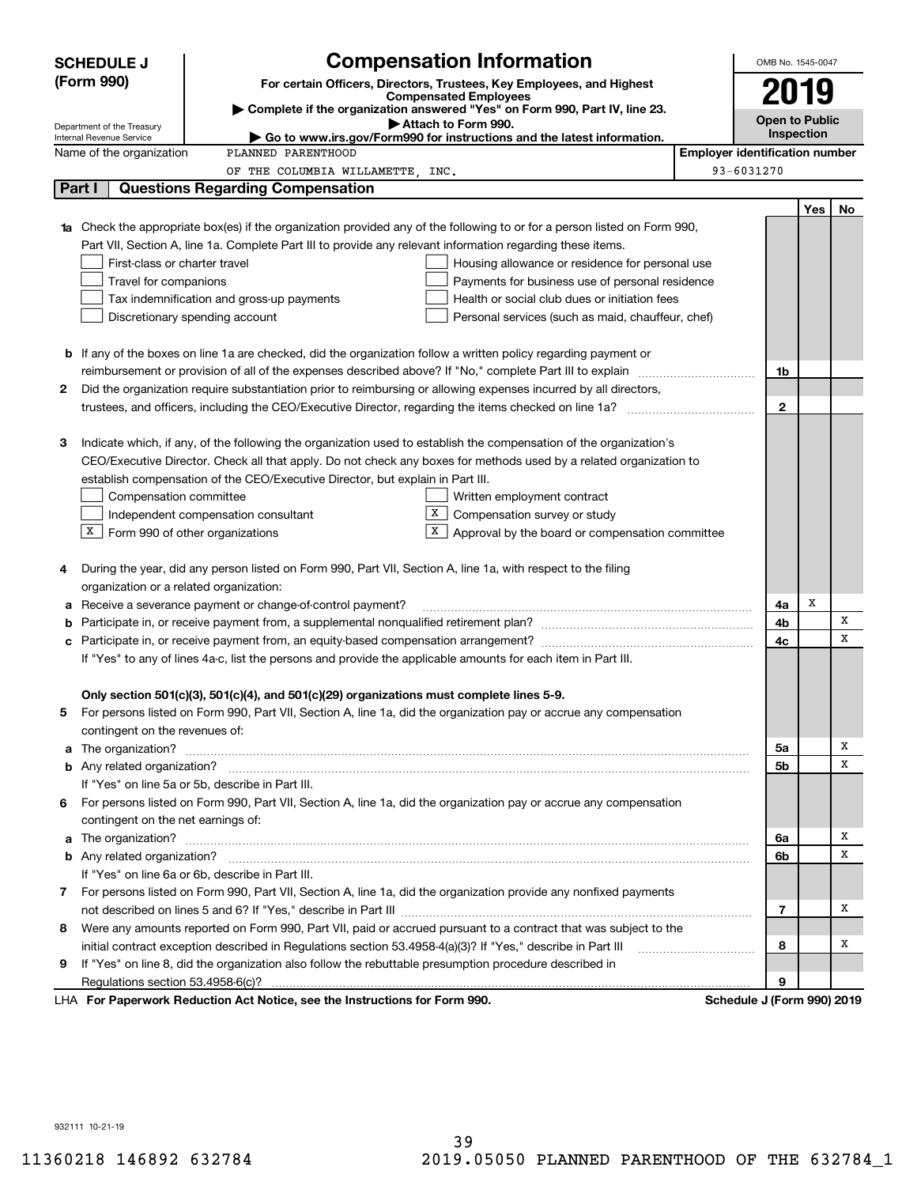# SCHEDULE J (Form 990)

## Compensation Information

**For certain Officers, Directors, Trustees, Key Employees, and Highest Compensated Employees**

▶ Complete if the organization answered "Yes" on Form 990, Part IV, line 23.

▶ Attach to Form 990.

▶ Go to www.irs.gov/Form990 for instructions and the latest information.

Department of the Treasury
Internal Revenue Service

OMB No. 1545-0047

**2019**

**Open to Public Inspection**

Name of the organization: PLANNED PARENTHOOD OF THE COLUMBIA WILLAMETTE, INC.

Employer identification number: 93-6031270

## Part I Questions Regarding Compensation

| | | | Yes | No |
|---|---|---|---|---|
| **1a** | Check the appropriate box(es) if the organization provided any of the following to or for a person listed on Form 990, Part VII, Section A, line 1a. Complete Part III to provide any relevant information regarding these items.<br>☐ First-class or charter travel ☐ Housing allowance or residence for personal use<br>☐ Travel for companions ☐ Payments for business use of personal residence<br>☐ Tax indemnification and gross-up payments ☐ Health or social club dues or initiation fees<br>☐ Discretionary spending account ☐ Personal services (such as maid, chauffeur, chef) | | | |
| **b** | If any of the boxes on line 1a are checked, did the organization follow a written policy regarding payment or reimbursement or provision of all of the expenses described above? If "No," complete Part III to explain | 1b | | |
| **2** | Did the organization require substantiation prior to reimbursing or allowing expenses incurred by all directors, trustees, and officers, including the CEO/Executive Director, regarding the items checked on line 1a? | 2 | | |
| **3** | Indicate which, if any, of the following the organization used to establish the compensation of the organization's CEO/Executive Director. Check all that apply. Do not check any boxes for methods used by a related organization to establish compensation of the CEO/Executive Director, but explain in Part III.<br>☐ Compensation committee ☐ Written employment contract<br>☐ Independent compensation consultant ☒ Compensation survey or study<br>☒ Form 990 of other organizations ☒ Approval by the board or compensation committee | | | |
| **4** | During the year, did any person listed on Form 990, Part VII, Section A, line 1a, with respect to the filing organization or a related organization: | | | |
| **a** | Receive a severance payment or change-of-control payment? | 4a | X | |
| **b** | Participate in, or receive payment from, a supplemental nonqualified retirement plan? | 4b | | X |
| **c** | Participate in, or receive payment from, an equity-based compensation arrangement? | 4c | | X |
| | If "Yes" to any of lines 4a-c, list the persons and provide the applicable amounts for each item in Part III. | | | |
| | **Only section 501(c)(3), 501(c)(4), and 501(c)(29) organizations must complete lines 5-9.** | | | |
| **5** | For persons listed on Form 990, Part VII, Section A, line 1a, did the organization pay or accrue any compensation contingent on the revenues of: | | | |
| **a** | The organization? | 5a | | X |
| **b** | Any related organization? | 5b | | X |
| | If "Yes" on line 5a or 5b, describe in Part III. | | | |
| **6** | For persons listed on Form 990, Part VII, Section A, line 1a, did the organization pay or accrue any compensation contingent on the net earnings of: | | | |
| **a** | The organization? | 6a | | X |
| **b** | Any related organization? | 6b | | X |
| | If "Yes" on line 6a or 6b, describe in Part III. | | | |
| **7** | For persons listed on Form 990, Part VII, Section A, line 1a, did the organization provide any nonfixed payments not described on lines 5 and 6? If "Yes," describe in Part III | 7 | | X |
| **8** | Were any amounts reported on Form 990, Part VII, paid or accrued pursuant to a contract that was subject to the initial contract exception described in Regulations section 53.4958-4(a)(3)? If "Yes," describe in Part III | 8 | | X |
| **9** | If "Yes" on line 8, did the organization also follow the rebuttable presumption procedure described in Regulations section 53.4958-6(c)? | 9 | | |

LHA **For Paperwork Reduction Act Notice, see the Instructions for Form 990.** **Schedule J (Form 990) 2019**

932111 10-21-19

11360218 146892 632784 2019.05050 PLANNED PARENTHOOD OF THE 632784_1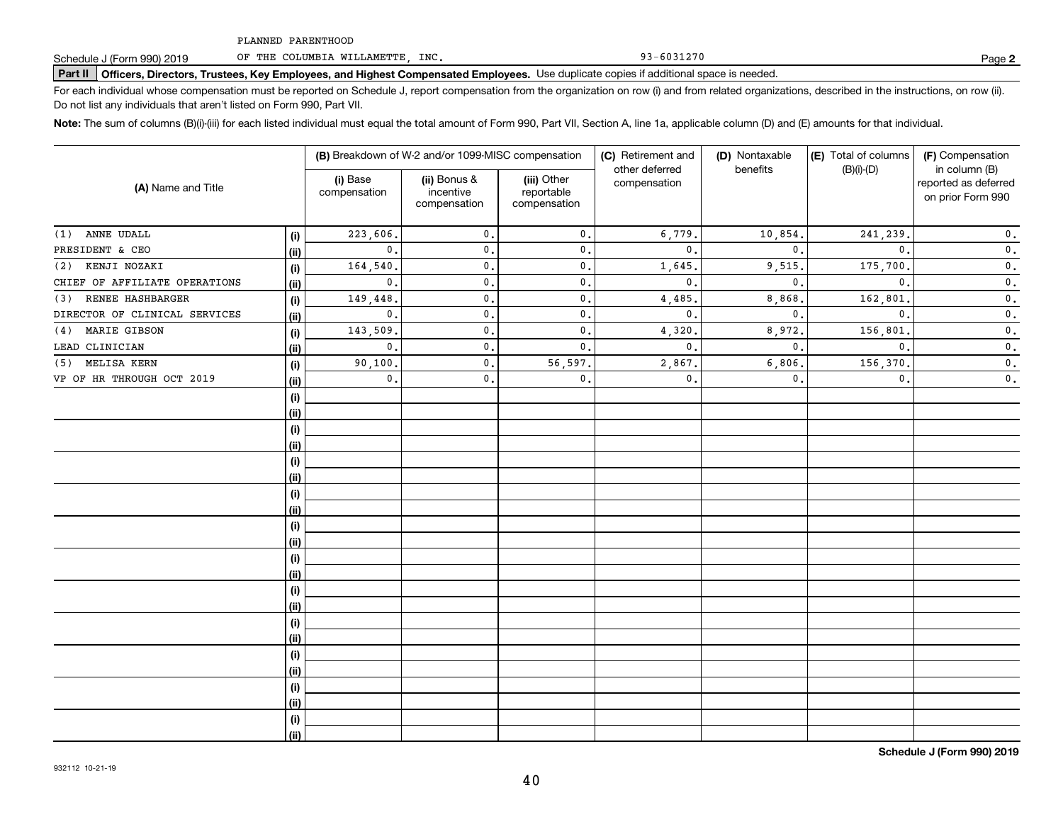Schedule J (Form 990) 2019 PLANNED PARENTHOOD OF THE COLUMBIA WILLAMETTE, INC. 93-6031270 Page **2**

**Part II** **Officers, Directors, Trustees, Key Employees, and Highest Compensated Employees.** Use duplicate copies if additional space is needed.

For each individual whose compensation must be reported on Schedule J, report compensation from the organization on row (i) and from related organizations, described in the instructions, on row (ii). Do not list any individuals that aren't listed on Form 990, Part VII.

**Note:** The sum of columns (B)(i)-(iii) for each listed individual must equal the total amount of Form 990, Part VII, Section A, line 1a, applicable column (D) and (E) amounts for that individual.

| (A) Name and Title | | (B) Breakdown of W-2 and/or 1099-MISC compensation | | | (C) Retirement and other deferred compensation | (D) Nontaxable benefits | (E) Total of columns (B)(i)-(D) | (F) Compensation in column (B) reported as deferred on prior Form 990 |
|---|---|---|---|---|---|---|---|---|
| | | (i) Base compensation | (ii) Bonus & incentive compensation | (iii) Other reportable compensation | | | | |
| (1) ANNE UDALL | (i) | 223,606. | 0. | 0. | 6,779. | 10,854. | 241,239. | 0. |
| PRESIDENT & CEO | (ii) | 0. | 0. | 0. | 0. | 0. | 0. | 0. |
| (2) KENJI NOZAKI | (i) | 164,540. | 0. | 0. | 1,645. | 9,515. | 175,700. | 0. |
| CHIEF OF AFFILIATE OPERATIONS | (ii) | 0. | 0. | 0. | 0. | 0. | 0. | 0. |
| (3) RENEE HASHBARGER | (i) | 149,448. | 0. | 0. | 4,485. | 8,868. | 162,801. | 0. |
| DIRECTOR OF CLINICAL SERVICES | (ii) | 0. | 0. | 0. | 0. | 0. | 0. | 0. |
| (4) MARIE GIBSON | (i) | 143,509. | 0. | 0. | 4,320. | 8,972. | 156,801. | 0. |
| LEAD CLINICIAN | (ii) | 0. | 0. | 0. | 0. | 0. | 0. | 0. |
| (5) MELISA KERN | (i) | 90,100. | 0. | 56,597. | 2,867. | 6,806. | 156,370. | 0. |
| VP OF HR THROUGH OCT 2019 | (ii) | 0. | 0. | 0. | 0. | 0. | 0. | 0. |
| | (i) | | | | | | | |
| | (ii) | | | | | | | |
| | (i) | | | | | | | |
| | (ii) | | | | | | | |
| | (i) | | | | | | | |
| | (ii) | | | | | | | |
| | (i) | | | | | | | |
| | (ii) | | | | | | | |
| | (i) | | | | | | | |
| | (ii) | | | | | | | |
| | (i) | | | | | | | |
| | (ii) | | | | | | | |
| | (i) | | | | | | | |
| | (ii) | | | | | | | |
| | (i) | | | | | | | |
| | (ii) | | | | | | | |
| | (i) | | | | | | | |
| | (ii) | | | | | | | |
| | (i) | | | | | | | |
| | (ii) | | | | | | | |
| | (i) | | | | | | | |
| | (ii) | | | | | | | |

**Schedule J (Form 990) 2019**

932112 10-21-19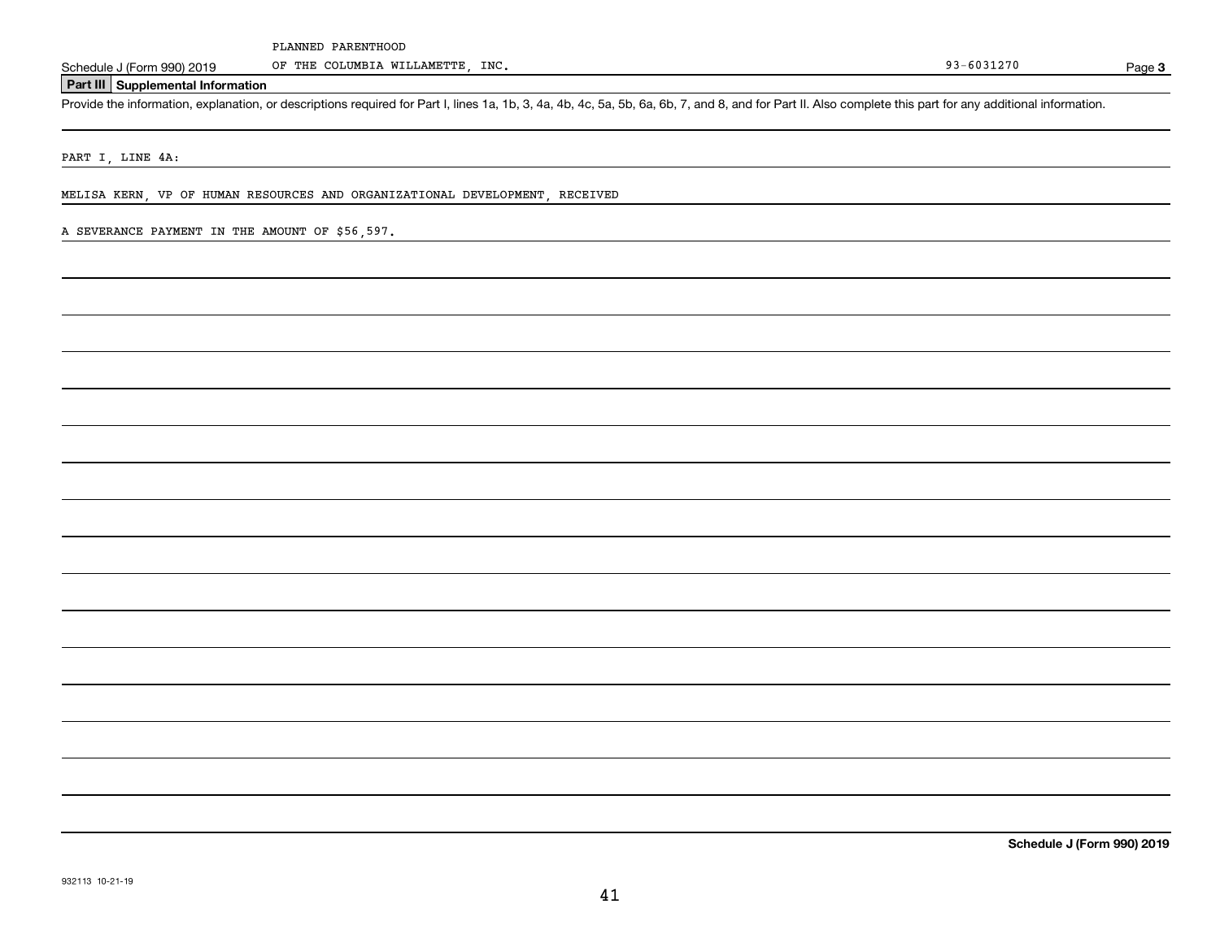PLANNED PARENTHOOD

Schedule J (Form 990) 2019 OF THE COLUMBIA WILLAMETTE, INC. 93-6031270 Page **3**

## Part III Supplemental Information

Provide the information, explanation, or descriptions required for Part I, lines 1a, 1b, 3, 4a, 4b, 4c, 5a, 5b, 6a, 6b, 7, and 8, and for Part II. Also complete this part for any additional information.

PART I, LINE 4A:

MELISA KERN, VP OF HUMAN RESOURCES AND ORGANIZATIONAL DEVELOPMENT, RECEIVED

A SEVERANCE PAYMENT IN THE AMOUNT OF $56,597.

**Schedule J (Form 990) 2019**

932113 10-21-19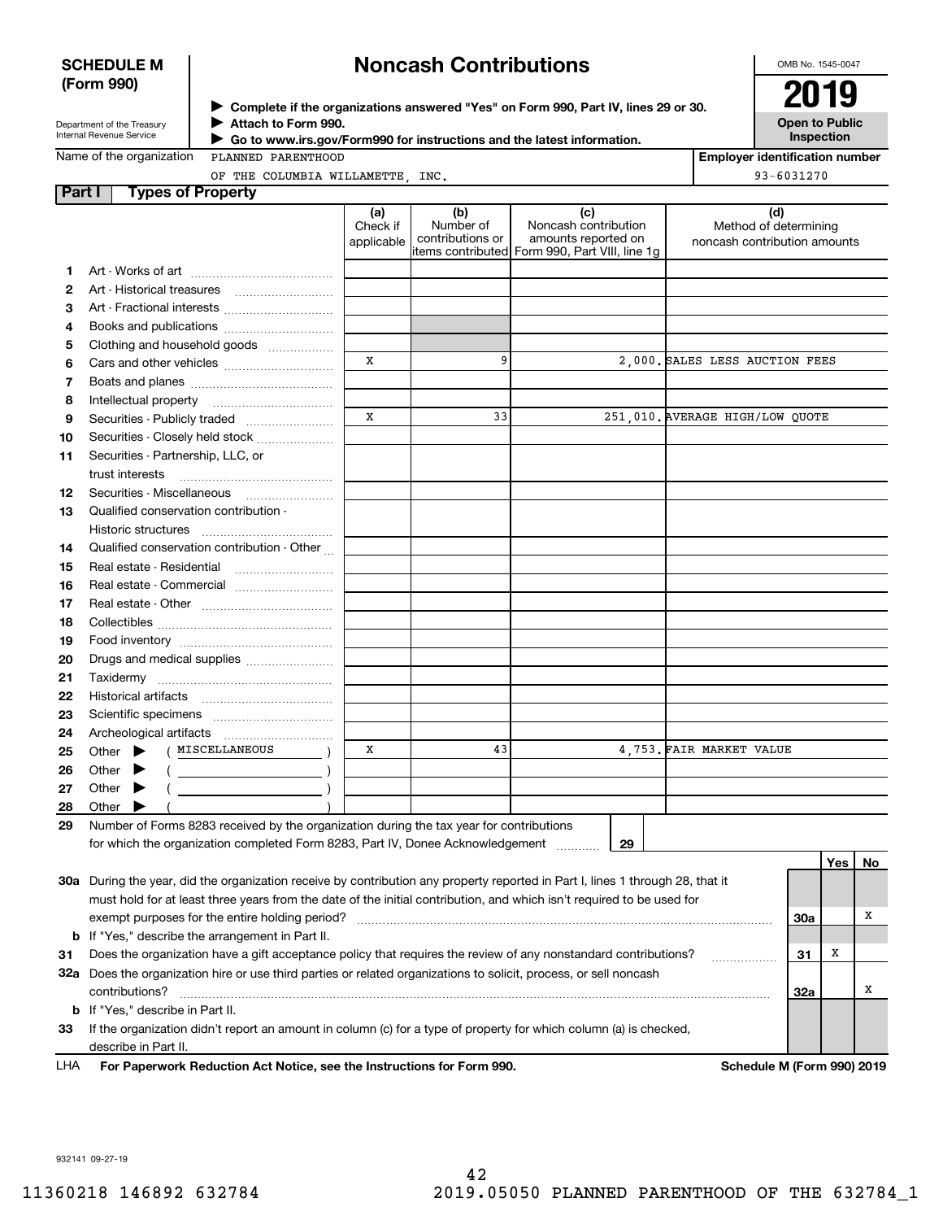**SCHEDULE M (Form 990)**

# Noncash Contributions

OMB No. 1545-0047

**2019**

**Open to Public Inspection**

Department of the Treasury
Internal Revenue Service

▶ **Complete if the organizations answered "Yes" on Form 990, Part IV, lines 29 or 30.**
▶ **Attach to Form 990.**
▶ **Go to www.irs.gov/Form990 for instructions and the latest information.**

Name of the organization: PLANNED PARENTHOOD OF THE COLUMBIA WILLAMETTE, INC.

**Employer identification number**: 93-6031270

## Part I Types of Property

| | | (a) Check if applicable | (b) Number of contributions or items contributed | (c) Noncash contribution amounts reported on Form 990, Part VIII, line 1g | (d) Method of determining noncash contribution amounts |
|---|---|---|---|---|---|
| 1 | Art - Works of art | | | | |
| 2 | Art - Historical treasures | | | | |
| 3 | Art - Fractional interests | | | | |
| 4 | Books and publications | | | | |
| 5 | Clothing and household goods | | | | |
| 6 | Cars and other vehicles | X | 9 | 2,000. | SALES LESS AUCTION FEES |
| 7 | Boats and planes | | | | |
| 8 | Intellectual property | | | | |
| 9 | Securities - Publicly traded | X | 33 | 251,010. | AVERAGE HIGH/LOW QUOTE |
| 10 | Securities - Closely held stock | | | | |
| 11 | Securities - Partnership, LLC, or trust interests | | | | |
| 12 | Securities - Miscellaneous | | | | |
| 13 | Qualified conservation contribution - Historic structures | | | | |
| 14 | Qualified conservation contribution - Other | | | | |
| 15 | Real estate - Residential | | | | |
| 16 | Real estate - Commercial | | | | |
| 17 | Real estate - Other | | | | |
| 18 | Collectibles | | | | |
| 19 | Food inventory | | | | |
| 20 | Drugs and medical supplies | | | | |
| 21 | Taxidermy | | | | |
| 22 | Historical artifacts | | | | |
| 23 | Scientific specimens | | | | |
| 24 | Archeological artifacts | | | | |
| 25 | Other ▶ ( MISCELLANEOUS ) | X | 43 | 4,753. | FAIR MARKET VALUE |
| 26 | Other ▶ ( ) | | | | |
| 27 | Other ▶ ( ) | | | | |
| 28 | Other ▶ ( ) | | | | |

29 Number of Forms 8283 received by the organization during the tax year for contributions for which the organization completed Form 8283, Part IV, Donee Acknowledgement ..... **29**

| | | | Yes | No |
|---|---|---|---|---|
| 30a | During the year, did the organization receive by contribution any property reported in Part I, lines 1 through 28, that it must hold for at least three years from the date of the initial contribution, and which isn't required to be used for exempt purposes for the entire holding period? | 30a | | X |
| b | If "Yes," describe the arrangement in Part II. | | | |
| 31 | Does the organization have a gift acceptance policy that requires the review of any nonstandard contributions? | 31 | X | |
| 32a | Does the organization hire or use third parties or related organizations to solicit, process, or sell noncash contributions? | 32a | | X |
| b | If "Yes," describe in Part II. | | | |
| 33 | If the organization didn't report an amount in column (c) for a type of property for which column (a) is checked, describe in Part II. | | | |

LHA **For Paperwork Reduction Act Notice, see the Instructions for Form 990.** **Schedule M (Form 990) 2019**

932141 09-27-19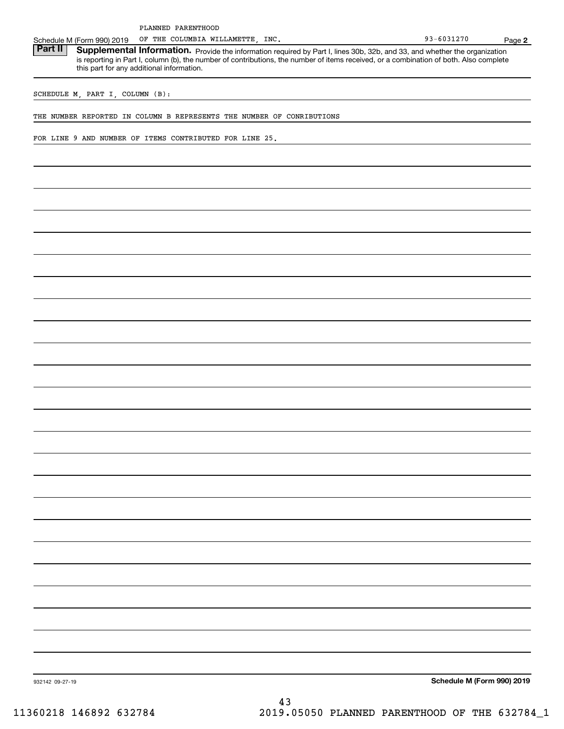PLANNED PARENTHOOD

Schedule M (Form 990) 2019 OF THE COLUMBIA WILLAMETTE, INC. 93-6031270 Page **2**

## Part II Supplemental Information.

Provide the information required by Part I, lines 30b, 32b, and 33, and whether the organization is reporting in Part I, column (b), the number of contributions, the number of items received, or a combination of both. Also complete this part for any additional information.

SCHEDULE M, PART I, COLUMN (B):

THE NUMBER REPORTED IN COLUMN B REPRESENTS THE NUMBER OF CONRIBUTIONS

FOR LINE 9 AND NUMBER OF ITEMS CONTRIBUTED FOR LINE 25.

932142 09-27-19

**Schedule M (Form 990) 2019**

11360218 146892 632784 2019.05050 PLANNED PARENTHOOD OF THE 632784_1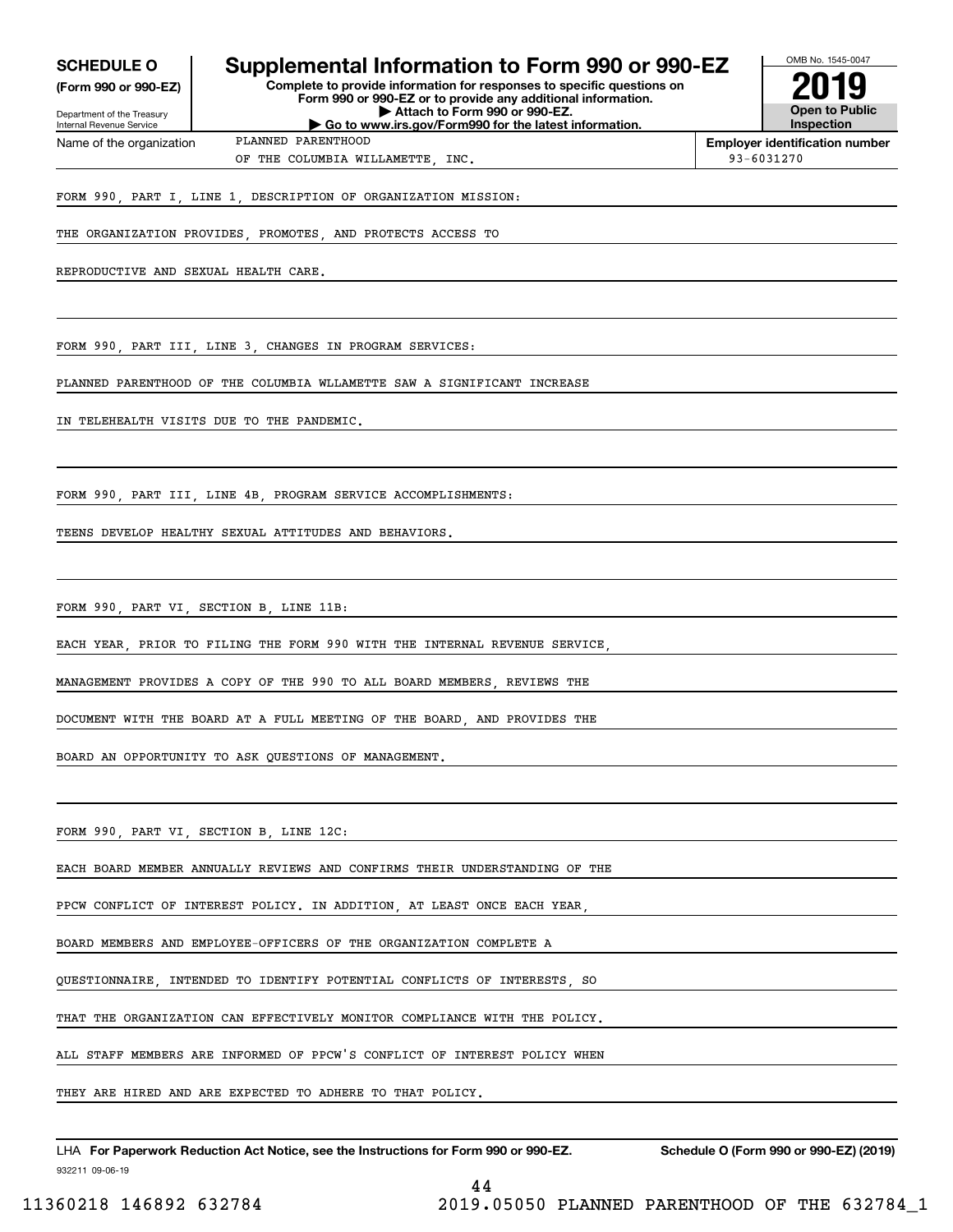**SCHEDULE O**
**(Form 990 or 990-EZ)**

Department of the Treasury
Internal Revenue Service

# Supplemental Information to Form 990 or 990-EZ

**Complete to provide information for responses to specific questions on Form 990 or 990-EZ or to provide any additional information.**
**▶ Attach to Form 990 or 990-EZ.**
**▶ Go to www.irs.gov/Form990 for the latest information.**

OMB No. 1545-0047
**2019**
**Open to Public Inspection**

Name of the organization: PLANNED PARENTHOOD OF THE COLUMBIA WILLAMETTE, INC.

**Employer identification number:** 93-6031270

FORM 990, PART I, LINE 1, DESCRIPTION OF ORGANIZATION MISSION:

THE ORGANIZATION PROVIDES, PROMOTES, AND PROTECTS ACCESS TO REPRODUCTIVE AND SEXUAL HEALTH CARE.

FORM 990, PART III, LINE 3, CHANGES IN PROGRAM SERVICES:

PLANNED PARENTHOOD OF THE COLUMBIA WLLAMETTE SAW A SIGNIFICANT INCREASE IN TELEHEALTH VISITS DUE TO THE PANDEMIC.

FORM 990, PART III, LINE 4B, PROGRAM SERVICE ACCOMPLISHMENTS:

TEENS DEVELOP HEALTHY SEXUAL ATTITUDES AND BEHAVIORS.

FORM 990, PART VI, SECTION B, LINE 11B:

EACH YEAR, PRIOR TO FILING THE FORM 990 WITH THE INTERNAL REVENUE SERVICE, MANAGEMENT PROVIDES A COPY OF THE 990 TO ALL BOARD MEMBERS, REVIEWS THE DOCUMENT WITH THE BOARD AT A FULL MEETING OF THE BOARD, AND PROVIDES THE BOARD AN OPPORTUNITY TO ASK QUESTIONS OF MANAGEMENT.

FORM 990, PART VI, SECTION B, LINE 12C:

EACH BOARD MEMBER ANNUALLY REVIEWS AND CONFIRMS THEIR UNDERSTANDING OF THE PPCW CONFLICT OF INTEREST POLICY. IN ADDITION, AT LEAST ONCE EACH YEAR, BOARD MEMBERS AND EMPLOYEE-OFFICERS OF THE ORGANIZATION COMPLETE A QUESTIONNAIRE, INTENDED TO IDENTIFY POTENTIAL CONFLICTS OF INTERESTS, SO THAT THE ORGANIZATION CAN EFFECTIVELY MONITOR COMPLIANCE WITH THE POLICY. ALL STAFF MEMBERS ARE INFORMED OF PPCW'S CONFLICT OF INTEREST POLICY WHEN THEY ARE HIRED AND ARE EXPECTED TO ADHERE TO THAT POLICY.

LHA **For Paperwork Reduction Act Notice, see the Instructions for Form 990 or 990-EZ.** **Schedule O (Form 990 or 990-EZ) (2019)**

932211 09-06-19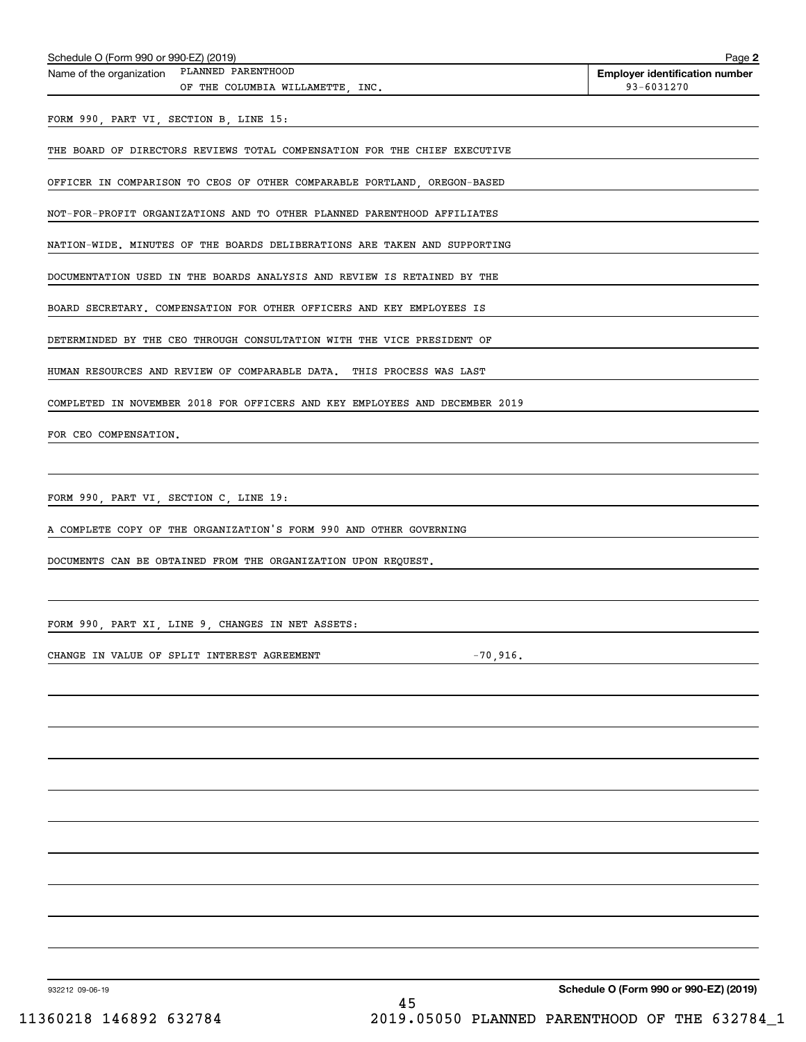Schedule O (Form 990 or 990-EZ) (2019)

Name of the organization: PLANNED PARENTHOOD OF THE COLUMBIA WILLAMETTE, INC.

**Employer identification number**: 93-6031270

FORM 990, PART VI, SECTION B, LINE 15:

THE BOARD OF DIRECTORS REVIEWS TOTAL COMPENSATION FOR THE CHIEF EXECUTIVE OFFICER IN COMPARISON TO CEOS OF OTHER COMPARABLE PORTLAND, OREGON-BASED NOT-FOR-PROFIT ORGANIZATIONS AND TO OTHER PLANNED PARENTHOOD AFFILIATES NATION-WIDE. MINUTES OF THE BOARDS DELIBERATIONS ARE TAKEN AND SUPPORTING DOCUMENTATION USED IN THE BOARDS ANALYSIS AND REVIEW IS RETAINED BY THE BOARD SECRETARY. COMPENSATION FOR OTHER OFFICERS AND KEY EMPLOYEES IS DETERMINDED BY THE CEO THROUGH CONSULTATION WITH THE VICE PRESIDENT OF HUMAN RESOURCES AND REVIEW OF COMPARABLE DATA.  THIS PROCESS WAS LAST COMPLETED IN NOVEMBER 2018 FOR OFFICERS AND KEY EMPLOYEES AND DECEMBER 2019 FOR CEO COMPENSATION.

FORM 990, PART VI, SECTION C, LINE 19:

A COMPLETE COPY OF THE ORGANIZATION'S FORM 990 AND OTHER GOVERNING DOCUMENTS CAN BE OBTAINED FROM THE ORGANIZATION UPON REQUEST.

FORM 990, PART XI, LINE 9, CHANGES IN NET ASSETS:

| | |
|---|---|
| CHANGE IN VALUE OF SPLIT INTEREST AGREEMENT | -70,916. |

932212 09-06-19

**Schedule O (Form 990 or 990-EZ) (2019)**

11360218 146892 632784    2019.05050 PLANNED PARENTHOOD OF THE 632784_1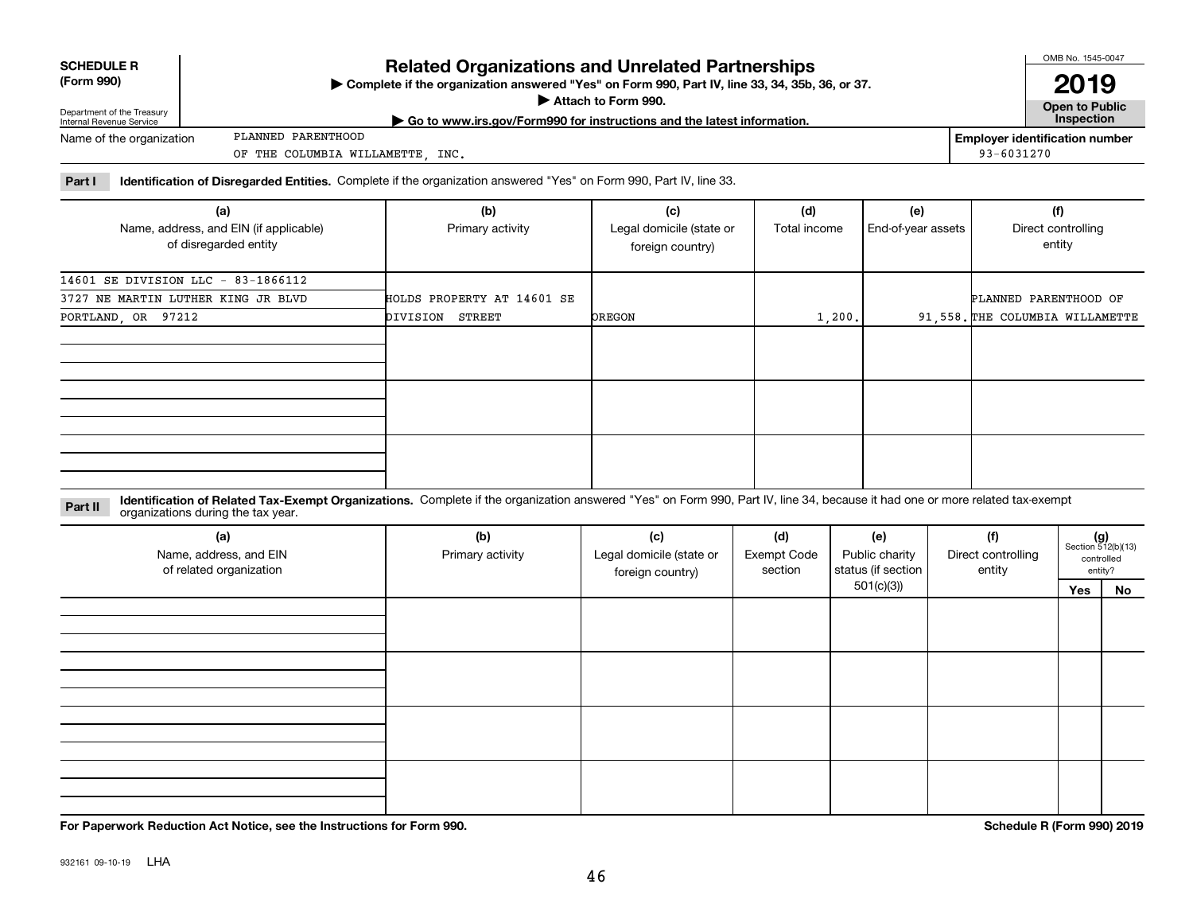**SCHEDULE R (Form 990)**

Department of the Treasury
Internal Revenue Service

# Related Organizations and Unrelated Partnerships

▶ Complete if the organization answered "Yes" on Form 990, Part IV, line 33, 34, 35b, 36, or 37.
▶ Attach to Form 990.
▶ Go to www.irs.gov/Form990 for instructions and the latest information.

OMB No. 1545-0047

**2019**

**Open to Public Inspection**

Name of the organization: PLANNED PARENTHOOD OF THE COLUMBIA WILLAMETTE, INC.

Employer identification number: 93-6031270

**Part I** **Identification of Disregarded Entities.** Complete if the organization answered "Yes" on Form 990, Part IV, line 33.

| (a) Name, address, and EIN (if applicable) of disregarded entity | (b) Primary activity | (c) Legal domicile (state or foreign country) | (d) Total income | (e) End-of-year assets | (f) Direct controlling entity |
|---|---|---|---|---|---|
| 14601 SE DIVISION LLC - 83-1866112 3727 NE MARTIN LUTHER KING JR BLVD PORTLAND, OR 97212 | HOLDS PROPERTY AT 14601 SE DIVISION STREET | OREGON | 1,200. | 91,558. | PLANNED PARENTHOOD OF THE COLUMBIA WILLAMETTE |
| | | | | | |
| | | | | | |
| | | | | | |

**Part II** **Identification of Related Tax-Exempt Organizations.** Complete if the organization answered "Yes" on Form 990, Part IV, line 34, because it had one or more related tax-exempt organizations during the tax year.

| (a) Name, address, and EIN of related organization | (b) Primary activity | (c) Legal domicile (state or foreign country) | (d) Exempt Code section | (e) Public charity status (if section 501(c)(3)) | (f) Direct controlling entity | (g) Section 512(b)(13) controlled entity? Yes | No |
|---|---|---|---|---|---|---|---|
| | | | | | | | |
| | | | | | | | |
| | | | | | | | |
| | | | | | | | |

**For Paperwork Reduction Act Notice, see the Instructions for Form 990.**

**Schedule R (Form 990) 2019**

932161 09-10-19 LHA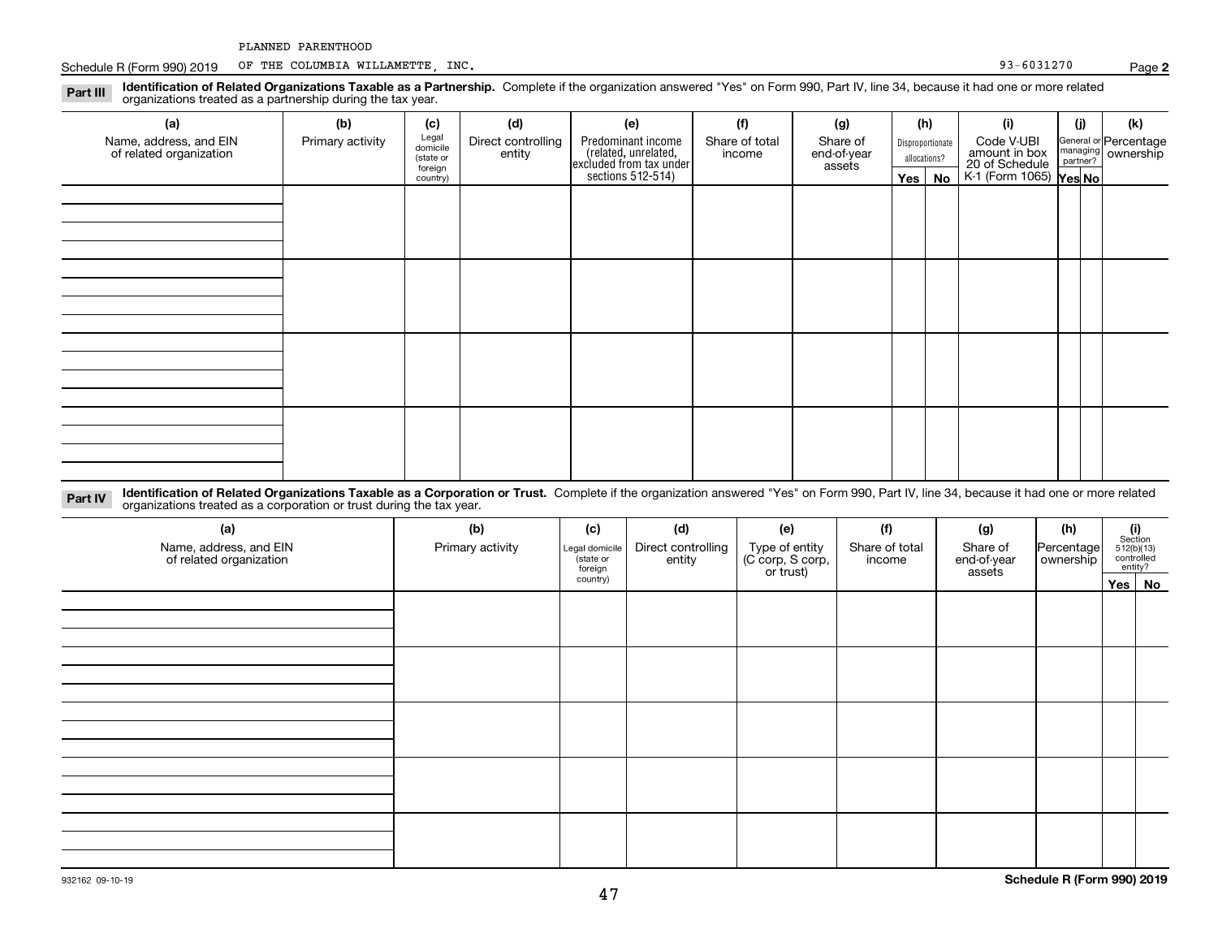PLANNED PARENTHOOD

Schedule R (Form 990) 2019 OF THE COLUMBIA WILLAMETTE, INC. 93-6031270 Page **2**

**Part III** **Identification of Related Organizations Taxable as a Partnership.** Complete if the organization answered "Yes" on Form 990, Part IV, line 34, because it had one or more related organizations treated as a partnership during the tax year.

| (a) Name, address, and EIN of related organization | (b) Primary activity | (c) Legal domicile (state or foreign country) | (d) Direct controlling entity | (e) Predominant income (related, unrelated, excluded from tax under sections 512-514) | (f) Share of total income | (g) Share of end-of-year assets | (h) Disproportionate allocations? Yes | No | (i) Code V-UBI amount in box 20 of Schedule K-1 (Form 1065) | (j) General or managing partner? Yes | No | (k) Percentage ownership |
|---|---|---|---|---|---|---|---|---|---|---|---|---|
| | | | | | | | | | | | | |
| | | | | | | | | | | | | |
| | | | | | | | | | | | | |
| | | | | | | | | | | | | |

**Part IV** **Identification of Related Organizations Taxable as a Corporation or Trust.** Complete if the organization answered "Yes" on Form 990, Part IV, line 34, because it had one or more related organizations treated as a corporation or trust during the tax year.

| (a) Name, address, and EIN of related organization | (b) Primary activity | (c) Legal domicile (state or foreign country) | (d) Direct controlling entity | (e) Type of entity (C corp, S corp, or trust) | (f) Share of total income | (g) Share of end-of-year assets | (h) Percentage ownership | (i) Section 512(b)(13) controlled entity? Yes | No |
|---|---|---|---|---|---|---|---|---|---|
| | | | | | | | | | |
| | | | | | | | | | |
| | | | | | | | | | |
| | | | | | | | | | |
| | | | | | | | | | |

932162 09-10-19 **Schedule R (Form 990) 2019**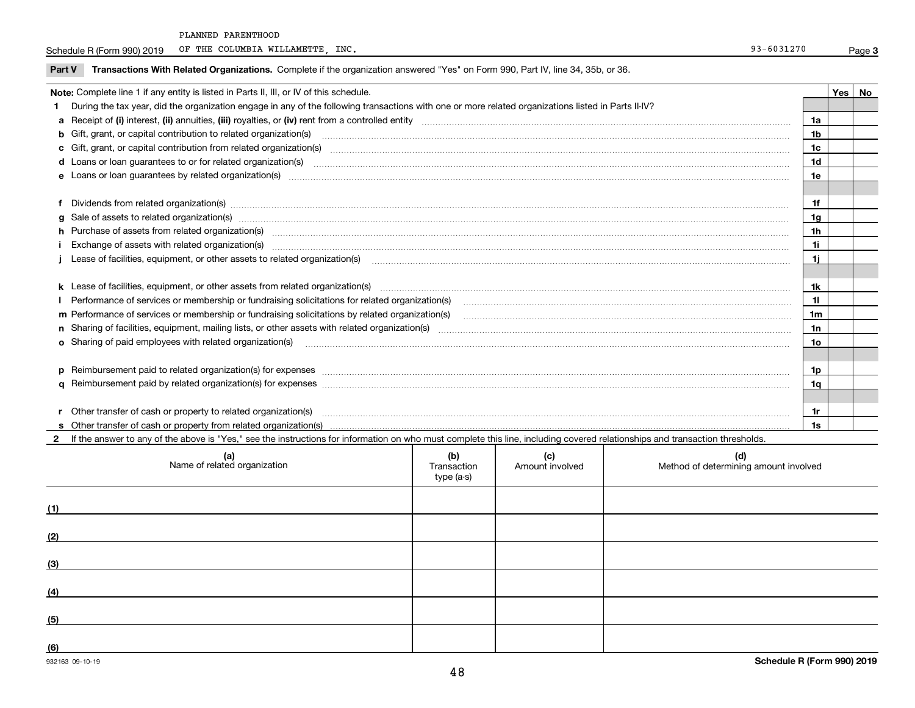PLANNED PARENTHOOD

Schedule R (Form 990) 2019 OF THE COLUMBIA WILLAMETTE, INC. 93-6031270 Page **3**

**Part V Transactions With Related Organizations.** Complete if the organization answered "Yes" on Form 990, Part IV, line 34, 35b, or 36.

| **Note:** Complete line 1 if any entity is listed in Parts II, III, or IV of this schedule. | | Yes | No |
|---|---|---|---|
| **1** During the tax year, did the organization engage in any of the following transactions with one or more related organizations listed in Parts II-IV? | | | |
| **a** Receipt of **(i)** interest, **(ii)** annuities, **(iii)** royalties, or **(iv)** rent from a controlled entity | **1a** | | |
| **b** Gift, grant, or capital contribution to related organization(s) | **1b** | | |
| **c** Gift, grant, or capital contribution from related organization(s) | **1c** | | |
| **d** Loans or loan guarantees to or for related organization(s) | **1d** | | |
| **e** Loans or loan guarantees by related organization(s) | **1e** | | |
| **f** Dividends from related organization(s) | **1f** | | |
| **g** Sale of assets to related organization(s) | **1g** | | |
| **h** Purchase of assets from related organization(s) | **1h** | | |
| **i** Exchange of assets with related organization(s) | **1i** | | |
| **j** Lease of facilities, equipment, or other assets to related organization(s) | **1j** | | |
| **k** Lease of facilities, equipment, or other assets from related organization(s) | **1k** | | |
| **l** Performance of services or membership or fundraising solicitations for related organization(s) | **1l** | | |
| **m** Performance of services or membership or fundraising solicitations by related organization(s) | **1m** | | |
| **n** Sharing of facilities, equipment, mailing lists, or other assets with related organization(s) | **1n** | | |
| **o** Sharing of paid employees with related organization(s) | **1o** | | |
| **p** Reimbursement paid to related organization(s) for expenses | **1p** | | |
| **q** Reimbursement paid by related organization(s) for expenses | **1q** | | |
| **r** Other transfer of cash or property to related organization(s) | **1r** | | |
| **s** Other transfer of cash or property from related organization(s) | **1s** | | |

**2** If the answer to any of the above is "Yes," see the instructions for information on who must complete this line, including covered relationships and transaction thresholds.

| | **(a)** Name of related organization | **(b)** Transaction type (a-s) | **(c)** Amount involved | **(d)** Method of determining amount involved |
|---|---|---|---|---|
| **(1)** | | | | |
| **(2)** | | | | |
| **(3)** | | | | |
| **(4)** | | | | |
| **(5)** | | | | |
| **(6)** | | | | |

932163 09-10-19 **Schedule R (Form 990) 2019**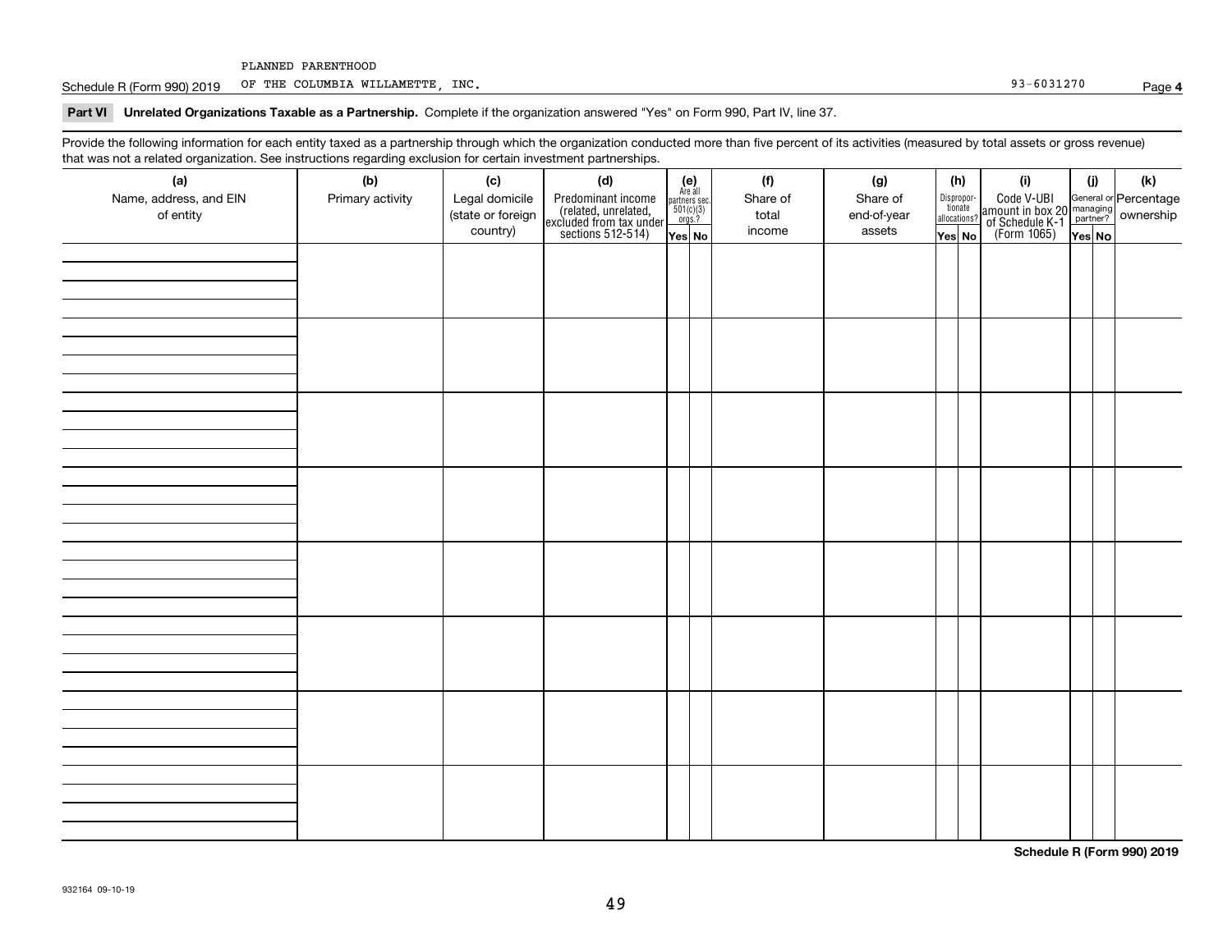PLANNED PARENTHOOD

Schedule R (Form 990) 2019 OF THE COLUMBIA WILLAMETTE, INC. 93-6031270 Page **4**

**Part VI Unrelated Organizations Taxable as a Partnership.** Complete if the organization answered "Yes" on Form 990, Part IV, line 37.

Provide the following information for each entity taxed as a partnership through which the organization conducted more than five percent of its activities (measured by total assets or gross revenue) that was not a related organization. See instructions regarding exclusion for certain investment partnerships.

| (a) Name, address, and EIN of entity | (b) Primary activity | (c) Legal domicile (state or foreign country) | (d) Predominant income (related, unrelated, excluded from tax under sections 512-514) | (e) Are all partners sec. 501(c)(3) orgs.? | | (f) Share of total income | (g) Share of end-of-year assets | (h) Disproportionate allocations? | | (i) Code V-UBI amount in box 20 of Schedule K-1 (Form 1065) | (j) General or managing partner? | | (k) Percentage ownership |
|---|---|---|---|---|---|---|---|---|---|---|---|---|---|
| | | | | Yes | No | | | Yes | No | | Yes | No | |
| | | | | | | | | | | | | | |
| | | | | | | | | | | | | | |
| | | | | | | | | | | | | | |
| | | | | | | | | | | | | | |
| | | | | | | | | | | | | | |
| | | | | | | | | | | | | | |
| | | | | | | | | | | | | | |
| | | | | | | | | | | | | | |

**Schedule R (Form 990) 2019**

932164 09-10-19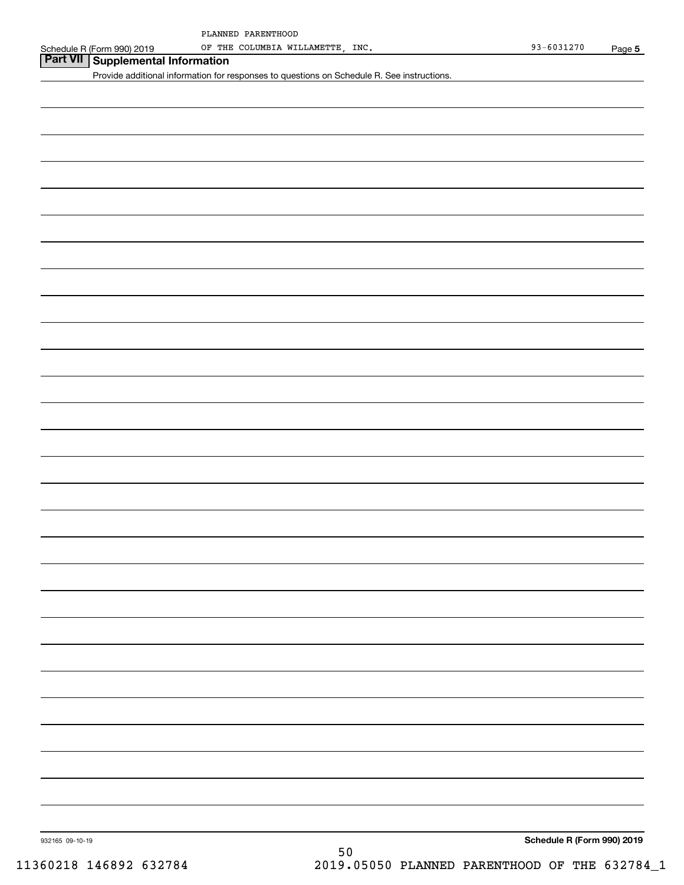PLANNED PARENTHOOD
OF THE COLUMBIA WILLAMETTE, INC.

Schedule R (Form 990) 2019 93-6031270

## Part VII Supplemental Information

Provide additional information for responses to questions on Schedule R. See instructions.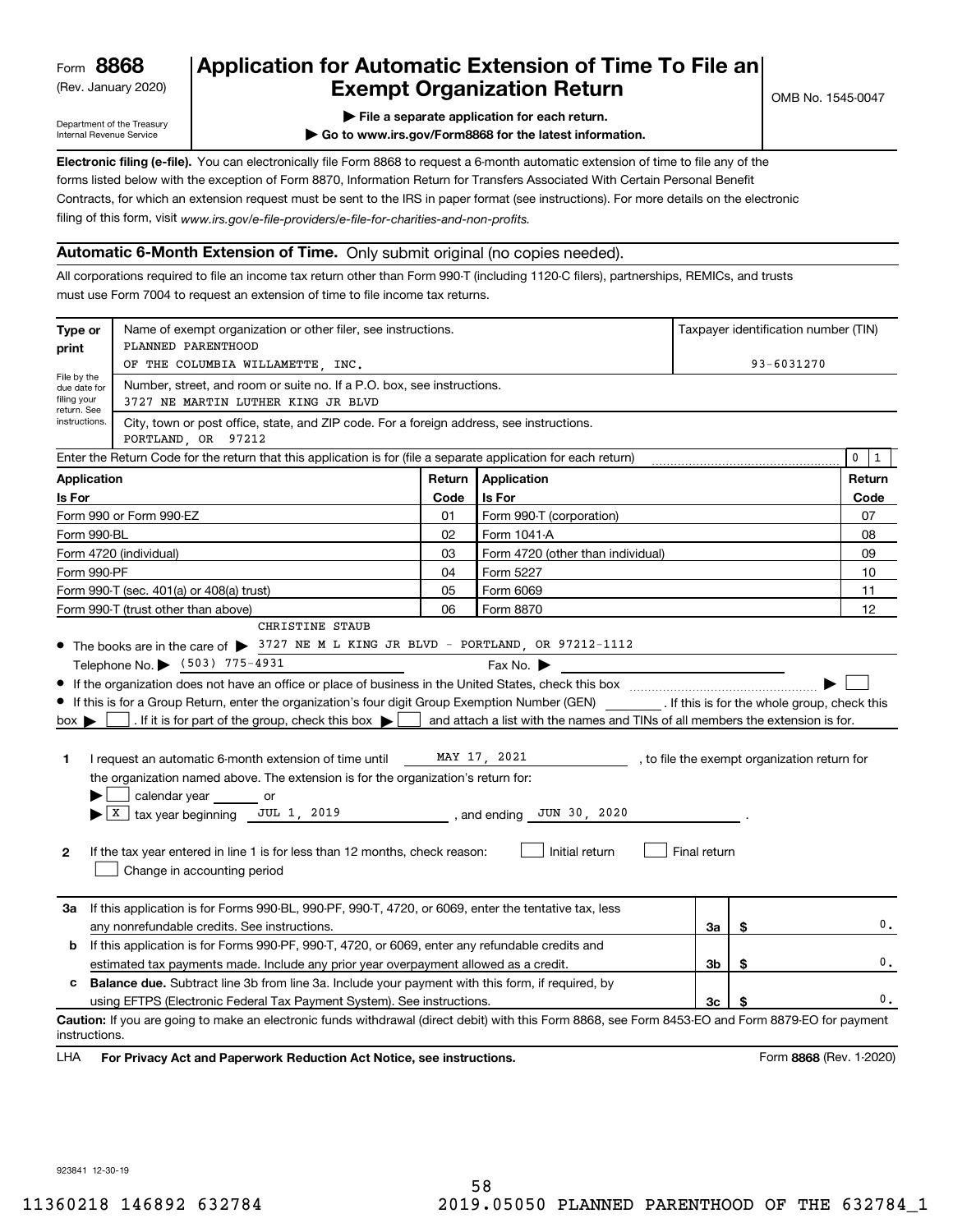Form **8868** (Rev. January 2020)

Department of the Treasury Internal Revenue Service

# Application for Automatic Extension of Time To File an Exempt Organization Return

OMB No. 1545-0047

▶ File a separate application for each return.

▶ Go to www.irs.gov/Form8868 for the latest information.

**Electronic filing (e-file).** You can electronically file Form 8868 to request a 6-month automatic extension of time to file any of the forms listed below with the exception of Form 8870, Information Return for Transfers Associated With Certain Personal Benefit Contracts, for which an extension request must be sent to the IRS in paper format (see instructions). For more details on the electronic filing of this form, visit *www.irs.gov/e-file-providers/e-file-for-charities-and-non-profits.*

## Automatic 6-Month Extension of Time. Only submit original (no copies needed).

All corporations required to file an income tax return other than Form 990-T (including 1120-C filers), partnerships, REMICs, and trusts must use Form 7004 to request an extension of time to file income tax returns.

**Type or print**

File by the due date for filing your return. See instructions.

Name of exempt organization or other filer, see instructions.
PLANNED PARENTHOOD
OF THE COLUMBIA WILLAMETTE, INC.

Taxpayer identification number (TIN): 93-6031270

Number, street, and room or suite no. If a P.O. box, see instructions.
3727 NE MARTIN LUTHER KING JR BLVD

City, town or post office, state, and ZIP code. For a foreign address, see instructions.
PORTLAND, OR 97212

Enter the Return Code for the return that this application is for (file a separate application for each return): 0 1

| Application Is For | Return Code | Application Is For | Return Code |
|---|---|---|---|
| Form 990 or Form 990-EZ | 01 | Form 990-T (corporation) | 07 |
| Form 990-BL | 02 | Form 1041-A | 08 |
| Form 4720 (individual) | 03 | Form 4720 (other than individual) | 09 |
| Form 990-PF | 04 | Form 5227 | 10 |
| Form 990-T (sec. 401(a) or 408(a) trust) | 05 | Form 6069 | 11 |
| Form 990-T (trust other than above) | 06 | Form 8870 | 12 |

- The books are in the care of ▶ CHRISTINE STAUB 3727 NE M L KING JR BLVD - PORTLAND, OR 97212-1112
  Telephone No. ▶ (503) 775-4931 Fax No. ▶
- If the organization does not have an office or place of business in the United States, check this box ▶ ☐
- If this is for a Group Return, enter the organization's four digit Group Exemption Number (GEN) ______. If this is for the whole group, check this box ▶ ☐. If it is for part of the group, check this box ▶ ☐ and attach a list with the names and TINs of all members the extension is for.

**1** I request an automatic 6-month extension of time until MAY 17, 2021, to file the exempt organization return for the organization named above. The extension is for the organization's return for:
▶ ☐ calendar year ______ or
▶ ☒ tax year beginning JUL 1, 2019, and ending JUN 30, 2020.

**2** If the tax year entered in line 1 is for less than 12 months, check reason: ☐ Initial return ☐ Final return ☐ Change in accounting period

| | | | |
|---|---|---|---|
| **3a** | If this application is for Forms 990-BL, 990-PF, 990-T, 4720, or 6069, enter the tentative tax, less any nonrefundable credits. See instructions. | 3a | $ 0. |
| **b** | If this application is for Forms 990-PF, 990-T, 4720, or 6069, enter any refundable credits and estimated tax payments made. Include any prior year overpayment allowed as a credit. | 3b | $ 0. |
| **c** | **Balance due.** Subtract line 3b from line 3a. Include your payment with this form, if required, by using EFTPS (Electronic Federal Tax Payment System). See instructions. | 3c | $ 0. |

**Caution:** If you are going to make an electronic funds withdrawal (direct debit) with this Form 8868, see Form 8453-EO and Form 8879-EO for payment instructions.

LHA **For Privacy Act and Paperwork Reduction Act Notice, see instructions.** Form **8868** (Rev. 1-2020)

923841 12-30-19

11360218 146892 632784 2019.05050 PLANNED PARENTHOOD OF THE 632784_1